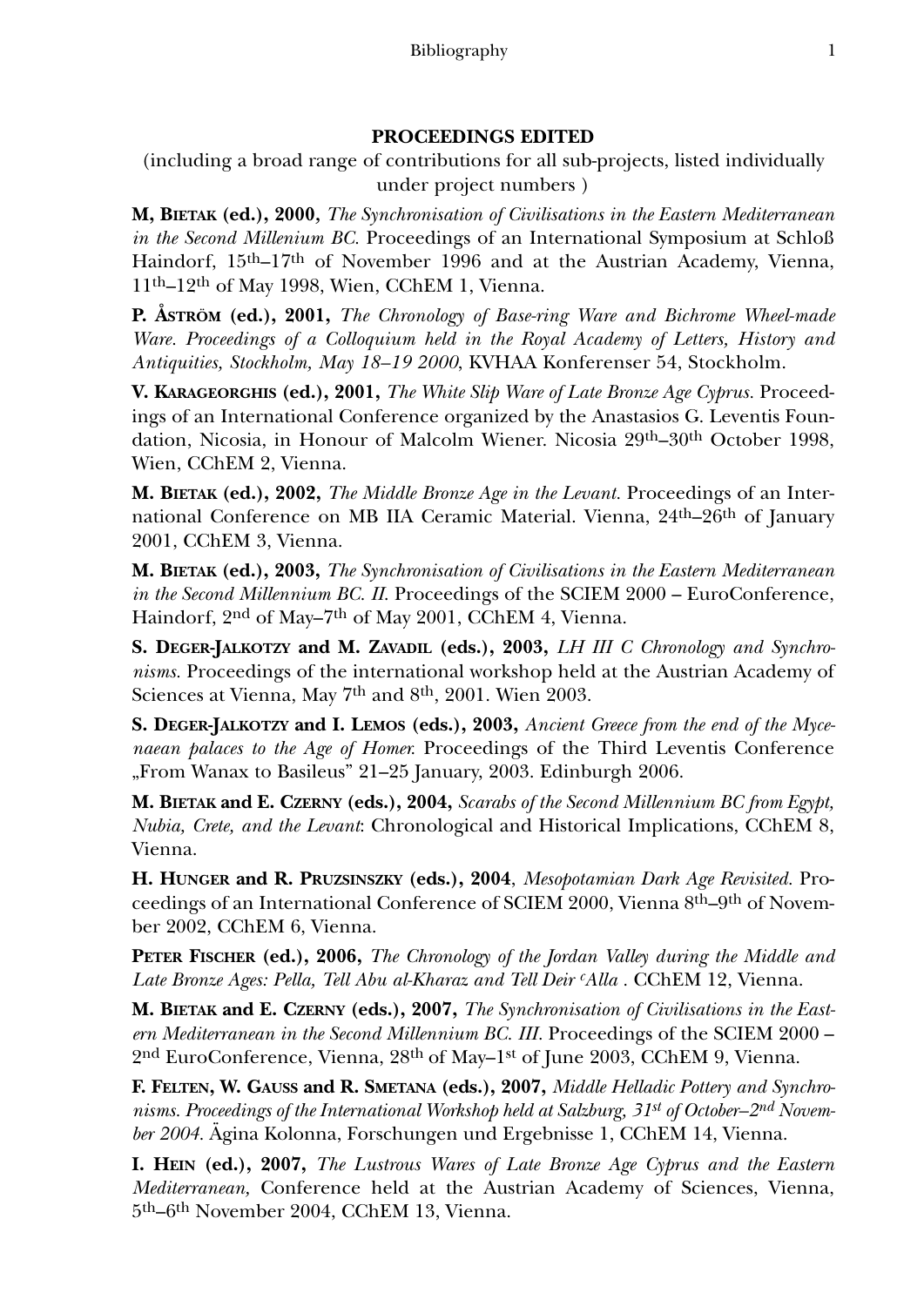## PROCEEDINGS EDITED

(including a broad range of contributions for all sub-projects, listed individually under project numbers )

**M, Bietak (ed.), 2000,** *The Synchronisation of Civilisations in the Eastern Mediterranean in the Second Millenium BC.* Proceedings of an International Symposium at Schloß Haindorf, 15th–17th of November 1996 and at the Austrian Academy, Vienna, 11th–12th of May 1998, Wien, CChEM 1, Vienna.

**P. Åström (ed.), 2001,** *The Chronology of Base-ring Ware and Bichrome Wheel-made Ware. Proceedings of a Colloquium held in the Royal Academy of Letters, History and Antiquities, Stockholm, May 18–19 2000*, KVHAA Konferenser 54, Stockholm.

**V. Karageorghis (ed.), 2001,** *The White Slip Ware of Late Bronze Age Cyprus.* Proceedings of an International Conference organized by the Anastasios G. Leventis Foundation, Nicosia, in Honour of Malcolm Wiener. Nicosia 29th–30th October 1998, Wien, CChEM 2, Vienna.

**M. Bietak (ed.), 2002,** *The Middle Bronze Age in the Levant.* Proceedings of an International Conference on MB IIA Ceramic Material. Vienna, 24th–26th of January 2001, CChEM 3, Vienna.

**M. Bietak (ed.), 2003,** *The Synchronisation of Civilisations in the Eastern Mediterranean in the Second Millennium BC. II.* Proceedings of the SCIEM 2000 – EuroConference, Haindorf, 2nd of May–7th of May 2001, CChEM 4, Vienna.

**S. Deger-Jalkotzy and M. Zavadil (eds.), 2003,** *LH III C Chronology and Synchronisms.* Proceedings of the international workshop held at the Austrian Academy of Sciences at Vienna, May 7th and 8th, 2001. Wien 2003.

**S. Deger-Jalkotzy and I. Lemos (eds.), 2003,** *Ancient Greece from the end of the Mycenaean palaces to the Age of Homer.* Proceedings of the Third Leventis Conference „From Wanax to Basileus" 21–25 January, 2003. Edinburgh 2006.

**M. Bietak and E. Czerny (eds.), 2004,** *Scarabs of the Second Millennium BC from Egypt, Nubia, Crete, and the Levant*: Chronological and Historical Implications, CChEM 8, Vienna.

**H. Hunger and R. Pruzsinszky (eds.), 2004**, *Mesopotamian Dark Age Revisited.* Proceedings of an International Conference of SCIEM 2000, Vienna 8th–9th of November 2002, CChEM 6, Vienna.

**Peter Fischer (ed.), 2006,** *The Chronology of the Jordan Valley during the Middle and Late Bronze Ages: Pella, Tell Abu al-Kharaz and Tell Deir ʿAlla* . CChEM 12, Vienna.

**M. Bietak and E. Czerny (eds.), 2007,** *The Synchronisation of Civilisations in the Eastern Mediterranean in the Second Millennium BC. III.* Proceedings of the SCIEM 2000 – 2nd EuroConference, Vienna, 28th of May–1st of June 2003, CChEM 9, Vienna.

**F. Felten, W. Gauss and R. Smetana (eds.), 2007,** *Middle Helladic Pottery and Synchronisms. Proceedings of the International Workshop held at Salzburg, 31st of October–2nd November 2004.* Ägina Kolonna, Forschungen und Ergebnisse 1, CChEM 14, Vienna.

**I. Hein (ed.), 2007,** *The Lustrous Wares of Late Bronze Age Cyprus and the Eastern Mediterranean,* Conference held at the Austrian Academy of Sciences, Vienna, 5th–6th November 2004, CChEM 13, Vienna.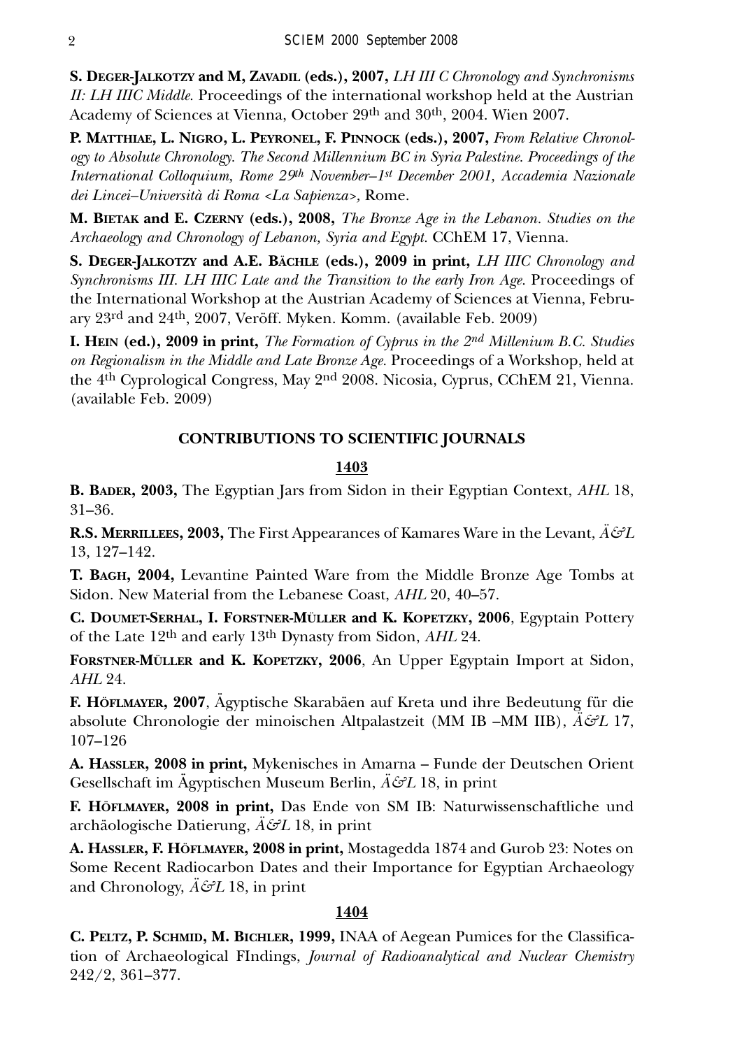**S. Deger-Jalkotzy and M, Zavadil (eds.), 2007,** *LH III C Chronology and Synchronisms II: LH IIIC Middle.* Proceedings of the international workshop held at the Austrian Academy of Sciences at Vienna, October 29th and 30th, 2004. Wien 2007.

**P. Matthiae, L. Nigro, L. Peyronel, F. Pinnock (eds.), 2007,** *From Relative Chronology to Absolute Chronology. The Second Millennium BC in Syria Palestine. Proceedings of the International Colloquium, Rome 29th November–1st December 2001, Accademia Nazionale dei Lincei–Università di Roma <La Sapienza>,* Rome.

**M. Bietak and E. Czerny (eds.), 2008,** *The Bronze Age in the Lebanon. Studies on the Archaeology and Chronology of Lebanon, Syria and Egypt.* CChEM 17, Vienna.

**S. Deger-Jalkotzy and A.E. Bächle (eds.), 2009 in print,** *LH IIIC Chronology and Synchronisms III. LH IIIC Late and the Transition to the early Iron Age.* Proceedings of the International Workshop at the Austrian Academy of Sciences at Vienna, February 23rd and 24th, 2007, Veröff. Myken. Komm. (available Feb. 2009)

**I. Hein (ed.), 2009 in print,** *The Formation of Cyprus in the 2nd Millenium B.C. Studies on Regionalism in the Middle and Late Bronze Age.* Proceedings of a Workshop, held at the 4th Cyprological Congress, May 2nd 2008. Nicosia, Cyprus, CChEM 21, Vienna. (available Feb. 2009)

## CONTRIBUTIONS TO SCIENTIFIC JOURNALS

### 1403

**B. Bader, 2003,** The Egyptian Jars from Sidon in their Egyptian Context, *AHL* 18, 31–36.

**R.S. Merrillees, 2003,** The First Appearances of Kamares Ware in the Levant, *Ä&L* 13, 127–142.

**T. Bagh, 2004,** Levantine Painted Ware from the Middle Bronze Age Tombs at Sidon. New Material from the Lebanese Coast, *AHL* 20, 40–57.

**C. Doumet-Serhal, I. Forstner-Müller and K. Kopetzky, 2006**, Egyptain Pottery of the Late 12th and early 13th Dynasty from Sidon, *AHL* 24.

**Forstner-Müller and K. Kopetzky, 2006**, An Upper Egyptain Import at Sidon, *AHL* 24.

**F. Höflmayer, 2007**, Ägyptische Skarabäen auf Kreta und ihre Bedeutung für die absolute Chronologie der minoischen Altpalastzeit (MM IB –MM IIB), *Ä&L* 17, 107–126

**A. Hassler, 2008 in print,** Mykenisches in Amarna – Funde der Deutschen Orient Gesellschaft im Ägyptischen Museum Berlin, *Ä&L* 18, in print

**F. Höflmayer, 2008 in print,** Das Ende von SM IB: Naturwissenschaftliche und archäologische Datierung, *Ä&L* 18, in print

**A. Hassler, F. Höflmayer, 2008 in print,** Mostagedda 1874 and Gurob 23: Notes on Some Recent Radiocarbon Dates and their Importance for Egyptian Archaeology and Chronology, *Ä&L* 18, in print

### 1404

**C. Peltz, P. Schmid, M. Bichler, 1999,** INAA of Aegean Pumices for the Classification of Archaeological FIndings, *Journal of Radioanalytical and Nuclear Chemistry* 242/2, 361–377.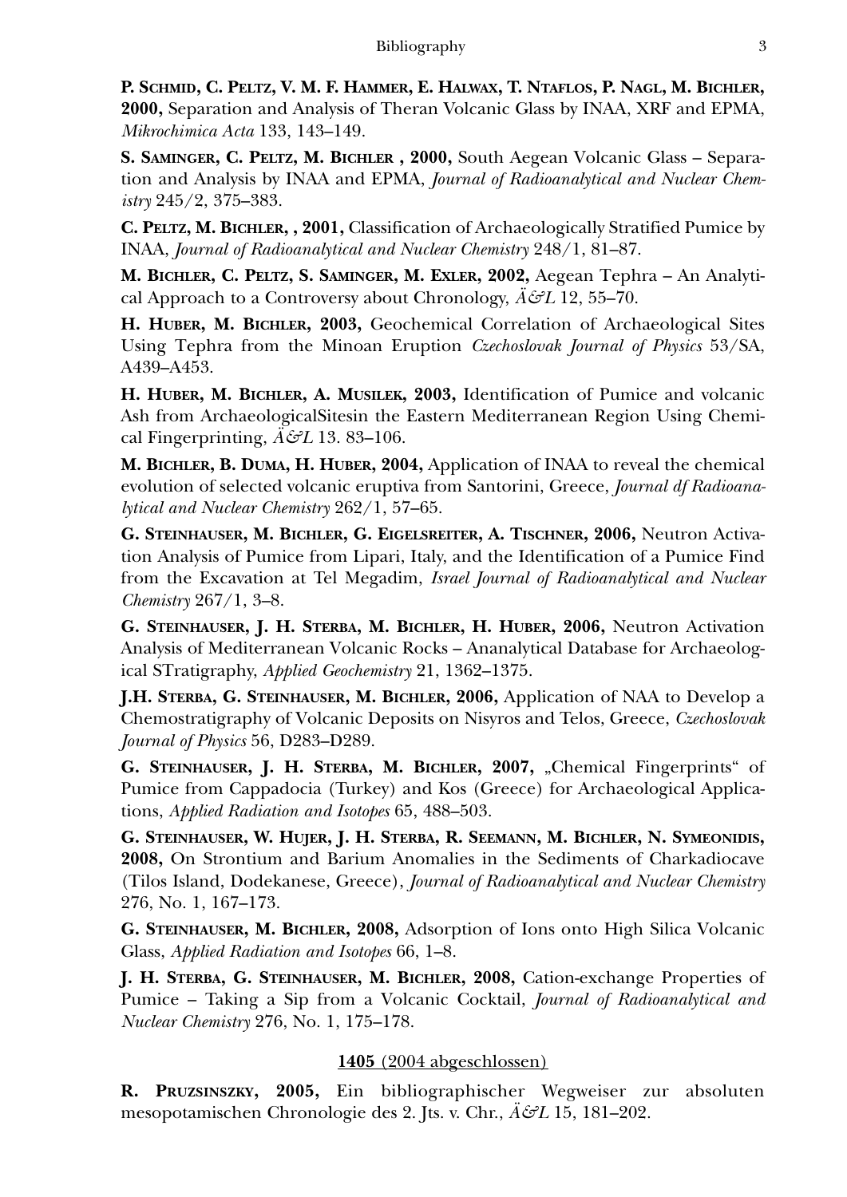**P. Schmid, C. Peltz, V. M. F. Hammer, E. Halwax, T. Ntaflos, P. Nagl, M. Bichler, 2000,** Separation and Analysis of Theran Volcanic Glass by INAA, XRF and EPMA, *Mikrochimica Acta* 133, 143–149.

**S. Saminger, C. Peltz, M. Bichler , 2000,** South Aegean Volcanic Glass – Separation and Analysis by INAA and EPMA, *Journal of Radioanalytical and Nuclear Chemistry* 245/2, 375–383.

**C. Peltz, M. Bichler, , 2001,** Classification of Archaeologically Stratified Pumice by INAA, *Journal of Radioanalytical and Nuclear Chemistry* 248/1, 81–87.

**M. Bichler, C. Peltz, S. Saminger, M. Exler, 2002,** Aegean Tephra – An Analytical Approach to a Controversy about Chronology, *Ä&L* 12, 55–70.

**H. Huber, M. Bichler, 2003,** Geochemical Correlation of Archaeological Sites Using Tephra from the Minoan Eruption *Czechoslovak Journal of Physics* 53/SA, A439–A453.

**H. Huber, M. Bichler, A. Musilek, 2003,** Identification of Pumice and volcanic Ash from ArchaeologicalSitesin the Eastern Mediterranean Region Using Chemical Fingerprinting, *Ä&L* 13. 83–106.

**M. Bichler, B. Duma, H. Huber, 2004,** Application of INAA to reveal the chemical evolution of selected volcanic eruptiva from Santorini, Greece, *Journal df Radioanalytical and Nuclear Chemistry* 262/1, 57–65.

**G. Steinhauser, M. Bichler, G. Eigelsreiter, A. Tischner, 2006,** Neutron Activation Analysis of Pumice from Lipari, Italy, and the Identification of a Pumice Find from the Excavation at Tel Megadim, *Israel Journal of Radioanalytical and Nuclear Chemistry* 267/1, 3–8.

**G. Steinhauser, J. H. Sterba, M. Bichler, H. Huber, 2006,** Neutron Activation Analysis of Mediterranean Volcanic Rocks – Ananalytical Database for Archaeological STratigraphy, *Applied Geochemistry* 21, 1362–1375.

**J.H. Sterba, G. Steinhauser, M. Bichler, 2006,** Application of NAA to Develop a Chemostratigraphy of Volcanic Deposits on Nisyros and Telos, Greece, *Czechoslovak Journal of Physics* 56, D283–D289.

**G. Steinhauser, J. H. Sterba, M. Bichler, 2007,** „Chemical Fingerprints“ of Pumice from Cappadocia (Turkey) and Kos (Greece) for Archaeological Applications, *Applied Radiation and Isotopes* 65, 488–503.

**G. Steinhauser, W. Hujer, J. H. Sterba, R. Seemann, M. Bichler, N. Symeonidis, 2008,** On Strontium and Barium Anomalies in the Sediments of Charkadiocave (Tilos Island, Dodekanese, Greece), *Journal of Radioanalytical and Nuclear Chemistry* 276, No. 1, 167–173.

**G. Steinhauser, M. Bichler, 2008,** Adsorption of Ions onto High Silica Volcanic Glass, *Applied Radiation and Isotopes* 66, 1–8.

**J. H. Sterba, G. Steinhauser, M. Bichler, 2008,** Cation-exchange Properties of Pumice – Taking a Sip from a Volcanic Cocktail, *Journal of Radioanalytical and Nuclear Chemistry* 276, No. 1, 175–178.

## 1405 (2004 abgeschlossen)

**R. Pruzsinszky, 2005,** Ein bibliographischer Wegweiser zur absoluten mesopotamischen Chronologie des 2. Jts. v. Chr., *Ä&L* 15, 181–202.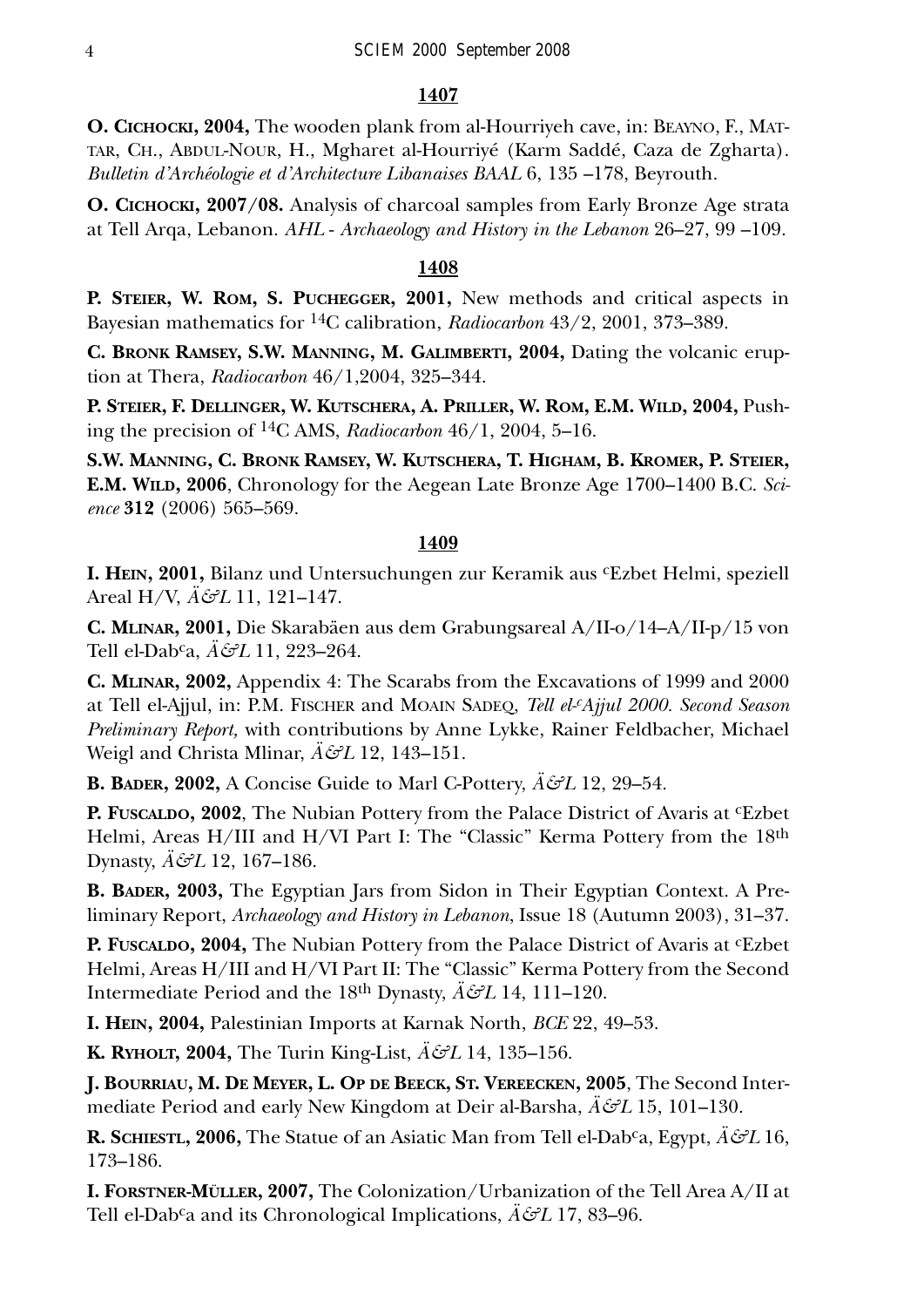**1407**

**O. Cichocki, 2004,** The wooden plank from al-Hourriyeh cave, in: Beayno, F., Mattar, Ch., Abdul-Nour, H., Mgharet al-Hourriyé (Karm Saddé, Caza de Zgharta). *Bulletin d'Archéologie et d'Architecture Libanaises BAAL* 6, 135 –178, Beyrouth.

**O. Cichocki, 2007/08.** Analysis of charcoal samples from Early Bronze Age strata at Tell Arqa, Lebanon. *AHL - Archaeology and History in the Lebanon* 26–27, 99 –109.

**1408**

**P. Steier, W. Rom, S. Puchegger, 2001,** New methods and critical aspects in Bayesian mathematics for $^{14}$C calibration, *Radiocarbon* 43/2, 2001, 373–389.

**C. Bronk Ramsey, S.W. Manning, M. Galimberti, 2004,** Dating the volcanic eruption at Thera, *Radiocarbon* 46/1,2004, 325–344.

**P. Steier, F. Dellinger, W. Kutschera, A. Priller, W. Rom, E.M. Wild, 2004,** Pushing the precision of $^{14}$C AMS, *Radiocarbon* 46/1, 2004, 5–16.

**S.W. Manning, C. Bronk Ramsey, W. Kutschera, T. Higham, B. Kromer, P. Steier, E.M. Wild, 2006**, Chronology for the Aegean Late Bronze Age 1700–1400 B.C. *Science* **312** (2006) 565–569.

**1409**

**I. Hein, 2001,** Bilanz und Untersuchungen zur Keramik aus ᶜEzbet Helmi, speziell Areal H/V, *Ä&L* 11, 121–147.

**C. Mlinar, 2001,** Die Skarabäen aus dem Grabungsareal A/II-o/14–A/II-p/15 von Tell el-Dabᶜa, *Ä&L* 11, 223–264.

**C. Mlinar, 2002,** Appendix 4: The Scarabs from the Excavations of 1999 and 2000 at Tell el-Ajjul, in: P.M. Fischer and Moain Sadeq, *Tell el-ᶜAjjul 2000. Second Season Preliminary Report,* with contributions by Anne Lykke, Rainer Feldbacher, Michael Weigl and Christa Mlinar, *Ä&L* 12, 143–151.

**B. Bader, 2002,** A Concise Guide to Marl C-Pottery, *Ä&L* 12, 29–54.

**P. Fuscaldo, 2002**, The Nubian Pottery from the Palace District of Avaris at ᶜEzbet Helmi, Areas H/III and H/VI Part I: The "Classic" Kerma Pottery from the 18th Dynasty, *Ä&L* 12, 167–186.

**B. Bader, 2003,** The Egyptian Jars from Sidon in Their Egyptian Context. A Preliminary Report, *Archaeology and History in Lebanon*, Issue 18 (Autumn 2003), 31–37.

**P. Fuscaldo, 2004,** The Nubian Pottery from the Palace District of Avaris at ᶜEzbet Helmi, Areas H/III and H/VI Part II: The "Classic" Kerma Pottery from the Second Intermediate Period and the 18th Dynasty, *Ä&L* 14, 111–120.

**I. Hein, 2004,** Palestinian Imports at Karnak North, *BCE* 22, 49–53.

**K. Ryholt, 2004,** The Turin King-List, *Ä&L* 14, 135–156.

**J. Bourriau, M. De Meyer, L. Op de Beeck, St. Vereecken, 2005**, The Second Intermediate Period and early New Kingdom at Deir al-Barsha, *Ä&L* 15, 101–130.

**R. Schiestl, 2006,** The Statue of an Asiatic Man from Tell el-Dabᶜa, Egypt, *Ä&L* 16, 173–186.

**I. Forstner-Müller, 2007,** The Colonization/Urbanization of the Tell Area A/II at Tell el-Dabᶜa and its Chronological Implications, *Ä&L* 17, 83–96.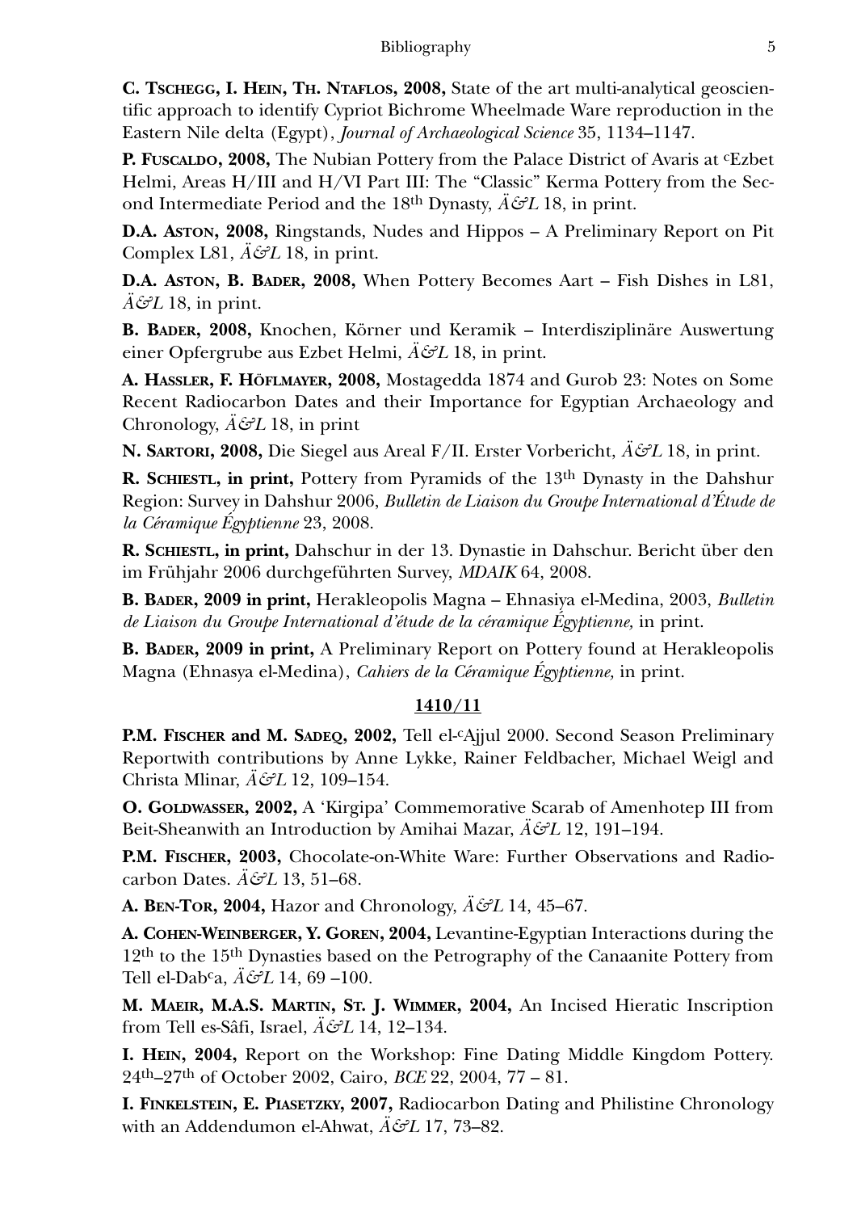**C. Tschegg, I. Hein, Th. Ntaflos, 2008,** State of the art multi-analytical geoscientific approach to identify Cypriot Bichrome Wheelmade Ware reproduction in the Eastern Nile delta (Egypt), *Journal of Archaeological Science* 35, 1134–1147.

**P. Fuscaldo, 2008,** The Nubian Pottery from the Palace District of Avaris at ᶜEzbet Helmi, Areas H/III and H/VI Part III: The "Classic" Kerma Pottery from the Second Intermediate Period and the 18th Dynasty, *Ä&L* 18, in print.

**D.A. Aston, 2008,** Ringstands, Nudes and Hippos – A Preliminary Report on Pit Complex L81, *Ä&L* 18, in print.

**D.A. Aston, B. Bader, 2008,** When Pottery Becomes Aart – Fish Dishes in L81, *Ä&L* 18, in print.

**B. Bader, 2008,** Knochen, Körner und Keramik – Interdisziplinäre Auswertung einer Opfergrube aus Ezbet Helmi, *Ä&L* 18, in print.

**A. Hassler, F. Höflmayer, 2008,** Mostagedda 1874 and Gurob 23: Notes on Some Recent Radiocarbon Dates and their Importance for Egyptian Archaeology and Chronology, *Ä&L* 18, in print

**N. Sartori, 2008,** Die Siegel aus Areal F/II. Erster Vorbericht, *Ä&L* 18, in print.

**R. Schiestl, in print,** Pottery from Pyramids of the 13th Dynasty in the Dahshur Region: Survey in Dahshur 2006, *Bulletin de Liaison du Groupe International d'Étude de la Céramique Égyptienne* 23, 2008.

**R. Schiestl, in print,** Dahschur in der 13. Dynastie in Dahschur. Bericht über den im Frühjahr 2006 durchgeführten Survey, *MDAIK* 64, 2008.

**B. Bader, 2009 in print,** Herakleopolis Magna – Ehnasiya el-Medina, 2003, *Bulletin de Liaison du Groupe International d'étude de la céramique Égyptienne,* in print.

**B. Bader, 2009 in print,** A Preliminary Report on Pottery found at Herakleopolis Magna (Ehnasya el-Medina), *Cahiers de la Céramique Égyptienne,* in print.

**1410/11**

**P.M. Fischer and M. Sadeq, 2002,** Tell el-ᶜAjjul 2000. Second Season Preliminary Reportwith contributions by Anne Lykke, Rainer Feldbacher, Michael Weigl and Christa Mlinar, *Ä&L* 12, 109–154.

**O. Goldwasser, 2002,** A 'Kirgipa' Commemorative Scarab of Amenhotep III from Beit-Sheanwith an Introduction by Amihai Mazar, *Ä&L* 12, 191–194.

**P.M. Fischer, 2003,** Chocolate-on-White Ware: Further Observations and Radiocarbon Dates. *Ä&L* 13, 51–68.

**A. Ben-Tor, 2004,** Hazor and Chronology, *Ä&L* 14, 45–67.

**A. Cohen-Weinberger, Y. Goren, 2004,** Levantine-Egyptian Interactions during the 12th to the 15th Dynasties based on the Petrography of the Canaanite Pottery from Tell el-Dabᶜa, *Ä&L* 14, 69 –100.

**M. Maeir, M.A.S. Martin, St. J. Wimmer, 2004,** An Incised Hieratic Inscription from Tell es-Sâfi, Israel, *Ä&L* 14, 12–134.

**I. Hein, 2004,** Report on the Workshop: Fine Dating Middle Kingdom Pottery. 24th–27th of October 2002, Cairo, *BCE* 22, 2004, 77 – 81.

**I. Finkelstein, E. Piasetzky, 2007,** Radiocarbon Dating and Philistine Chronology with an Addendumon el-Ahwat, *Ä&L* 17, 73–82.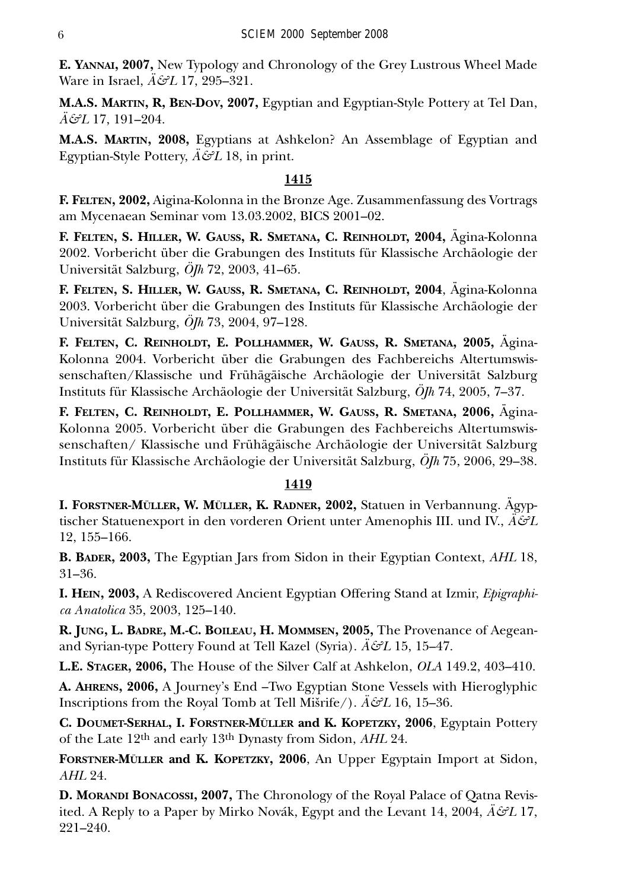**E. Yannai, 2007,** New Typology and Chronology of the Grey Lustrous Wheel Made Ware in Israel, *Ä&L* 17, 295–321.

**M.A.S. Martin, R, Ben-Dov, 2007,** Egyptian and Egyptian-Style Pottery at Tel Dan, *Ä&L* 17, 191–204.

**M.A.S. Martin, 2008,** Egyptians at Ashkelon? An Assemblage of Egyptian and Egyptian-Style Pottery, *Ä&L* 18, in print.

**1415**

**F. Felten, 2002,** Aigina-Kolonna in the Bronze Age. Zusammenfassung des Vortrags am Mycenaean Seminar vom 13.03.2002, BICS 2001–02.

**F. Felten, S. Hiller, W. Gauss, R. Smetana, C. Reinholdt, 2004,** Ägina-Kolonna 2002. Vorbericht über die Grabungen des Instituts für Klassische Archäologie der Universität Salzburg, *ÖJh* 72, 2003, 41–65.

**F. Felten, S. Hiller, W. Gauss, R. Smetana, C. Reinholdt, 2004**, Ägina-Kolonna 2003. Vorbericht über die Grabungen des Instituts für Klassische Archäologie der Universität Salzburg, *ÖJh* 73, 2004, 97–128.

**F. Felten, C. Reinholdt, E. Pollhammer, W. Gauss, R. Smetana, 2005,** Ägina-Kolonna 2004. Vorbericht über die Grabungen des Fachbereichs Altertumswissenschaften/Klassische und Frühägäische Archäologie der Universität Salzburg Instituts für Klassische Archäologie der Universität Salzburg, *ÖJh* 74, 2005, 7–37.

**F. Felten, C. Reinholdt, E. Pollhammer, W. Gauss, R. Smetana, 2006,** Ägina-Kolonna 2005. Vorbericht über die Grabungen des Fachbereichs Altertumswissenschaften/ Klassische und Frühägäische Archäologie der Universität Salzburg Instituts für Klassische Archäologie der Universität Salzburg, *ÖJh* 75, 2006, 29–38.

**1419**

**I. Forstner-Müller, W. Müller, K. Radner, 2002,** Statuen in Verbannung. Ägyptischer Statuenexport in den vorderen Orient unter Amenophis III. und IV., *Ä&L* 12, 155–166.

**B. Bader, 2003,** The Egyptian Jars from Sidon in their Egyptian Context, *AHL* 18, 31–36.

**I. Hein, 2003,** A Rediscovered Ancient Egyptian Offering Stand at Izmir, *Epigraphica Anatolica* 35, 2003, 125–140.

**R. Jung, L. Badre, M.-C. Boileau, H. Mommsen, 2005,** The Provenance of Aegean- and Syrian-type Pottery Found at Tell Kazel (Syria). *Ä&L* 15, 15–47.

**L.E. Stager, 2006,** The House of the Silver Calf at Ashkelon, *OLA* 149.2, 403–410.

**A. Ahrens, 2006,** A Journey's End –Two Egyptian Stone Vessels with Hieroglyphic Inscriptions from the Royal Tomb at Tell Mišrife/). *Ä&L* 16, 15–36.

**C. Doumet-Serhal, I. Forstner-Müller and K. Kopetzky, 2006**, Egyptain Pottery of the Late 12th and early 13th Dynasty from Sidon, *AHL* 24.

**Forstner-Müller and K. Kopetzky, 2006**, An Upper Egyptain Import at Sidon, *AHL* 24.

**D. Morandi Bonacossi, 2007,** The Chronology of the Royal Palace of Qatna Revisited. A Reply to a Paper by Mirko Novák, Egypt and the Levant 14, 2004, *Ä&L* 17, 221–240.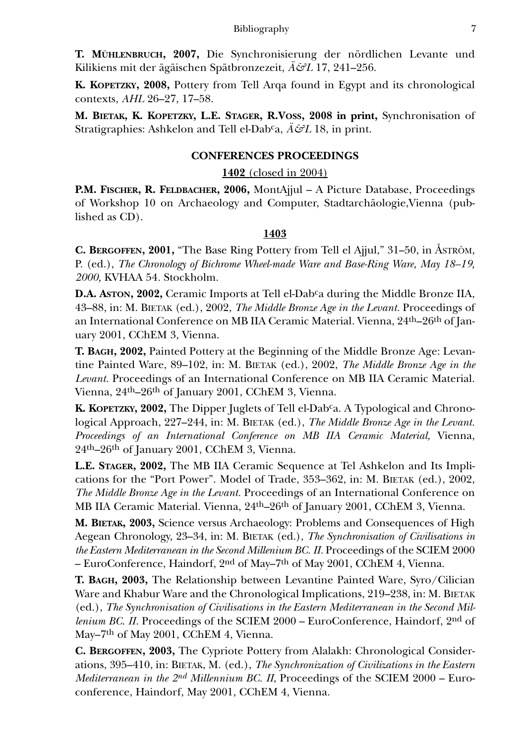**T. Mühlenbruch, 2007,** Die Synchronisierung der nördlichen Levante und Kilikiens mit der ägäischen Spätbronzezeit, *Ä&L* 17, 241–256.

**K. Kopetzky, 2008,** Pottery from Tell Arqa found in Egypt and its chronological contexts, *AHL* 26–27, 17–58.

**M. Bietak, K. Kopetzky, L.E. Stager, R.Voss, 2008 in print,** Synchronisation of Stratigraphies: Ashkelon and Tell el-Dab[c]a, *Ä&L* 18, in print.

## CONFERENCES PROCEEDINGS

### 1402 (closed in 2004)

**P.M. Fischer, R. Feldbacher, 2006,** MontAjjul – A Picture Database, Proceedings of Workshop 10 on Archaeology and Computer, Stadtarchäologie,Vienna (published as CD).

### 1403

**C. Bergoffen, 2001,** "The Base Ring Pottery from Tell el Ajjul," 31–50, in Åström, P. (ed.), *The Chronology of Bichrome Wheel-made Ware and Base-Ring Ware, May 18–19, 2000,* KVHAA 54. Stockholm.

**D.A. Aston, 2002,** Ceramic Imports at Tell el-Dab[c]a during the Middle Bronze IIA, 43–88, in: M. Bietak (ed.), 2002, *The Middle Bronze Age in the Levant*. Proceedings of an International Conference on MB IIA Ceramic Material. Vienna, 24th–26th of January 2001, CChEM 3, Vienna.

**T. Bagh, 2002,** Painted Pottery at the Beginning of the Middle Bronze Age: Levantine Painted Ware, 89–102, in: M. Bietak (ed.), 2002, *The Middle Bronze Age in the Levant*. Proceedings of an International Conference on MB IIA Ceramic Material. Vienna, 24th–26th of January 2001, CChEM 3, Vienna.

**K. Kopetzky, 2002,** The Dipper Juglets of Tell el-Dab[c]a. A Typological and Chronological Approach, 227–244, in: M. Bietak (ed.), *The Middle Bronze Age in the Levant. Proceedings of an International Conference on MB IIA Ceramic Material,* Vienna, 24th–26th of January 2001, CChEM 3, Vienna.

**L.E. Stager, 2002,** The MB IIA Ceramic Sequence at Tel Ashkelon and Its Implications for the "Port Power". Model of Trade, 353–362, in: M. Bietak (ed.), 2002, *The Middle Bronze Age in the Levant*. Proceedings of an International Conference on MB IIA Ceramic Material. Vienna, 24th–26th of January 2001, CChEM 3, Vienna.

**M. Bietak, 2003,** Science versus Archaeology: Problems and Consequences of High Aegean Chronology, 23–34, in: M. Bietak (ed.), *The Synchronisation of Civilisations in the Eastern Mediterranean in the Second Millenium BC. II*. Proceedings of the SCIEM 2000 – EuroConference, Haindorf, 2nd of May–7th of May 2001, CChEM 4, Vienna.

**T. Bagh, 2003,** The Relationship between Levantine Painted Ware, Syro/Cilician Ware and Khabur Ware and the Chronological Implications, 219–238, in: M. Bietak (ed.), *The Synchronisation of Civilisations in the Eastern Mediterranean in the Second Millenium BC. II*. Proceedings of the SCIEM 2000 – EuroConference, Haindorf, 2nd of May–7th of May 2001, CChEM 4, Vienna.

**C. Bergoffen, 2003,** The Cypriote Pottery from Alalakh: Chronological Considerations, 395–410, in: Bietak, M. (ed.), *The Synchronization of Civilizations in the Eastern Mediterranean in the 2nd Millennium BC. II*, Proceedings of the SCIEM 2000 – Euroconference, Haindorf, May 2001, CChEM 4, Vienna.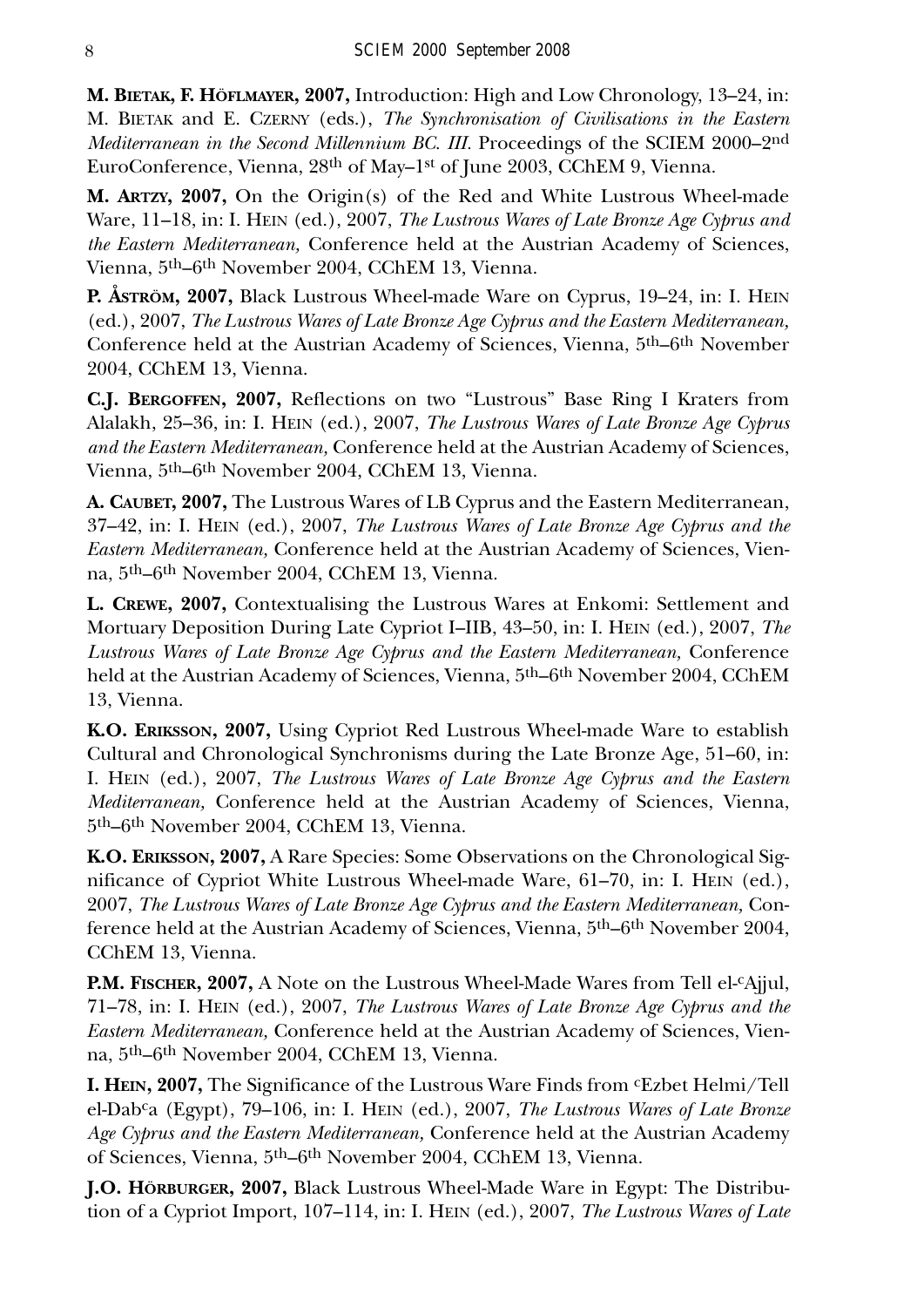**M. Bietak, F. Höflmayer, 2007,** Introduction: High and Low Chronology, 13–24, in: M. Bietak and E. Czerny (eds.), *The Synchronisation of Civilisations in the Eastern Mediterranean in the Second Millennium BC. III.* Proceedings of the SCIEM 2000–2nd EuroConference, Vienna, 28th of May–1st of June 2003, CChEM 9, Vienna.

**M. Artzy, 2007,** On the Origin(s) of the Red and White Lustrous Wheel-made Ware, 11–18, in: I. Hein (ed.), 2007, *The Lustrous Wares of Late Bronze Age Cyprus and the Eastern Mediterranean,* Conference held at the Austrian Academy of Sciences, Vienna, 5th–6th November 2004, CChEM 13, Vienna.

**P. Åström, 2007,** Black Lustrous Wheel-made Ware on Cyprus, 19–24, in: I. Hein (ed.), 2007, *The Lustrous Wares of Late Bronze Age Cyprus and the Eastern Mediterranean,* Conference held at the Austrian Academy of Sciences, Vienna, 5th–6th November 2004, CChEM 13, Vienna.

**C.J. Bergoffen, 2007,** Reflections on two "Lustrous" Base Ring I Kraters from Alalakh, 25–36, in: I. Hein (ed.), 2007, *The Lustrous Wares of Late Bronze Age Cyprus and the Eastern Mediterranean,* Conference held at the Austrian Academy of Sciences, Vienna, 5th–6th November 2004, CChEM 13, Vienna.

**A. Caubet, 2007,** The Lustrous Wares of LB Cyprus and the Eastern Mediterranean, 37–42, in: I. Hein (ed.), 2007, *The Lustrous Wares of Late Bronze Age Cyprus and the Eastern Mediterranean,* Conference held at the Austrian Academy of Sciences, Vienna, 5th–6th November 2004, CChEM 13, Vienna.

**L. Crewe, 2007,** Contextualising the Lustrous Wares at Enkomi: Settlement and Mortuary Deposition During Late Cypriot I–IIB, 43–50, in: I. Hein (ed.), 2007, *The Lustrous Wares of Late Bronze Age Cyprus and the Eastern Mediterranean,* Conference held at the Austrian Academy of Sciences, Vienna, 5th–6th November 2004, CChEM 13, Vienna.

**K.O. Eriksson, 2007,** Using Cypriot Red Lustrous Wheel-made Ware to establish Cultural and Chronological Synchronisms during the Late Bronze Age, 51–60, in: I. Hein (ed.), 2007, *The Lustrous Wares of Late Bronze Age Cyprus and the Eastern Mediterranean,* Conference held at the Austrian Academy of Sciences, Vienna, 5th–6th November 2004, CChEM 13, Vienna.

**K.O. Eriksson, 2007,** A Rare Species: Some Observations on the Chronological Significance of Cypriot White Lustrous Wheel-made Ware, 61–70, in: I. Hein (ed.), 2007, *The Lustrous Wares of Late Bronze Age Cyprus and the Eastern Mediterranean,* Conference held at the Austrian Academy of Sciences, Vienna, 5th–6th November 2004, CChEM 13, Vienna.

**P.M. Fischer, 2007,** A Note on the Lustrous Wheel-Made Wares from Tell el-cAjjul, 71–78, in: I. Hein (ed.), 2007, *The Lustrous Wares of Late Bronze Age Cyprus and the Eastern Mediterranean,* Conference held at the Austrian Academy of Sciences, Vienna, 5th–6th November 2004, CChEM 13, Vienna.

**I. Hein, 2007,** The Significance of the Lustrous Ware Finds from cEzbet Helmi/Tell el-Dabca (Egypt), 79–106, in: I. Hein (ed.), 2007, *The Lustrous Wares of Late Bronze Age Cyprus and the Eastern Mediterranean,* Conference held at the Austrian Academy of Sciences, Vienna, 5th–6th November 2004, CChEM 13, Vienna.

**J.O. Hörburger, 2007,** Black Lustrous Wheel-Made Ware in Egypt: The Distribution of a Cypriot Import, 107–114, in: I. Hein (ed.), 2007, *The Lustrous Wares of Late*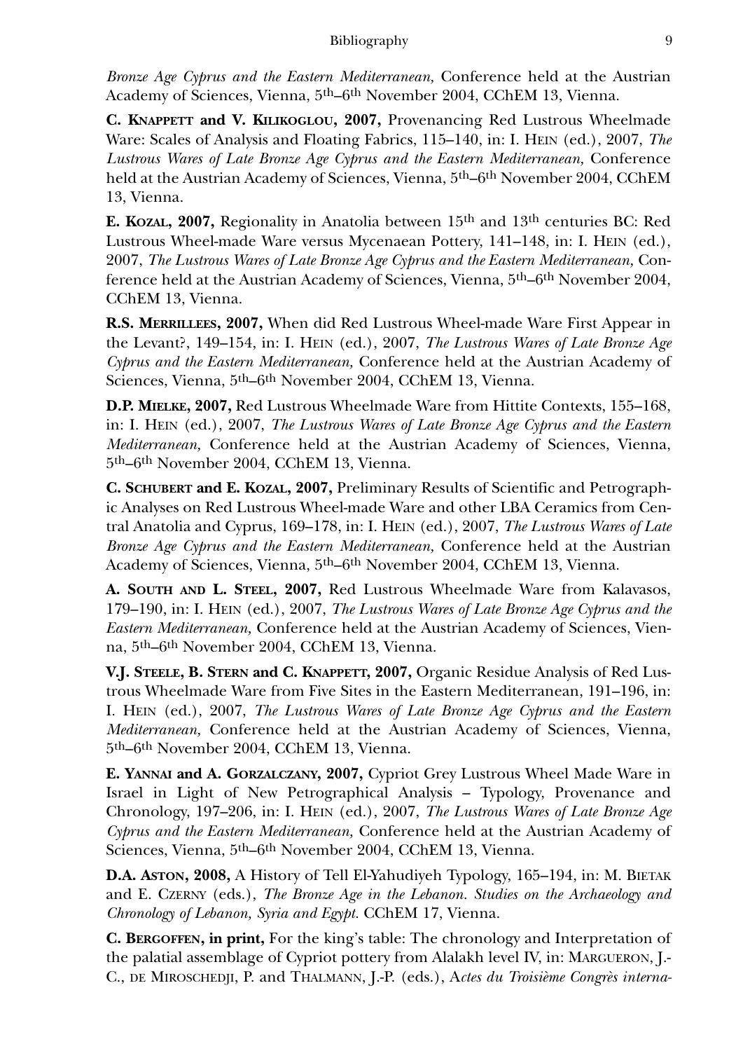*Bronze Age Cyprus and the Eastern Mediterranean,* Conference held at the Austrian Academy of Sciences, Vienna, 5th–6th November 2004, CChEM 13, Vienna.

**C. Knappett and V. Kilikoglou, 2007,** Provenancing Red Lustrous Wheelmade Ware: Scales of Analysis and Floating Fabrics, 115–140, in: I. Hein (ed.), 2007, *The Lustrous Wares of Late Bronze Age Cyprus and the Eastern Mediterranean,* Conference held at the Austrian Academy of Sciences, Vienna, 5th–6th November 2004, CChEM 13, Vienna.

**E. Kozal, 2007,** Regionality in Anatolia between 15th and 13th centuries BC: Red Lustrous Wheel-made Ware versus Mycenaean Pottery, 141–148, in: I. Hein (ed.), 2007, *The Lustrous Wares of Late Bronze Age Cyprus and the Eastern Mediterranean,* Conference held at the Austrian Academy of Sciences, Vienna, 5th–6th November 2004, CChEM 13, Vienna.

**R.S. Merrillees, 2007,** When did Red Lustrous Wheel-made Ware First Appear in the Levant?, 149–154, in: I. Hein (ed.), 2007, *The Lustrous Wares of Late Bronze Age Cyprus and the Eastern Mediterranean,* Conference held at the Austrian Academy of Sciences, Vienna, 5th–6th November 2004, CChEM 13, Vienna.

**D.P. Mielke, 2007,** Red Lustrous Wheelmade Ware from Hittite Contexts, 155–168, in: I. Hein (ed.), 2007, *The Lustrous Wares of Late Bronze Age Cyprus and the Eastern Mediterranean,* Conference held at the Austrian Academy of Sciences, Vienna, 5th–6th November 2004, CChEM 13, Vienna.

**C. Schubert and E. Kozal, 2007,** Preliminary Results of Scientific and Petrographic Analyses on Red Lustrous Wheel-made Ware and other LBA Ceramics from Central Anatolia and Cyprus, 169–178, in: I. Hein (ed.), 2007, *The Lustrous Wares of Late Bronze Age Cyprus and the Eastern Mediterranean,* Conference held at the Austrian Academy of Sciences, Vienna, 5th–6th November 2004, CChEM 13, Vienna.

**A. South and L. Steel, 2007,** Red Lustrous Wheelmade Ware from Kalavasos, 179–190, in: I. Hein (ed.), 2007, *The Lustrous Wares of Late Bronze Age Cyprus and the Eastern Mediterranean,* Conference held at the Austrian Academy of Sciences, Vienna, 5th–6th November 2004, CChEM 13, Vienna.

**V.J. Steele, B. Stern and C. Knappett, 2007,** Organic Residue Analysis of Red Lustrous Wheelmade Ware from Five Sites in the Eastern Mediterranean, 191–196, in: I. Hein (ed.), 2007, *The Lustrous Wares of Late Bronze Age Cyprus and the Eastern Mediterranean,* Conference held at the Austrian Academy of Sciences, Vienna, 5th–6th November 2004, CChEM 13, Vienna.

**E. Yannai and A. Gorzalczany, 2007,** Cypriot Grey Lustrous Wheel Made Ware in Israel in Light of New Petrographical Analysis – Typology, Provenance and Chronology, 197–206, in: I. Hein (ed.), 2007, *The Lustrous Wares of Late Bronze Age Cyprus and the Eastern Mediterranean,* Conference held at the Austrian Academy of Sciences, Vienna, 5th–6th November 2004, CChEM 13, Vienna.

**D.A. Aston, 2008,** A History of Tell El-Yahudiyeh Typology, 165–194, in: M. Bietak and E. Czerny (eds.), *The Bronze Age in the Lebanon. Studies on the Archaeology and Chronology of Lebanon, Syria and Egypt.* CChEM 17, Vienna.

**C. Bergoffen, in print,** For the king's table: The chronology and Interpretation of the palatial assemblage of Cypriot pottery from Alalakh level IV, in: Margueron, J.-C., de Miroschedji, P. and Thalmann, J.-P. (eds.), A*ctes du Troisième Congrès interna-*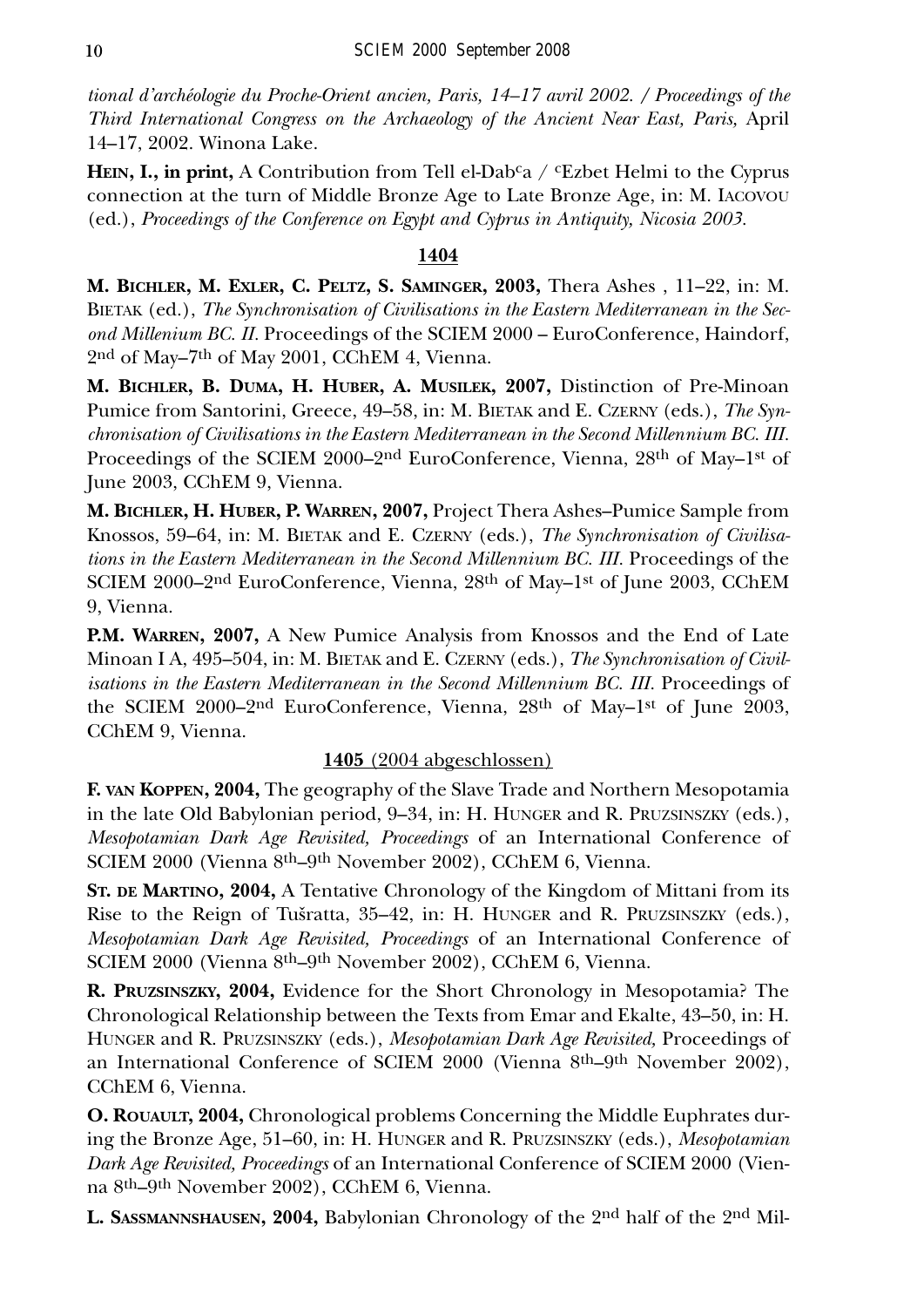*tional d'archéologie du Proche-Orient ancien, Paris, 14–17 avril 2002. / Proceedings of the Third International Congress on the Archaeology of the Ancient Near East, Paris,* April 14–17, 2002. Winona Lake.

**HEIN, I., in print,** A Contribution from Tell el-Dab<sup>c</sup>a / <sup>c</sup>Ezbet Helmi to the Cyprus connection at the turn of Middle Bronze Age to Late Bronze Age, in: M. IACOVOU (ed.), *Proceedings of the Conference on Egypt and Cyprus in Antiquity, Nicosia 2003.*

**1404**

**M. BICHLER, M. EXLER, C. PELTZ, S. SAMINGER, 2003,** Thera Ashes , 11–22, in: M. BIETAK (ed.), *The Synchronisation of Civilisations in the Eastern Mediterranean in the Second Millenium BC. II.* Proceedings of the SCIEM 2000 – EuroConference, Haindorf, 2nd of May–7th of May 2001, CChEM 4, Vienna.

**M. BICHLER, B. DUMA, H. HUBER, A. MUSILEK, 2007,** Distinction of Pre-Minoan Pumice from Santorini, Greece, 49–58, in: M. BIETAK and E. CZERNY (eds.), *The Synchronisation of Civilisations in the Eastern Mediterranean in the Second Millennium BC. III.* Proceedings of the SCIEM 2000–2nd EuroConference, Vienna, 28th of May–1st of June 2003, CChEM 9, Vienna.

**M. BICHLER, H. HUBER, P. WARREN, 2007,** Project Thera Ashes–Pumice Sample from Knossos, 59–64, in: M. BIETAK and E. CZERNY (eds.), *The Synchronisation of Civilisations in the Eastern Mediterranean in the Second Millennium BC. III.* Proceedings of the SCIEM 2000–2nd EuroConference, Vienna, 28th of May–1st of June 2003, CChEM 9, Vienna.

**P.M. WARREN, 2007,** A New Pumice Analysis from Knossos and the End of Late Minoan I A, 495–504, in: M. BIETAK and E. CZERNY (eds.), *The Synchronisation of Civilisations in the Eastern Mediterranean in the Second Millennium BC. III.* Proceedings of the SCIEM 2000–2nd EuroConference, Vienna, 28th of May–1st of June 2003, CChEM 9, Vienna.

**1405** (2004 abgeschlossen)

**F. VAN KOPPEN, 2004,** The geography of the Slave Trade and Northern Mesopotamia in the late Old Babylonian period, 9–34, in: H. HUNGER and R. PRUZSINSZKY (eds.), *Mesopotamian Dark Age Revisited, Proceedings* of an International Conference of SCIEM 2000 (Vienna 8th–9th November 2002), CChEM 6, Vienna.

**ST. DE MARTINO, 2004,** A Tentative Chronology of the Kingdom of Mittani from its Rise to the Reign of Tušratta, 35–42, in: H. HUNGER and R. PRUZSINSZKY (eds.), *Mesopotamian Dark Age Revisited, Proceedings* of an International Conference of SCIEM 2000 (Vienna 8th–9th November 2002), CChEM 6, Vienna.

**R. PRUZSINSZKY, 2004,** Evidence for the Short Chronology in Mesopotamia? The Chronological Relationship between the Texts from Emar and Ekalte, 43–50, in: H. HUNGER and R. PRUZSINSZKY (eds.), *Mesopotamian Dark Age Revisited,* Proceedings of an International Conference of SCIEM 2000 (Vienna 8th–9th November 2002), CChEM 6, Vienna.

**O. ROUAULT, 2004,** Chronological problems Concerning the Middle Euphrates during the Bronze Age, 51–60, in: H. HUNGER and R. PRUZSINSZKY (eds.), *Mesopotamian Dark Age Revisited, Proceedings* of an International Conference of SCIEM 2000 (Vienna 8th–9th November 2002), CChEM 6, Vienna.

**L. SASSMANNSHAUSEN, 2004,** Babylonian Chronology of the 2nd half of the 2nd Mil-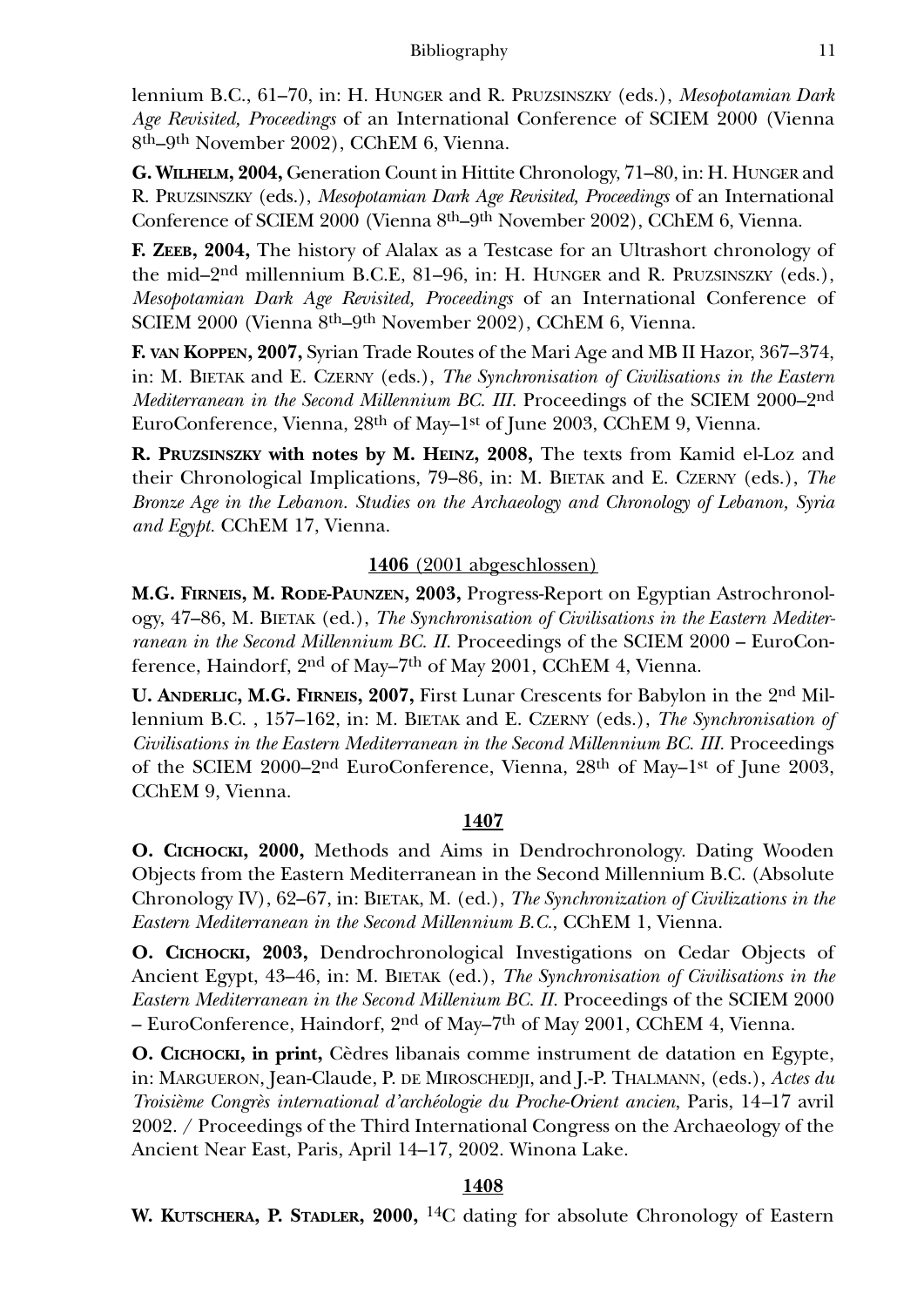lennium B.C., 61–70, in: H. Hunger and R. Pruzsinszky (eds.), *Mesopotamian Dark Age Revisited, Proceedings* of an International Conference of SCIEM 2000 (Vienna 8th–9th November 2002), CChEM 6, Vienna.

**G. Wilhelm, 2004,** Generation Count in Hittite Chronology, 71–80, in: H. Hunger and R. Pruzsinszky (eds.), *Mesopotamian Dark Age Revisited, Proceedings* of an International Conference of SCIEM 2000 (Vienna 8th–9th November 2002), CChEM 6, Vienna.

**F. Zeeb, 2004,** The history of Alalax as a Testcase for an Ultrashort chronology of the mid–2nd millennium B.C.E, 81–96, in: H. Hunger and R. Pruzsinszky (eds.), *Mesopotamian Dark Age Revisited, Proceedings* of an International Conference of SCIEM 2000 (Vienna 8th–9th November 2002), CChEM 6, Vienna.

**F. van Koppen, 2007,** Syrian Trade Routes of the Mari Age and MB II Hazor, 367–374, in: M. Bietak and E. Czerny (eds.), *The Synchronisation of Civilisations in the Eastern Mediterranean in the Second Millennium BC. III.* Proceedings of the SCIEM 2000–2nd EuroConference, Vienna, 28th of May–1st of June 2003, CChEM 9, Vienna.

**R. Pruzsinszky with notes by M. Heinz, 2008,** The texts from Kamid el-Loz and their Chronological Implications, 79–86, in: M. Bietak and E. Czerny (eds.), *The Bronze Age in the Lebanon. Studies on the Archaeology and Chronology of Lebanon, Syria and Egypt.* CChEM 17, Vienna.

## 1406 (2001 abgeschlossen)

**M.G. Firneis, M. Rode-Paunzen, 2003,** Progress-Report on Egyptian Astrochronology, 47–86, M. Bietak (ed.), *The Synchronisation of Civilisations in the Eastern Mediterranean in the Second Millennium BC. II.* Proceedings of the SCIEM 2000 – EuroConference, Haindorf, 2nd of May–7th of May 2001, CChEM 4, Vienna.

**U. Anderlic, M.G. Firneis, 2007,** First Lunar Crescents for Babylon in the 2nd Millennium B.C. , 157–162, in: M. Bietak and E. Czerny (eds.), *The Synchronisation of Civilisations in the Eastern Mediterranean in the Second Millennium BC. III.* Proceedings of the SCIEM 2000–2nd EuroConference, Vienna, 28th of May–1st of June 2003, CChEM 9, Vienna.

## 1407

**O. Cichocki, 2000,** Methods and Aims in Dendrochronology. Dating Wooden Objects from the Eastern Mediterranean in the Second Millennium B.C. (Absolute Chronology IV), 62–67, in: Bietak, M. (ed.), *The Synchronization of Civilizations in the Eastern Mediterranean in the Second Millennium B.C.*, CChEM 1, Vienna.

**O. Cichocki, 2003,** Dendrochronological Investigations on Cedar Objects of Ancient Egypt, 43–46, in: M. Bietak (ed.), *The Synchronisation of Civilisations in the Eastern Mediterranean in the Second Millenium BC. II.* Proceedings of the SCIEM 2000 – EuroConference, Haindorf, 2nd of May–7th of May 2001, CChEM 4, Vienna.

**O. Cichocki, in print,** Cèdres libanais comme instrument de datation en Egypte, in: Margueron, Jean-Claude, P. de Miroschedji, and J.-P. Thalmann, (eds.), *Actes du Troisième Congrès international d'archéologie du Proche-Orient ancien*, Paris, 14–17 avril 2002. / Proceedings of the Third International Congress on the Archaeology of the Ancient Near East, Paris, April 14–17, 2002. Winona Lake.

## 1408

**W. Kutschera, P. Stadler, 2000,** $^{14}C$ dating for absolute Chronology of Eastern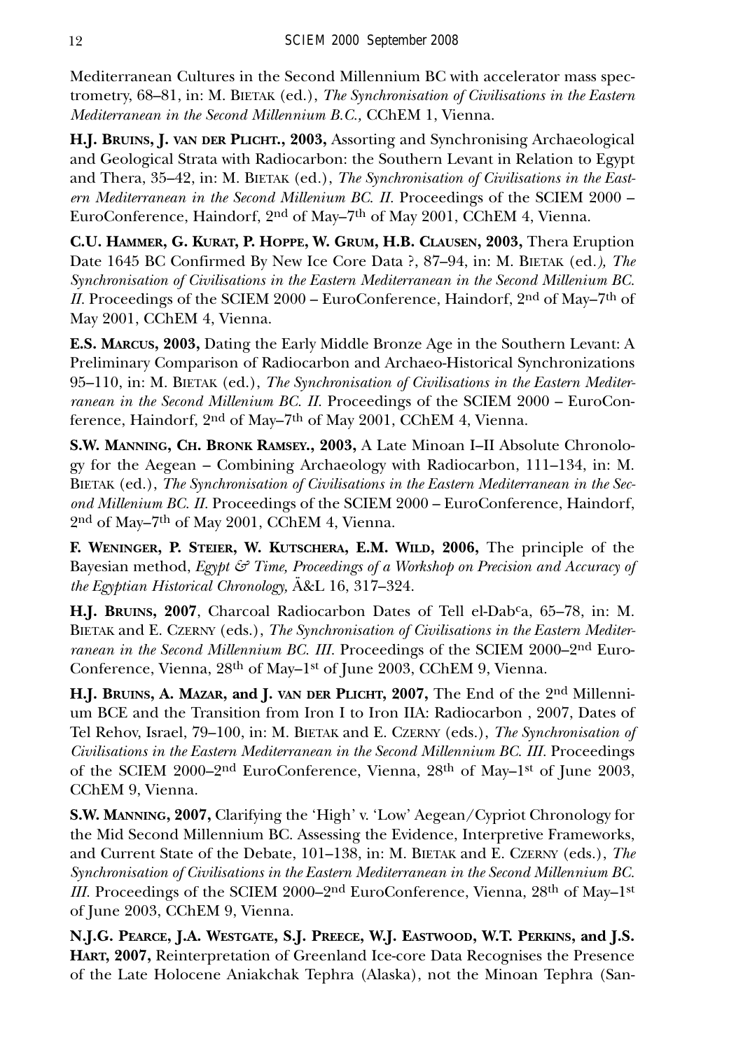Mediterranean Cultures in the Second Millennium BC with accelerator mass spectrometry, 68–81, in: M. Bietak (ed.), *The Synchronisation of Civilisations in the Eastern Mediterranean in the Second Millennium B.C.,* CChEM 1, Vienna.

**H.J. Bruins, J. van der Plicht., 2003,** Assorting and Synchronising Archaeological and Geological Strata with Radiocarbon: the Southern Levant in Relation to Egypt and Thera, 35–42, in: M. Bietak (ed.), *The Synchronisation of Civilisations in the Eastern Mediterranean in the Second Millenium BC. II.* Proceedings of the SCIEM 2000 – EuroConference, Haindorf, 2nd of May–7th of May 2001, CChEM 4, Vienna.

**C.U. Hammer, G. Kurat, P. Hoppe, W. Grum, H.B. Clausen, 2003,** Thera Eruption Date 1645 BC Confirmed By New Ice Core Data ?, 87–94, in: M. Bietak (ed.*), The Synchronisation of Civilisations in the Eastern Mediterranean in the Second Millenium BC. II.* Proceedings of the SCIEM 2000 – EuroConference, Haindorf, 2nd of May–7th of May 2001, CChEM 4, Vienna.

**E.S. Marcus, 2003,** Dating the Early Middle Bronze Age in the Southern Levant: A Preliminary Comparison of Radiocarbon and Archaeo-Historical Synchronizations 95–110, in: M. Bietak (ed.), *The Synchronisation of Civilisations in the Eastern Mediterranean in the Second Millenium BC. II.* Proceedings of the SCIEM 2000 – EuroConference, Haindorf, 2nd of May–7th of May 2001, CChEM 4, Vienna.

**S.W. Manning, Ch. Bronk Ramsey., 2003,** A Late Minoan I–II Absolute Chronology for the Aegean – Combining Archaeology with Radiocarbon, 111–134, in: M. Bietak (ed.), *The Synchronisation of Civilisations in the Eastern Mediterranean in the Second Millenium BC. II.* Proceedings of the SCIEM 2000 – EuroConference, Haindorf, 2nd of May–7th of May 2001, CChEM 4, Vienna.

**F. Weninger, P. Steier, W. Kutschera, E.M. Wild, 2006,** The principle of the Bayesian method, *Egypt & Time, Proceedings of a Workshop on Precision and Accuracy of the Egyptian Historical Chronology,* Ä&L 16, 317–324.

**H.J. Bruins, 2007**, Charcoal Radiocarbon Dates of Tell el-Dabca, 65–78, in: M. Bietak and E. Czerny (eds.), *The Synchronisation of Civilisations in the Eastern Mediterranean in the Second Millennium BC. III.* Proceedings of the SCIEM 2000–2nd EuroConference, Vienna, 28th of May–1st of June 2003, CChEM 9, Vienna.

**H.J. Bruins, A. Mazar, and J. van der Plicht, 2007,** The End of the 2nd Millennium BCE and the Transition from Iron I to Iron IIA: Radiocarbon , 2007, Dates of Tel Rehov, Israel, 79–100, in: M. Bietak and E. Czerny (eds.), *The Synchronisation of Civilisations in the Eastern Mediterranean in the Second Millennium BC. III.* Proceedings of the SCIEM 2000–2nd EuroConference, Vienna, 28th of May–1st of June 2003, CChEM 9, Vienna.

**S.W. Manning, 2007,** Clarifying the 'High' v. 'Low' Aegean/Cypriot Chronology for the Mid Second Millennium BC. Assessing the Evidence, Interpretive Frameworks, and Current State of the Debate, 101–138, in: M. Bietak and E. Czerny (eds.), *The Synchronisation of Civilisations in the Eastern Mediterranean in the Second Millennium BC. III.* Proceedings of the SCIEM 2000–2nd EuroConference, Vienna, 28th of May–1st of June 2003, CChEM 9, Vienna.

**N.J.G. Pearce, J.A. Westgate, S.J. Preece, W.J. Eastwood, W.T. Perkins, and J.S. Hart, 2007,** Reinterpretation of Greenland Ice-core Data Recognises the Presence of the Late Holocene Aniakchak Tephra (Alaska), not the Minoan Tephra (San-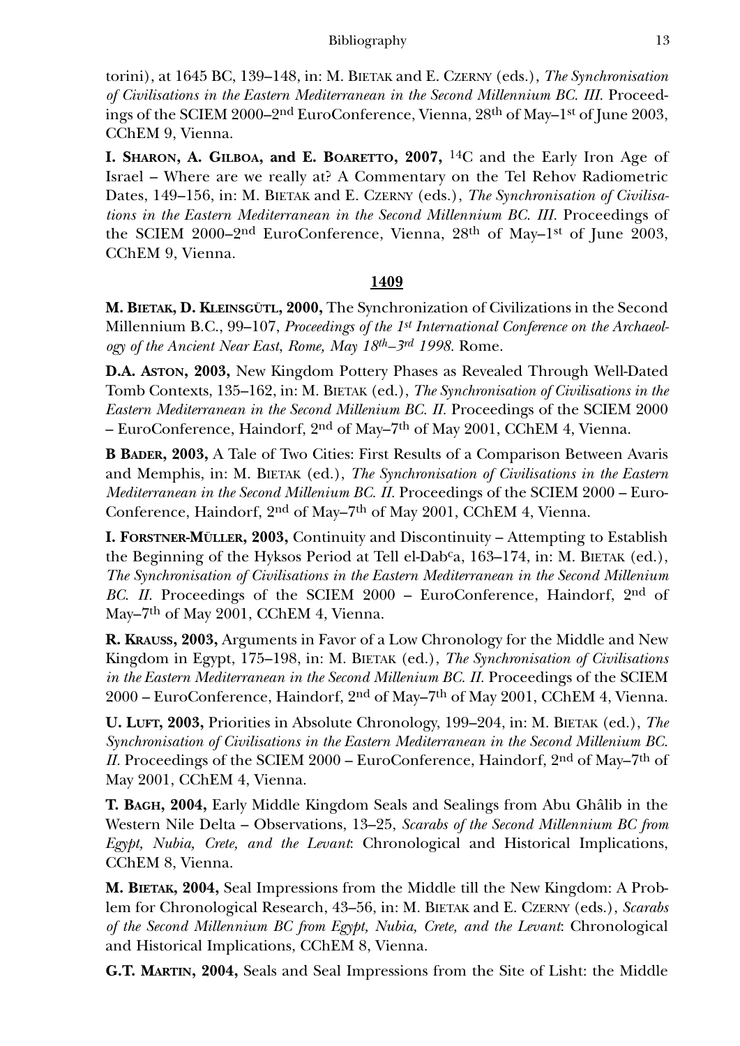torini), at 1645 BC, 139–148, in: M. Bietak and E. Czerny (eds.), *The Synchronisation of Civilisations in the Eastern Mediterranean in the Second Millennium BC. III.* Proceedings of the SCIEM 2000–2nd EuroConference, Vienna, 28th of May–1st of June 2003, CChEM 9, Vienna.

**I. Sharon, A. Gilboa, and E. Boaretto, 2007,** $^{14}$C and the Early Iron Age of Israel – Where are we really at? A Commentary on the Tel Rehov Radiometric Dates, 149–156, in: M. Bietak and E. Czerny (eds.), *The Synchronisation of Civilisations in the Eastern Mediterranean in the Second Millennium BC. III.* Proceedings of the SCIEM 2000–2nd EuroConference, Vienna, 28th of May–1st of June 2003, CChEM 9, Vienna.

**1409**

**M. Bietak, D. Kleinsgütl, 2000,** The Synchronization of Civilizations in the Second Millennium B.C., 99–107, *Proceedings of the 1st International Conference on the Archaeology of the Ancient Near East, Rome, May 18th–3rd 1998.* Rome.

**D.A. Aston, 2003,** New Kingdom Pottery Phases as Revealed Through Well-Dated Tomb Contexts, 135–162, in: M. Bietak (ed.), *The Synchronisation of Civilisations in the Eastern Mediterranean in the Second Millenium BC. II.* Proceedings of the SCIEM 2000 – EuroConference, Haindorf, 2nd of May–7th of May 2001, CChEM 4, Vienna.

**B Bader, 2003,** A Tale of Two Cities: First Results of a Comparison Between Avaris and Memphis, in: M. Bietak (ed.), *The Synchronisation of Civilisations in the Eastern Mediterranean in the Second Millenium BC. II.* Proceedings of the SCIEM 2000 – EuroConference, Haindorf, 2nd of May–7th of May 2001, CChEM 4, Vienna.

**I. Forstner-Müller, 2003,** Continuity and Discontinuity – Attempting to Establish the Beginning of the Hyksos Period at Tell el-Dabᶜa, 163–174, in: M. Bietak (ed.), *The Synchronisation of Civilisations in the Eastern Mediterranean in the Second Millenium BC. II.* Proceedings of the SCIEM 2000 – EuroConference, Haindorf, 2nd of May–7th of May 2001, CChEM 4, Vienna.

**R. Krauss, 2003,** Arguments in Favor of a Low Chronology for the Middle and New Kingdom in Egypt, 175–198, in: M. Bietak (ed.), *The Synchronisation of Civilisations in the Eastern Mediterranean in the Second Millenium BC. II.* Proceedings of the SCIEM 2000 – EuroConference, Haindorf, 2nd of May–7th of May 2001, CChEM 4, Vienna.

**U. Luft, 2003,** Priorities in Absolute Chronology, 199–204, in: M. Bietak (ed.), *The Synchronisation of Civilisations in the Eastern Mediterranean in the Second Millenium BC. II.* Proceedings of the SCIEM 2000 – EuroConference, Haindorf, 2nd of May–7th of May 2001, CChEM 4, Vienna.

**T. Bagh, 2004,** Early Middle Kingdom Seals and Sealings from Abu Ghâlib in the Western Nile Delta – Observations, 13–25, *Scarabs of the Second Millennium BC from Egypt, Nubia, Crete, and the Levant*: Chronological and Historical Implications, CChEM 8, Vienna.

**M. Bietak, 2004,** Seal Impressions from the Middle till the New Kingdom: A Problem for Chronological Research, 43–56, in: M. Bietak and E. Czerny (eds.), *Scarabs of the Second Millennium BC from Egypt, Nubia, Crete, and the Levant*: Chronological and Historical Implications, CChEM 8, Vienna.

**G.T. Martin, 2004,** Seals and Seal Impressions from the Site of Lisht: the Middle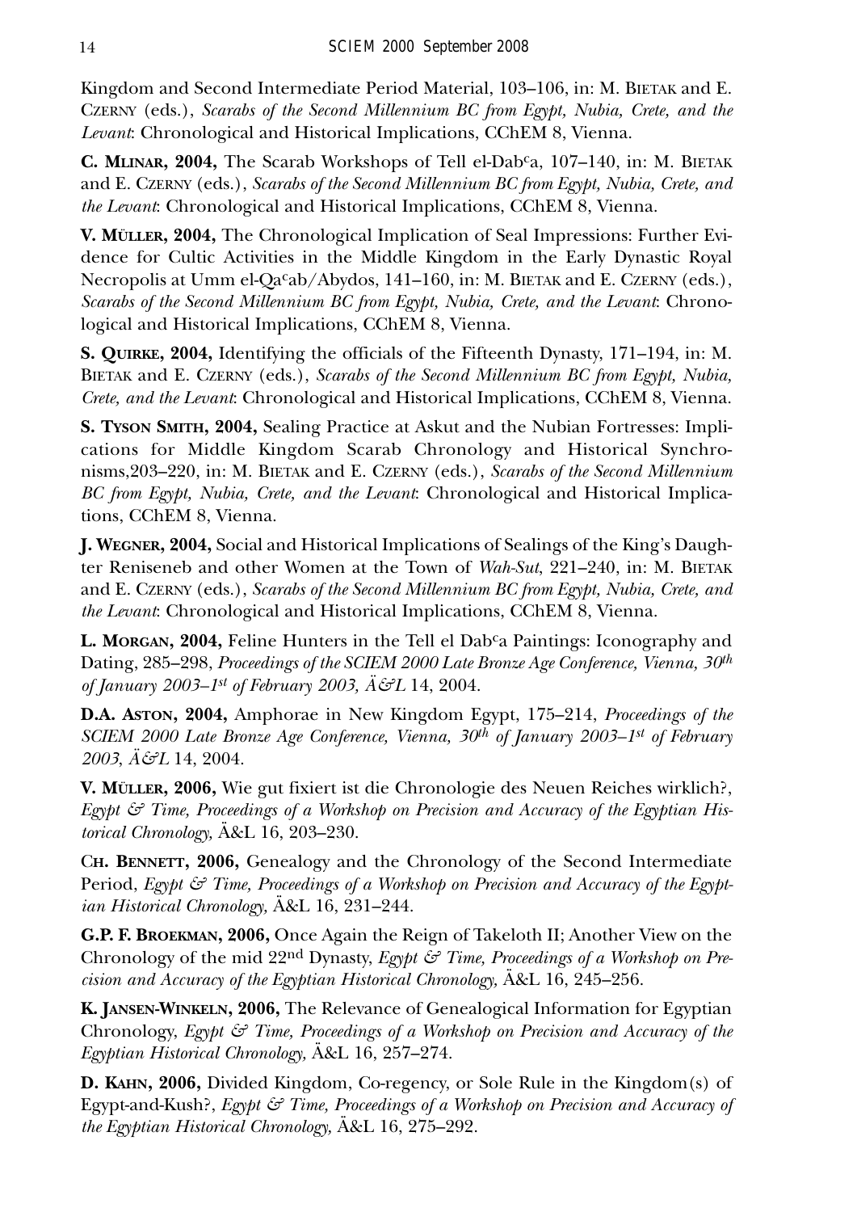Kingdom and Second Intermediate Period Material, 103–106, in: M. Bietak and E. Czerny (eds.), *Scarabs of the Second Millennium BC from Egypt, Nubia, Crete, and the Levant*: Chronological and Historical Implications, CChEM 8, Vienna.

**C. Mlinar, 2004,** The Scarab Workshops of Tell el-Dab^c^a, 107–140, in: M. Bietak and E. Czerny (eds.), *Scarabs of the Second Millennium BC from Egypt, Nubia, Crete, and the Levant*: Chronological and Historical Implications, CChEM 8, Vienna.

**V. Müller, 2004,** The Chronological Implication of Seal Impressions: Further Evidence for Cultic Activities in the Middle Kingdom in the Early Dynastic Royal Necropolis at Umm el-Qa^c^ab/Abydos, 141–160, in: M. Bietak and E. Czerny (eds.), *Scarabs of the Second Millennium BC from Egypt, Nubia, Crete, and the Levant*: Chronological and Historical Implications, CChEM 8, Vienna.

**S. Quirke, 2004,** Identifying the officials of the Fifteenth Dynasty, 171–194, in: M. Bietak and E. Czerny (eds.), *Scarabs of the Second Millennium BC from Egypt, Nubia, Crete, and the Levant*: Chronological and Historical Implications, CChEM 8, Vienna.

**S. Tyson Smith, 2004,** Sealing Practice at Askut and the Nubian Fortresses: Implications for Middle Kingdom Scarab Chronology and Historical Synchronisms,203–220, in: M. Bietak and E. Czerny (eds.), *Scarabs of the Second Millennium BC from Egypt, Nubia, Crete, and the Levant*: Chronological and Historical Implications, CChEM 8, Vienna.

**J. Wegner, 2004,** Social and Historical Implications of Sealings of the King's Daughter Reniseneb and other Women at the Town of *Wah-Sut*, 221–240, in: M. Bietak and E. Czerny (eds.), *Scarabs of the Second Millennium BC from Egypt, Nubia, Crete, and the Levant*: Chronological and Historical Implications, CChEM 8, Vienna.

**L. Morgan, 2004,** Feline Hunters in the Tell el Dab^c^a Paintings: Iconography and Dating, 285–298, *Proceedings of the SCIEM 2000 Late Bronze Age Conference, Vienna, 30th of January 2003–1st of February 2003, Ä&L* 14, 2004.

**D.A. Aston, 2004,** Amphorae in New Kingdom Egypt, 175–214, *Proceedings of the SCIEM 2000 Late Bronze Age Conference, Vienna, 30th of January 2003–1st of February 2003*, *Ä&L* 14, 2004.

**V. Müller, 2006,** Wie gut fixiert ist die Chronologie des Neuen Reiches wirklich?, *Egypt & Time, Proceedings of a Workshop on Precision and Accuracy of the Egyptian Historical Chronology,* Ä&L 16, 203–230.

**Ch. Bennett, 2006,** Genealogy and the Chronology of the Second Intermediate Period, *Egypt & Time, Proceedings of a Workshop on Precision and Accuracy of the Egyptian Historical Chronology,* Ä&L 16, 231–244.

**G.P. F. Broekman, 2006,** Once Again the Reign of Takeloth II; Another View on the Chronology of the mid 22nd Dynasty, *Egypt & Time, Proceedings of a Workshop on Precision and Accuracy of the Egyptian Historical Chronology,* Ä&L 16, 245–256.

**K. Jansen-Winkeln, 2006,** The Relevance of Genealogical Information for Egyptian Chronology, *Egypt & Time, Proceedings of a Workshop on Precision and Accuracy of the Egyptian Historical Chronology,* Ä&L 16, 257–274.

**D. Kahn, 2006,** Divided Kingdom, Co-regency, or Sole Rule in the Kingdom(s) of Egypt-and-Kush?, *Egypt & Time, Proceedings of a Workshop on Precision and Accuracy of the Egyptian Historical Chronology,* Ä&L 16, 275–292.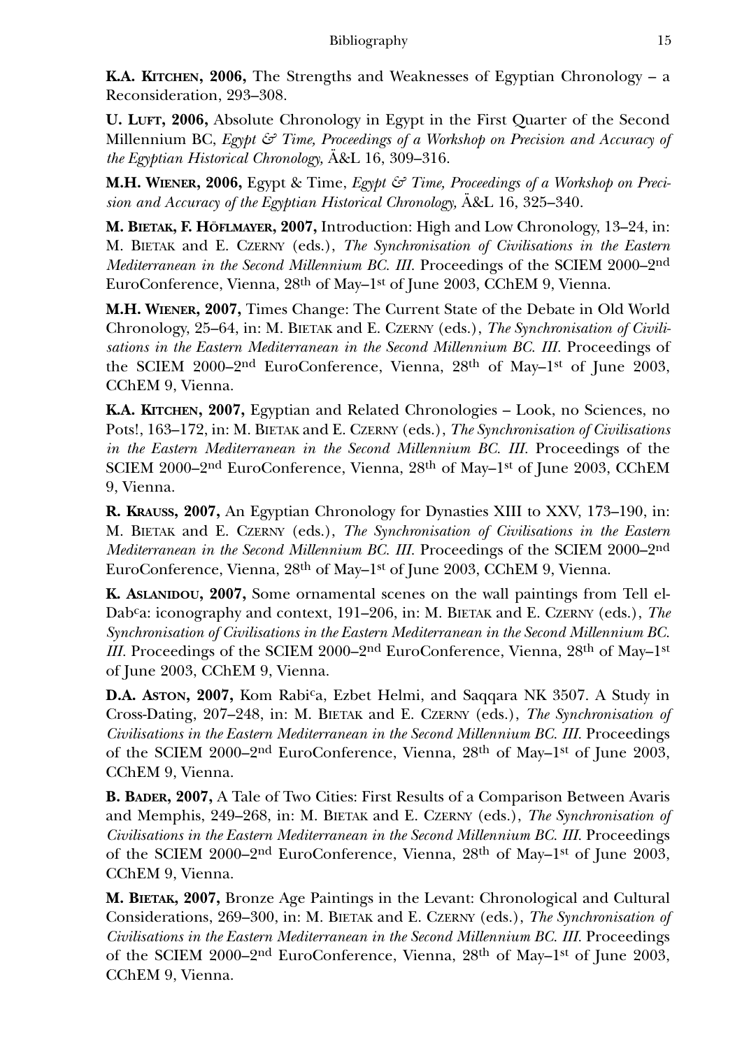**K.A. Kitchen, 2006,** The Strengths and Weaknesses of Egyptian Chronology – a Reconsideration, 293–308.

**U. Luft, 2006,** Absolute Chronology in Egypt in the First Quarter of the Second Millennium BC, *Egypt & Time, Proceedings of a Workshop on Precision and Accuracy of the Egyptian Historical Chronology,* Ä&L 16, 309–316.

**M.H. Wiener, 2006,** Egypt & Time, *Egypt & Time, Proceedings of a Workshop on Precision and Accuracy of the Egyptian Historical Chronology,* Ä&L 16, 325–340.

**M. Bietak, F. Höflmayer, 2007,** Introduction: High and Low Chronology, 13–24, in: M. Bietak and E. Czerny (eds.), *The Synchronisation of Civilisations in the Eastern Mediterranean in the Second Millennium BC. III.* Proceedings of the SCIEM 2000–2nd EuroConference, Vienna, 28th of May–1st of June 2003, CChEM 9, Vienna.

**M.H. Wiener, 2007,** Times Change: The Current State of the Debate in Old World Chronology, 25–64, in: M. Bietak and E. Czerny (eds.), *The Synchronisation of Civilisations in the Eastern Mediterranean in the Second Millennium BC. III.* Proceedings of the SCIEM 2000–2nd EuroConference, Vienna, 28th of May–1st of June 2003, CChEM 9, Vienna.

**K.A. Kitchen, 2007,** Egyptian and Related Chronologies – Look, no Sciences, no Pots!, 163–172, in: M. Bietak and E. Czerny (eds.), *The Synchronisation of Civilisations in the Eastern Mediterranean in the Second Millennium BC. III.* Proceedings of the SCIEM 2000–2nd EuroConference, Vienna, 28th of May–1st of June 2003, CChEM 9, Vienna.

**R. Krauss, 2007,** An Egyptian Chronology for Dynasties XIII to XXV, 173–190, in: M. Bietak and E. Czerny (eds.), *The Synchronisation of Civilisations in the Eastern Mediterranean in the Second Millennium BC. III.* Proceedings of the SCIEM 2000–2nd EuroConference, Vienna, 28th of May–1st of June 2003, CChEM 9, Vienna.

**K. Aslanidou, 2007,** Some ornamental scenes on the wall paintings from Tell el-Dabᶜa: iconography and context, 191–206, in: M. Bietak and E. Czerny (eds.), *The Synchronisation of Civilisations in the Eastern Mediterranean in the Second Millennium BC. III.* Proceedings of the SCIEM 2000–2nd EuroConference, Vienna, 28th of May–1st of June 2003, CChEM 9, Vienna.

**D.A. Aston, 2007,** Kom Rabiᶜa, Ezbet Helmi, and Saqqara NK 3507. A Study in Cross-Dating, 207–248, in: M. Bietak and E. Czerny (eds.), *The Synchronisation of Civilisations in the Eastern Mediterranean in the Second Millennium BC. III.* Proceedings of the SCIEM 2000–2nd EuroConference, Vienna, 28th of May–1st of June 2003, CChEM 9, Vienna.

**B. Bader, 2007,** A Tale of Two Cities: First Results of a Comparison Between Avaris and Memphis, 249–268, in: M. Bietak and E. Czerny (eds.), *The Synchronisation of Civilisations in the Eastern Mediterranean in the Second Millennium BC. III.* Proceedings of the SCIEM 2000–2nd EuroConference, Vienna, 28th of May–1st of June 2003, CChEM 9, Vienna.

**M. Bietak, 2007,** Bronze Age Paintings in the Levant: Chronological and Cultural Considerations, 269–300, in: M. Bietak and E. Czerny (eds.), *The Synchronisation of Civilisations in the Eastern Mediterranean in the Second Millennium BC. III.* Proceedings of the SCIEM 2000–2nd EuroConference, Vienna, 28th of May–1st of June 2003, CChEM 9, Vienna.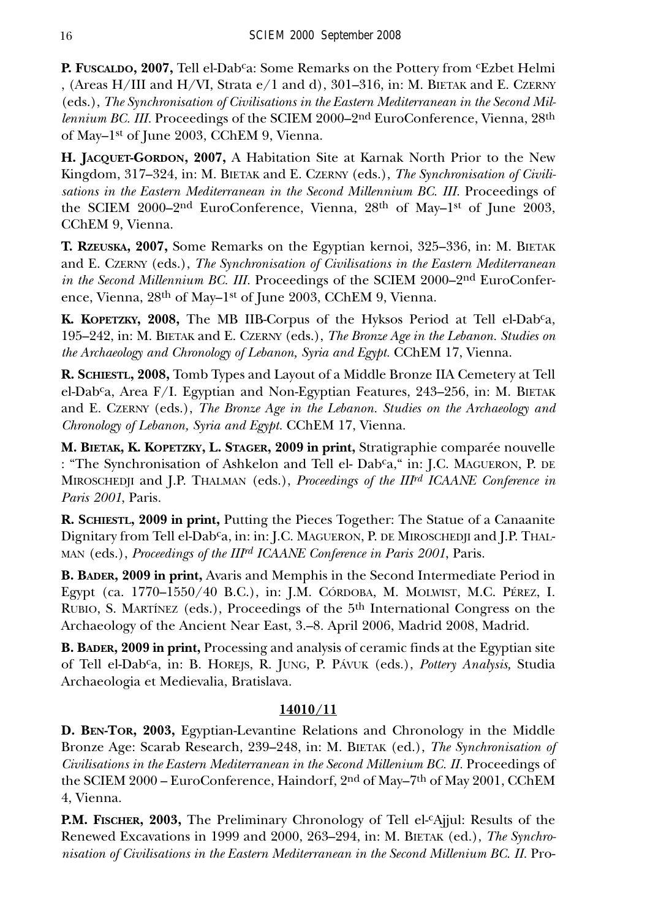**P. Fuscaldo, 2007,** Tell el-Dab^c^a: Some Remarks on the Pottery from ^c^Ezbet Helmi , (Areas H/III and H/VI, Strata e/1 and d), 301–316, in: M. Bietak and E. Czerny (eds.), *The Synchronisation of Civilisations in the Eastern Mediterranean in the Second Millennium BC. III.* Proceedings of the SCIEM 2000–2nd EuroConference, Vienna, 28th of May–1st of June 2003, CChEM 9, Vienna.

**H. Jacquet-Gordon, 2007,** A Habitation Site at Karnak North Prior to the New Kingdom, 317–324, in: M. Bietak and E. Czerny (eds.), *The Synchronisation of Civilisations in the Eastern Mediterranean in the Second Millennium BC. III.* Proceedings of the SCIEM 2000–2nd EuroConference, Vienna, 28th of May–1st of June 2003, CChEM 9, Vienna.

**T. Rzeuska, 2007,** Some Remarks on the Egyptian kernoi, 325–336, in: M. Bietak and E. Czerny (eds.), *The Synchronisation of Civilisations in the Eastern Mediterranean in the Second Millennium BC. III.* Proceedings of the SCIEM 2000–2nd EuroConference, Vienna, 28th of May–1st of June 2003, CChEM 9, Vienna.

**K. Kopetzky, 2008,** The MB IIB-Corpus of the Hyksos Period at Tell el-Dab^c^a, 195–242, in: M. Bietak and E. Czerny (eds.), *The Bronze Age in the Lebanon. Studies on the Archaeology and Chronology of Lebanon, Syria and Egypt.* CChEM 17, Vienna.

**R. Schiestl, 2008,** Tomb Types and Layout of a Middle Bronze IIA Cemetery at Tell el-Dab^c^a, Area F/I. Egyptian and Non-Egyptian Features, 243–256, in: M. Bietak and E. Czerny (eds.), *The Bronze Age in the Lebanon. Studies on the Archaeology and Chronology of Lebanon, Syria and Egypt.* CChEM 17, Vienna.

**M. Bietak, K. Kopetzky, L. Stager, 2009 in print,** Stratigraphie comparée nouvelle : "The Synchronisation of Ashkelon and Tell el- Dab^c^a," in: J.C. Magueron, P. de Miroschedji and J.P. Thalman (eds.), *Proceedings of the IIIrd ICAANE Conference in Paris 2001*, Paris.

**R. Schiestl, 2009 in print,** Putting the Pieces Together: The Statue of a Canaanite Dignitary from Tell el-Dab^c^a, in: in: J.C. Magueron, P. de Miroschedji and J.P. Thalman (eds.), *Proceedings of the IIIrd ICAANE Conference in Paris 2001*, Paris.

**B. Bader, 2009 in print,** Avaris and Memphis in the Second Intermediate Period in Egypt (ca. 1770–1550/40 B.C.), in: J.M. Córdoba, M. Molwist, M.C. Pérez, I. Rubio, S. Martínez (eds.), Proceedings of the 5th International Congress on the Archaeology of the Ancient Near East, 3.–8. April 2006, Madrid 2008, Madrid.

**B. Bader, 2009 in print,** Processing and analysis of ceramic finds at the Egyptian site of Tell el-Dab^c^a, in: B. Horejs, R. Jung, P. Pávuk (eds.), *Pottery Analysis,* Studia Archaeologia et Medievalia, Bratislava.

**14010/11**

**D. Ben-Tor, 2003,** Egyptian-Levantine Relations and Chronology in the Middle Bronze Age: Scarab Research, 239–248, in: M. Bietak (ed.), *The Synchronisation of Civilisations in the Eastern Mediterranean in the Second Millenium BC. II.* Proceedings of the SCIEM 2000 – EuroConference, Haindorf, 2nd of May–7th of May 2001, CChEM 4, Vienna.

**P.M. Fischer, 2003,** The Preliminary Chronology of Tell el-^c^Ajjul: Results of the Renewed Excavations in 1999 and 2000, 263–294, in: M. Bietak (ed.), *The Synchronisation of Civilisations in the Eastern Mediterranean in the Second Millenium BC. II.* Pro-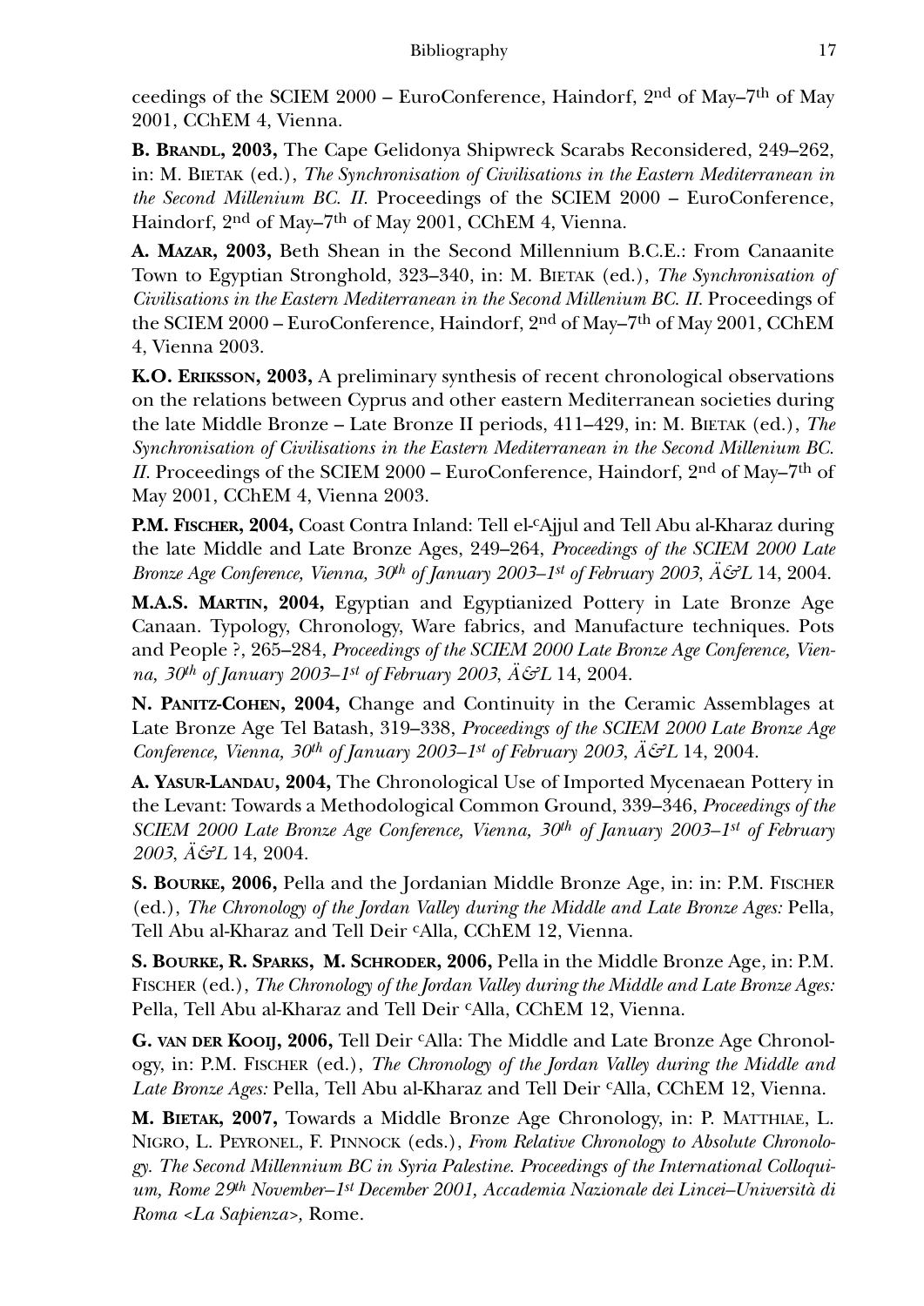ceedings of the SCIEM 2000 – EuroConference, Haindorf, 2nd of May–7th of May 2001, CChEM 4, Vienna.

**B. Brandl, 2003,** The Cape Gelidonya Shipwreck Scarabs Reconsidered, 249–262, in: M. Bietak (ed.), *The Synchronisation of Civilisations in the Eastern Mediterranean in the Second Millenium BC. II.* Proceedings of the SCIEM 2000 – EuroConference, Haindorf, 2nd of May–7th of May 2001, CChEM 4, Vienna.

**A. Mazar, 2003,** Beth Shean in the Second Millennium B.C.E.: From Canaanite Town to Egyptian Stronghold, 323–340, in: M. Bietak (ed.), *The Synchronisation of Civilisations in the Eastern Mediterranean in the Second Millenium BC. II.* Proceedings of the SCIEM 2000 – EuroConference, Haindorf, 2nd of May–7th of May 2001, CChEM 4, Vienna 2003.

**K.O. Eriksson, 2003,** A preliminary synthesis of recent chronological observations on the relations between Cyprus and other eastern Mediterranean societies during the late Middle Bronze – Late Bronze II periods, 411–429, in: M. Bietak (ed.), *The Synchronisation of Civilisations in the Eastern Mediterranean in the Second Millenium BC. II.* Proceedings of the SCIEM 2000 – EuroConference, Haindorf, 2nd of May–7th of May 2001, CChEM 4, Vienna 2003.

**P.M. Fischer, 2004,** Coast Contra Inland: Tell el-cAjjul and Tell Abu al-Kharaz during the late Middle and Late Bronze Ages, 249–264, *Proceedings of the SCIEM 2000 Late Bronze Age Conference, Vienna, 30th of January 2003–1st of February 2003*, *Ä&L* 14, 2004.

**M.A.S. Martin, 2004,** Egyptian and Egyptianized Pottery in Late Bronze Age Canaan. Typology, Chronology, Ware fabrics, and Manufacture techniques. Pots and People ?, 265–284, *Proceedings of the SCIEM 2000 Late Bronze Age Conference, Vienna, 30th of January 2003–1st of February 2003*, *Ä&L* 14, 2004.

**N. Panitz-Cohen, 2004,** Change and Continuity in the Ceramic Assemblages at Late Bronze Age Tel Batash, 319–338, *Proceedings of the SCIEM 2000 Late Bronze Age Conference, Vienna, 30th of January 2003–1st of February 2003*, *Ä&L* 14, 2004.

**A. Yasur-Landau, 2004,** The Chronological Use of Imported Mycenaean Pottery in the Levant: Towards a Methodological Common Ground, 339–346, *Proceedings of the SCIEM 2000 Late Bronze Age Conference, Vienna, 30th of January 2003–1st of February 2003*, *Ä&L* 14, 2004.

**S. Bourke, 2006,** Pella and the Jordanian Middle Bronze Age, in: in: P.M. Fischer (ed.), *The Chronology of the Jordan Valley during the Middle and Late Bronze Ages:* Pella, Tell Abu al-Kharaz and Tell Deir cAlla, CChEM 12, Vienna.

**S. Bourke, R. Sparks, M. Schroder, 2006,** Pella in the Middle Bronze Age, in: P.M. Fischer (ed.), *The Chronology of the Jordan Valley during the Middle and Late Bronze Ages:* Pella, Tell Abu al-Kharaz and Tell Deir cAlla, CChEM 12, Vienna.

**G. van der Kooij, 2006,** Tell Deir cAlla: The Middle and Late Bronze Age Chronology, in: P.M. Fischer (ed.), *The Chronology of the Jordan Valley during the Middle and Late Bronze Ages:* Pella, Tell Abu al-Kharaz and Tell Deir cAlla, CChEM 12, Vienna.

**M. Bietak, 2007,** Towards a Middle Bronze Age Chronology, in: P. Matthiae, L. Nigro, L. Peyronel, F. Pinnock (eds.), *From Relative Chronology to Absolute Chronology. The Second Millennium BC in Syria Palestine. Proceedings of the International Colloquium, Rome 29th November–1st December 2001, Accademia Nazionale dei Lincei–Università di Roma <La Sapienza>,* Rome.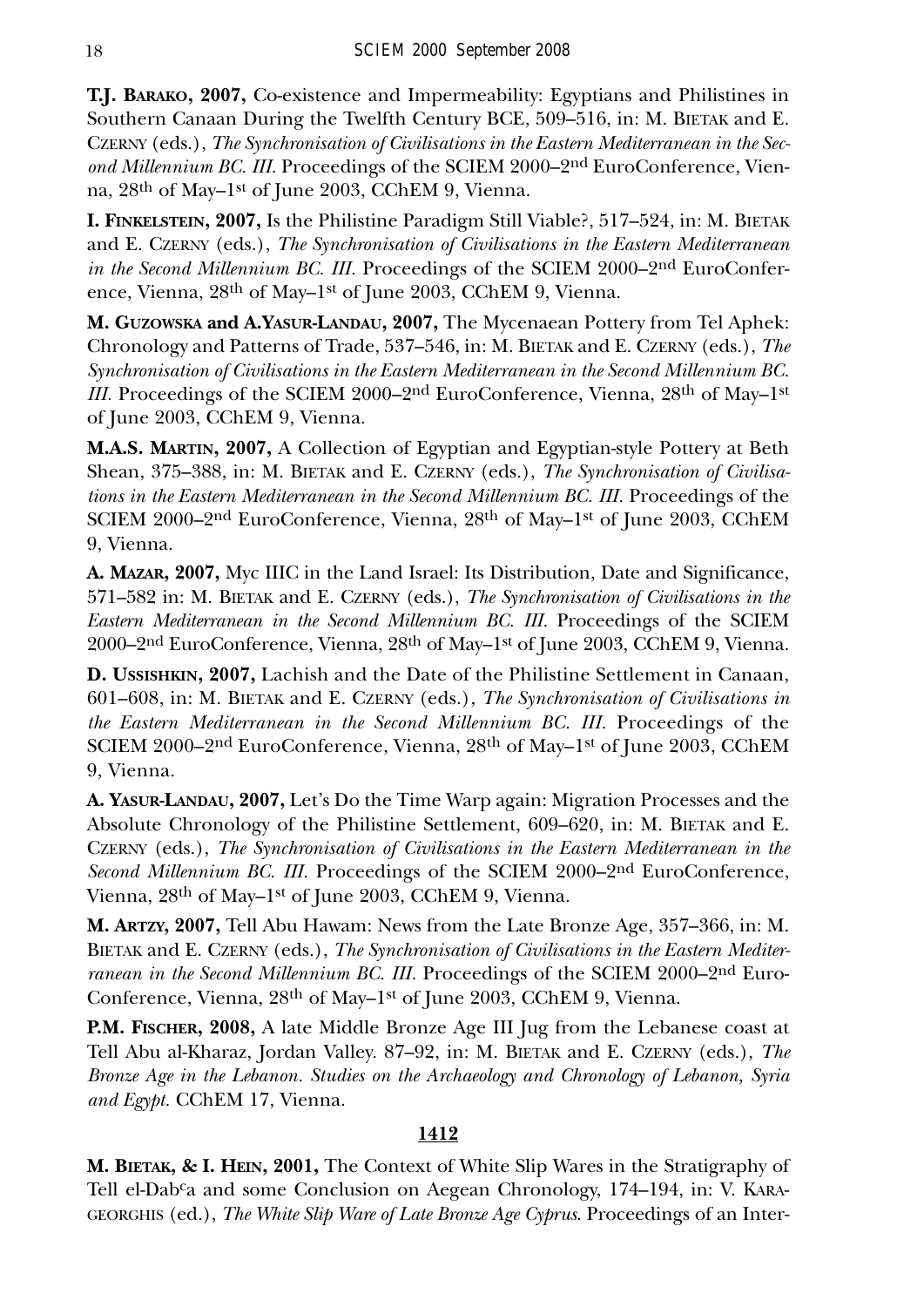**T.J. Barako, 2007,** Co-existence and Impermeability: Egyptians and Philistines in Southern Canaan During the Twelfth Century BCE, 509–516, in: M. Bietak and E. Czerny (eds.), *The Synchronisation of Civilisations in the Eastern Mediterranean in the Second Millennium BC. III.* Proceedings of the SCIEM 2000–2nd EuroConference, Vienna, 28th of May–1st of June 2003, CChEM 9, Vienna.

**I. Finkelstein, 2007,** Is the Philistine Paradigm Still Viable?, 517–524, in: M. Bietak and E. Czerny (eds.), *The Synchronisation of Civilisations in the Eastern Mediterranean in the Second Millennium BC. III.* Proceedings of the SCIEM 2000–2nd EuroConference, Vienna, 28th of May–1st of June 2003, CChEM 9, Vienna.

**M. Guzowska and A.Yasur-Landau, 2007,** The Mycenaean Pottery from Tel Aphek: Chronology and Patterns of Trade, 537–546, in: M. Bietak and E. Czerny (eds.), *The Synchronisation of Civilisations in the Eastern Mediterranean in the Second Millennium BC. III.* Proceedings of the SCIEM 2000–2nd EuroConference, Vienna, 28th of May–1st of June 2003, CChEM 9, Vienna.

**M.A.S. Martin, 2007,** A Collection of Egyptian and Egyptian-style Pottery at Beth Shean, 375–388, in: M. Bietak and E. Czerny (eds.), *The Synchronisation of Civilisations in the Eastern Mediterranean in the Second Millennium BC. III.* Proceedings of the SCIEM 2000–2nd EuroConference, Vienna, 28th of May–1st of June 2003, CChEM 9, Vienna.

**A. Mazar, 2007,** Myc IIIC in the Land Israel: Its Distribution, Date and Significance, 571–582 in: M. Bietak and E. Czerny (eds.), *The Synchronisation of Civilisations in the Eastern Mediterranean in the Second Millennium BC. III.* Proceedings of the SCIEM 2000–2nd EuroConference, Vienna, 28th of May–1st of June 2003, CChEM 9, Vienna.

**D. Ussishkin, 2007,** Lachish and the Date of the Philistine Settlement in Canaan, 601–608, in: M. Bietak and E. Czerny (eds.), *The Synchronisation of Civilisations in the Eastern Mediterranean in the Second Millennium BC. III.* Proceedings of the SCIEM 2000–2nd EuroConference, Vienna, 28th of May–1st of June 2003, CChEM 9, Vienna.

**A. Yasur-Landau, 2007,** Let's Do the Time Warp again: Migration Processes and the Absolute Chronology of the Philistine Settlement, 609–620, in: M. Bietak and E. Czerny (eds.), *The Synchronisation of Civilisations in the Eastern Mediterranean in the Second Millennium BC. III.* Proceedings of the SCIEM 2000–2nd EuroConference, Vienna, 28th of May–1st of June 2003, CChEM 9, Vienna.

**M. Artzy, 2007,** Tell Abu Hawam: News from the Late Bronze Age, 357–366, in: M. Bietak and E. Czerny (eds.), *The Synchronisation of Civilisations in the Eastern Mediterranean in the Second Millennium BC. III.* Proceedings of the SCIEM 2000–2nd EuroConference, Vienna, 28th of May–1st of June 2003, CChEM 9, Vienna.

**P.M. Fischer, 2008,** A late Middle Bronze Age III Jug from the Lebanese coast at Tell Abu al-Kharaz, Jordan Valley. 87–92, in: M. Bietak and E. Czerny (eds.), *The Bronze Age in the Lebanon. Studies on the Archaeology and Chronology of Lebanon, Syria and Egypt.* CChEM 17, Vienna.

**<u>1412</u>**

**M. Bietak, & I. Hein, 2001,** The Context of White Slip Wares in the Stratigraphy of Tell el-Dabᶜa and some Conclusion on Aegean Chronology, 174–194, in: V. Karageorghis (ed.), *The White Slip Ware of Late Bronze Age Cyprus.* Proceedings of an Inter-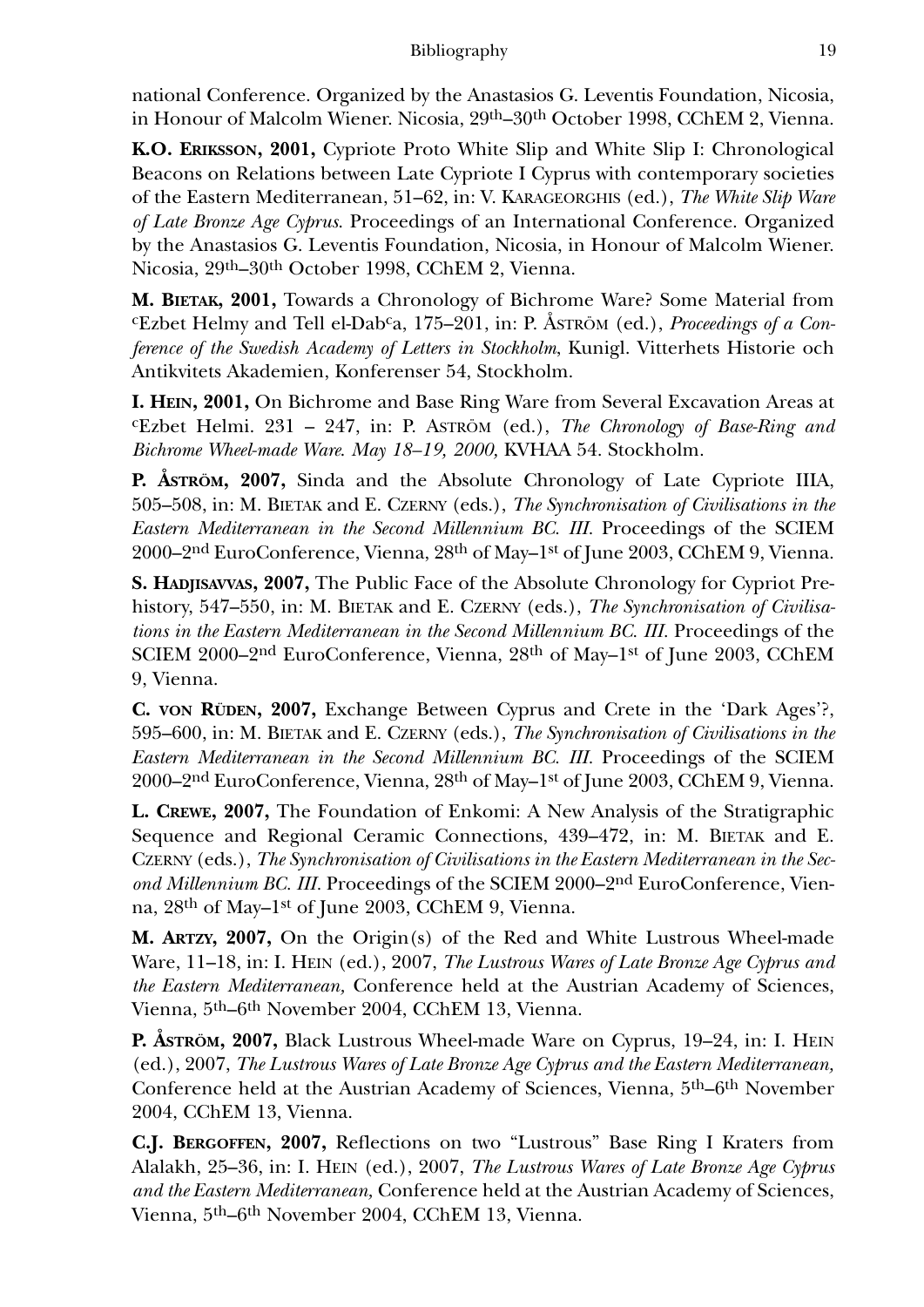national Conference. Organized by the Anastasios G. Leventis Foundation, Nicosia, in Honour of Malcolm Wiener. Nicosia, 29th–30th October 1998, CChEM 2, Vienna.

**K.O. Eriksson, 2001,** Cypriote Proto White Slip and White Slip I: Chronological Beacons on Relations between Late Cypriote I Cyprus with contemporary societies of the Eastern Mediterranean, 51–62, in: V. Karageorghis (ed.), *The White Slip Ware of Late Bronze Age Cyprus.* Proceedings of an International Conference. Organized by the Anastasios G. Leventis Foundation, Nicosia, in Honour of Malcolm Wiener. Nicosia, 29th–30th October 1998, CChEM 2, Vienna.

**M. Bietak, 2001,** Towards a Chronology of Bichrome Ware? Some Material from ᶜEzbet Helmy and Tell el-Dabᶜa, 175–201, in: P. Åström (ed.), *Proceedings of a Conference of the Swedish Academy of Letters in Stockholm*, Kunigl. Vitterhets Historie och Antikvitets Akademien, Konferenser 54, Stockholm.

**I. Hein, 2001,** On Bichrome and Base Ring Ware from Several Excavation Areas at ᶜEzbet Helmi. 231 – 247, in: P. Aström (ed.), *The Chronology of Base-Ring and Bichrome Wheel-made Ware. May 18–19, 2000,* KVHAA 54. Stockholm.

**P. Åström, 2007,** Sinda and the Absolute Chronology of Late Cypriote IIIA, 505–508, in: M. Bietak and E. Czerny (eds.), *The Synchronisation of Civilisations in the Eastern Mediterranean in the Second Millennium BC. III.* Proceedings of the SCIEM 2000–2nd EuroConference, Vienna, 28th of May–1st of June 2003, CChEM 9, Vienna.

**S. Hadjisavvas, 2007,** The Public Face of the Absolute Chronology for Cypriot Prehistory, 547–550, in: M. Bietak and E. Czerny (eds.), *The Synchronisation of Civilisations in the Eastern Mediterranean in the Second Millennium BC. III.* Proceedings of the SCIEM 2000–2nd EuroConference, Vienna, 28th of May–1st of June 2003, CChEM 9, Vienna.

**C. von Rüden, 2007,** Exchange Between Cyprus and Crete in the 'Dark Ages'?, 595–600, in: M. Bietak and E. Czerny (eds.), *The Synchronisation of Civilisations in the Eastern Mediterranean in the Second Millennium BC. III.* Proceedings of the SCIEM 2000–2nd EuroConference, Vienna, 28th of May–1st of June 2003, CChEM 9, Vienna.

**L. Crewe, 2007,** The Foundation of Enkomi: A New Analysis of the Stratigraphic Sequence and Regional Ceramic Connections, 439–472, in: M. Bietak and E. Czerny (eds.), *The Synchronisation of Civilisations in the Eastern Mediterranean in the Second Millennium BC. III.* Proceedings of the SCIEM 2000–2nd EuroConference, Vienna, 28th of May–1st of June 2003, CChEM 9, Vienna.

**M. Artzy, 2007,** On the Origin(s) of the Red and White Lustrous Wheel-made Ware, 11–18, in: I. Hein (ed.), 2007, *The Lustrous Wares of Late Bronze Age Cyprus and the Eastern Mediterranean,* Conference held at the Austrian Academy of Sciences, Vienna, 5th–6th November 2004, CChEM 13, Vienna.

**P. Åström, 2007,** Black Lustrous Wheel-made Ware on Cyprus, 19–24, in: I. Hein (ed.), 2007, *The Lustrous Wares of Late Bronze Age Cyprus and the Eastern Mediterranean,* Conference held at the Austrian Academy of Sciences, Vienna, 5th–6th November 2004, CChEM 13, Vienna.

**C.J. Bergoffen, 2007,** Reflections on two "Lustrous" Base Ring I Kraters from Alalakh, 25–36, in: I. Hein (ed.), 2007, *The Lustrous Wares of Late Bronze Age Cyprus and the Eastern Mediterranean,* Conference held at the Austrian Academy of Sciences, Vienna, 5th–6th November 2004, CChEM 13, Vienna.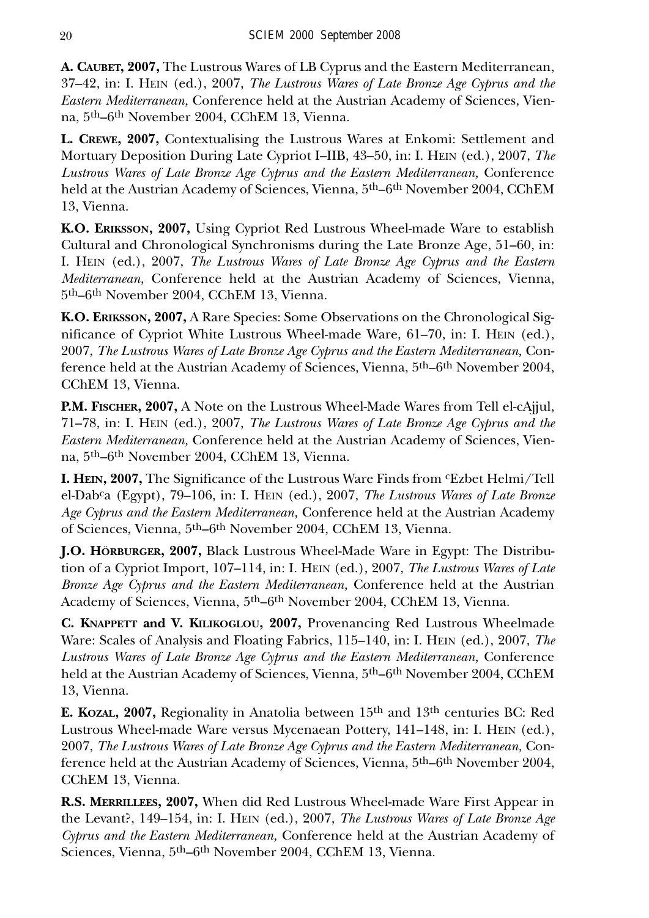**A. Caubet, 2007,** The Lustrous Wares of LB Cyprus and the Eastern Mediterranean, 37–42, in: I. Hein (ed.), 2007, *The Lustrous Wares of Late Bronze Age Cyprus and the Eastern Mediterranean,* Conference held at the Austrian Academy of Sciences, Vienna, 5th–6th November 2004, CChEM 13, Vienna.

**L. Crewe, 2007,** Contextualising the Lustrous Wares at Enkomi: Settlement and Mortuary Deposition During Late Cypriot I–IIB, 43–50, in: I. Hein (ed.), 2007, *The Lustrous Wares of Late Bronze Age Cyprus and the Eastern Mediterranean,* Conference held at the Austrian Academy of Sciences, Vienna, 5th–6th November 2004, CChEM 13, Vienna.

**K.O. Eriksson, 2007,** Using Cypriot Red Lustrous Wheel-made Ware to establish Cultural and Chronological Synchronisms during the Late Bronze Age, 51–60, in: I. Hein (ed.), 2007, *The Lustrous Wares of Late Bronze Age Cyprus and the Eastern Mediterranean,* Conference held at the Austrian Academy of Sciences, Vienna, 5th–6th November 2004, CChEM 13, Vienna.

**K.O. Eriksson, 2007,** A Rare Species: Some Observations on the Chronological Significance of Cypriot White Lustrous Wheel-made Ware, 61–70, in: I. Hein (ed.), 2007, *The Lustrous Wares of Late Bronze Age Cyprus and the Eastern Mediterranean,* Conference held at the Austrian Academy of Sciences, Vienna, 5th–6th November 2004, CChEM 13, Vienna.

**P.M. Fischer, 2007,** A Note on the Lustrous Wheel-Made Wares from Tell el-cAjjul, 71–78, in: I. Hein (ed.), 2007, *The Lustrous Wares of Late Bronze Age Cyprus and the Eastern Mediterranean,* Conference held at the Austrian Academy of Sciences, Vienna, 5th–6th November 2004, CChEM 13, Vienna.

**I. Hein, 2007,** The Significance of the Lustrous Ware Finds from cEzbet Helmi/Tell el-Dabca (Egypt), 79–106, in: I. Hein (ed.), 2007, *The Lustrous Wares of Late Bronze Age Cyprus and the Eastern Mediterranean,* Conference held at the Austrian Academy of Sciences, Vienna, 5th–6th November 2004, CChEM 13, Vienna.

**J.O. Hörburger, 2007,** Black Lustrous Wheel-Made Ware in Egypt: The Distribution of a Cypriot Import, 107–114, in: I. Hein (ed.), 2007, *The Lustrous Wares of Late Bronze Age Cyprus and the Eastern Mediterranean,* Conference held at the Austrian Academy of Sciences, Vienna, 5th–6th November 2004, CChEM 13, Vienna.

**C. Knappett and V. Kilikoglou, 2007,** Provenancing Red Lustrous Wheelmade Ware: Scales of Analysis and Floating Fabrics, 115–140, in: I. Hein (ed.), 2007, *The Lustrous Wares of Late Bronze Age Cyprus and the Eastern Mediterranean,* Conference held at the Austrian Academy of Sciences, Vienna, 5th–6th November 2004, CChEM 13, Vienna.

**E. Kozal, 2007,** Regionality in Anatolia between 15th and 13th centuries BC: Red Lustrous Wheel-made Ware versus Mycenaean Pottery, 141–148, in: I. Hein (ed.), 2007, *The Lustrous Wares of Late Bronze Age Cyprus and the Eastern Mediterranean,* Conference held at the Austrian Academy of Sciences, Vienna, 5th–6th November 2004, CChEM 13, Vienna.

**R.S. Merrillees, 2007,** When did Red Lustrous Wheel-made Ware First Appear in the Levant?, 149–154, in: I. Hein (ed.), 2007, *The Lustrous Wares of Late Bronze Age Cyprus and the Eastern Mediterranean,* Conference held at the Austrian Academy of Sciences, Vienna, 5th–6th November 2004, CChEM 13, Vienna.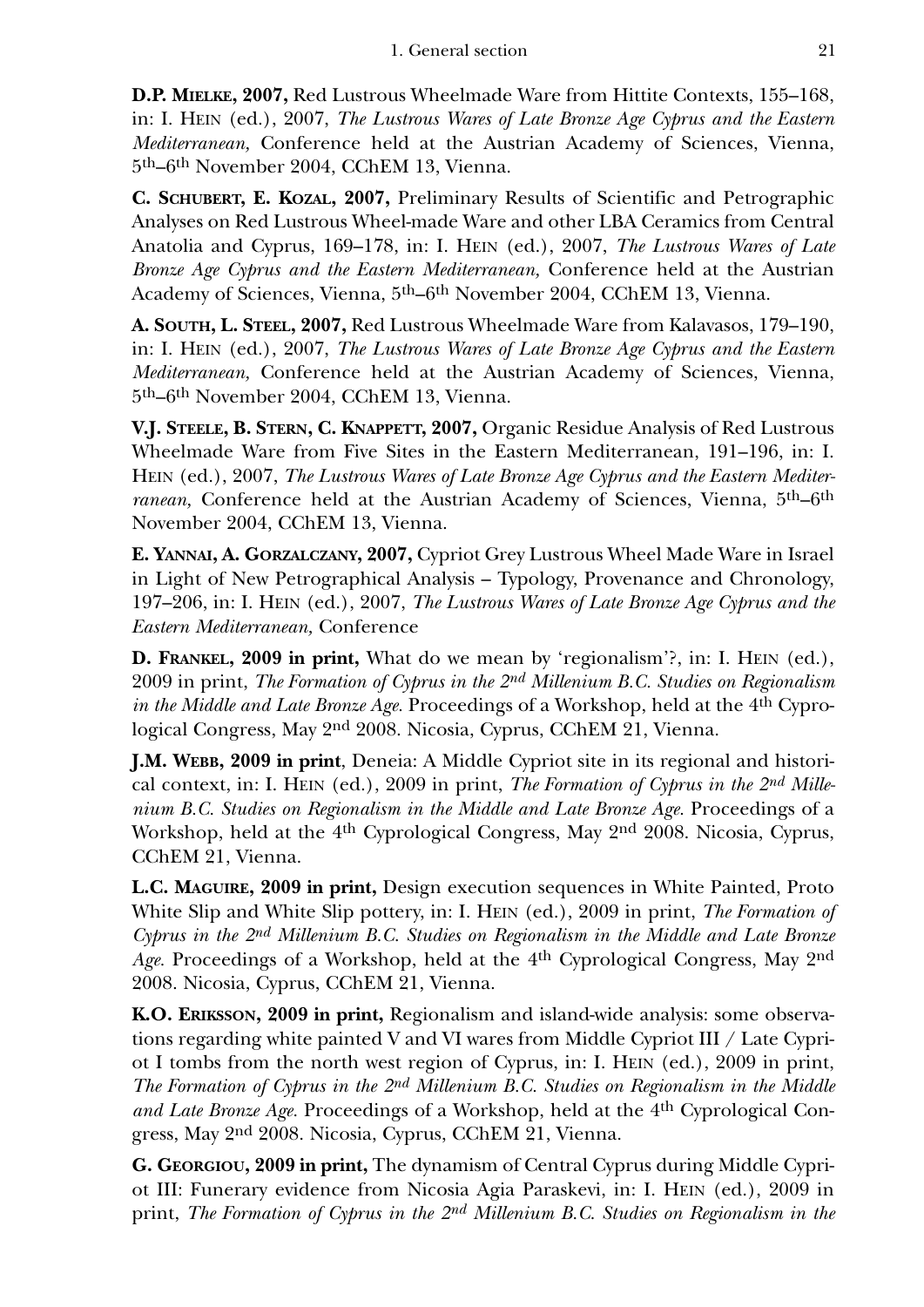**D.P. Mielke, 2007,** Red Lustrous Wheelmade Ware from Hittite Contexts, 155–168, in: I. Hein (ed.), 2007, *The Lustrous Wares of Late Bronze Age Cyprus and the Eastern Mediterranean,* Conference held at the Austrian Academy of Sciences, Vienna, 5th–6th November 2004, CChEM 13, Vienna.

**C. Schubert, E. Kozal, 2007,** Preliminary Results of Scientific and Petrographic Analyses on Red Lustrous Wheel-made Ware and other LBA Ceramics from Central Anatolia and Cyprus, 169–178, in: I. Hein (ed.), 2007, *The Lustrous Wares of Late Bronze Age Cyprus and the Eastern Mediterranean,* Conference held at the Austrian Academy of Sciences, Vienna, 5th–6th November 2004, CChEM 13, Vienna.

**A. South, L. Steel, 2007,** Red Lustrous Wheelmade Ware from Kalavasos, 179–190, in: I. Hein (ed.), 2007, *The Lustrous Wares of Late Bronze Age Cyprus and the Eastern Mediterranean,* Conference held at the Austrian Academy of Sciences, Vienna, 5th–6th November 2004, CChEM 13, Vienna.

**V.J. Steele, B. Stern, C. Knappett, 2007,** Organic Residue Analysis of Red Lustrous Wheelmade Ware from Five Sites in the Eastern Mediterranean, 191–196, in: I. Hein (ed.), 2007, *The Lustrous Wares of Late Bronze Age Cyprus and the Eastern Mediterranean,* Conference held at the Austrian Academy of Sciences, Vienna, 5th–6th November 2004, CChEM 13, Vienna.

**E. Yannai, A. Gorzalczany, 2007,** Cypriot Grey Lustrous Wheel Made Ware in Israel in Light of New Petrographical Analysis – Typology, Provenance and Chronology, 197–206, in: I. Hein (ed.), 2007, *The Lustrous Wares of Late Bronze Age Cyprus and the Eastern Mediterranean,* Conference

**D. Frankel, 2009 in print,** What do we mean by 'regionalism'?, in: I. Hein (ed.), 2009 in print, *The Formation of Cyprus in the 2nd Millenium B.C. Studies on Regionalism in the Middle and Late Bronze Age.* Proceedings of a Workshop, held at the 4th Cyprological Congress, May 2nd 2008. Nicosia, Cyprus, CChEM 21, Vienna.

**J.M. Webb, 2009 in print**, Deneia: A Middle Cypriot site in its regional and historical context, in: I. Hein (ed.), 2009 in print, *The Formation of Cyprus in the 2nd Millenium B.C. Studies on Regionalism in the Middle and Late Bronze Age.* Proceedings of a Workshop, held at the 4th Cyprological Congress, May 2nd 2008. Nicosia, Cyprus, CChEM 21, Vienna.

**L.C. Maguire, 2009 in print,** Design execution sequences in White Painted, Proto White Slip and White Slip pottery, in: I. Hein (ed.), 2009 in print, *The Formation of Cyprus in the 2nd Millenium B.C. Studies on Regionalism in the Middle and Late Bronze Age.* Proceedings of a Workshop, held at the 4th Cyprological Congress, May 2nd 2008. Nicosia, Cyprus, CChEM 21, Vienna.

**K.O. Eriksson, 2009 in print,** Regionalism and island-wide analysis: some observations regarding white painted V and VI wares from Middle Cypriot III / Late Cypriot I tombs from the north west region of Cyprus, in: I. Hein (ed.), 2009 in print, *The Formation of Cyprus in the 2nd Millenium B.C. Studies on Regionalism in the Middle and Late Bronze Age.* Proceedings of a Workshop, held at the 4th Cyprological Congress, May 2nd 2008. Nicosia, Cyprus, CChEM 21, Vienna.

**G. Georgiou, 2009 in print,** The dynamism of Central Cyprus during Middle Cypriot III: Funerary evidence from Nicosia Agia Paraskevi, in: I. Hein (ed.), 2009 in print, *The Formation of Cyprus in the 2nd Millenium B.C. Studies on Regionalism in the*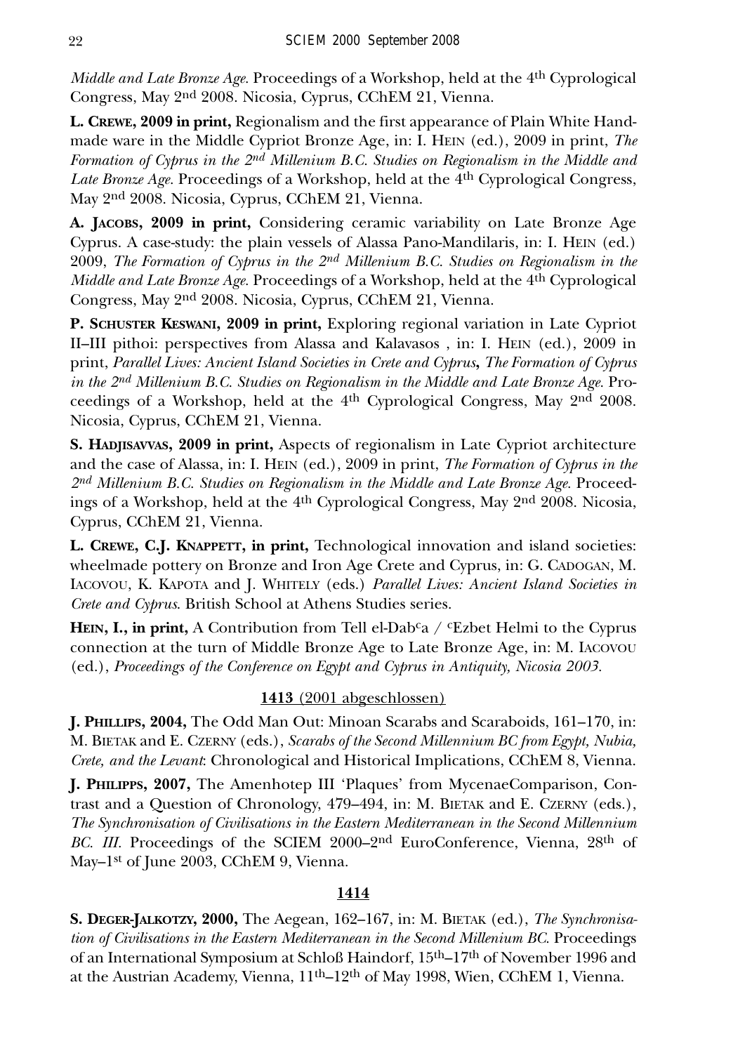*Middle and Late Bronze Age*. Proceedings of a Workshop, held at the 4th Cyprological Congress, May 2nd 2008. Nicosia, Cyprus, CChEM 21, Vienna.

**L. Crewe, 2009 in print,** Regionalism and the first appearance of Plain White Handmade ware in the Middle Cypriot Bronze Age, in: I. Hein (ed.), 2009 in print, *The Formation of Cyprus in the 2nd Millenium B.C. Studies on Regionalism in the Middle and Late Bronze Age*. Proceedings of a Workshop, held at the 4th Cyprological Congress, May 2nd 2008. Nicosia, Cyprus, CChEM 21, Vienna.

**A. Jacobs, 2009 in print,** Considering ceramic variability on Late Bronze Age Cyprus. A case-study: the plain vessels of Alassa Pano-Mandilaris, in: I. Hein (ed.) 2009, *The Formation of Cyprus in the 2nd Millenium B.C. Studies on Regionalism in the Middle and Late Bronze Age*. Proceedings of a Workshop, held at the 4th Cyprological Congress, May 2nd 2008. Nicosia, Cyprus, CChEM 21, Vienna.

**P. Schuster Keswani, 2009 in print,** Exploring regional variation in Late Cypriot II–III pithoi: perspectives from Alassa and Kalavasos , in: I. Hein (ed.), 2009 in print, *Parallel Lives: Ancient Island Societies in Crete and Cyprus*, *The Formation of Cyprus in the 2nd Millenium B.C. Studies on Regionalism in the Middle and Late Bronze Age*. Proceedings of a Workshop, held at the 4th Cyprological Congress, May 2nd 2008. Nicosia, Cyprus, CChEM 21, Vienna.

**S. Hadjisavvas, 2009 in print,** Aspects of regionalism in Late Cypriot architecture and the case of Alassa, in: I. Hein (ed.), 2009 in print, *The Formation of Cyprus in the 2nd Millenium B.C. Studies on Regionalism in the Middle and Late Bronze Age*. Proceedings of a Workshop, held at the 4th Cyprological Congress, May 2nd 2008. Nicosia, Cyprus, CChEM 21, Vienna.

**L. Crewe, C.J. Knappett, in print,** Technological innovation and island societies: wheelmade pottery on Bronze and Iron Age Crete and Cyprus, in: G. Cadogan, M. Iacovou, K. Kapota and J. Whitely (eds.) *Parallel Lives: Ancient Island Societies in Crete and Cyprus*. British School at Athens Studies series.

**Hein, I., in print,** A Contribution from Tell el-Dabca / cEzbet Helmi to the Cyprus connection at the turn of Middle Bronze Age to Late Bronze Age, in: M. Iacovou (ed.), *Proceedings of the Conference on Egypt and Cyprus in Antiquity, Nicosia 2003*.

**1413** (2001 abgeschlossen)

**J. Phillips, 2004,** The Odd Man Out: Minoan Scarabs and Scaraboids, 161–170, in: M. Bietak and E. Czerny (eds.), *Scarabs of the Second Millennium BC from Egypt, Nubia, Crete, and the Levant*: Chronological and Historical Implications, CChEM 8, Vienna.

**J. Philipps, 2007,** The Amenhotep III 'Plaques' from MycenaeComparison, Contrast and a Question of Chronology, 479–494, in: M. Bietak and E. Czerny (eds.), *The Synchronisation of Civilisations in the Eastern Mediterranean in the Second Millennium BC. III*. Proceedings of the SCIEM 2000–2nd EuroConference, Vienna, 28th of May–1st of June 2003, CChEM 9, Vienna.

**1414**

**S. Deger-Jalkotzy, 2000,** The Aegean, 162–167, in: M. Bietak (ed.), *The Synchronisation of Civilisations in the Eastern Mediterranean in the Second Millenium BC*. Proceedings of an International Symposium at Schloß Haindorf, 15th–17th of November 1996 and at the Austrian Academy, Vienna, 11th–12th of May 1998, Wien, CChEM 1, Vienna.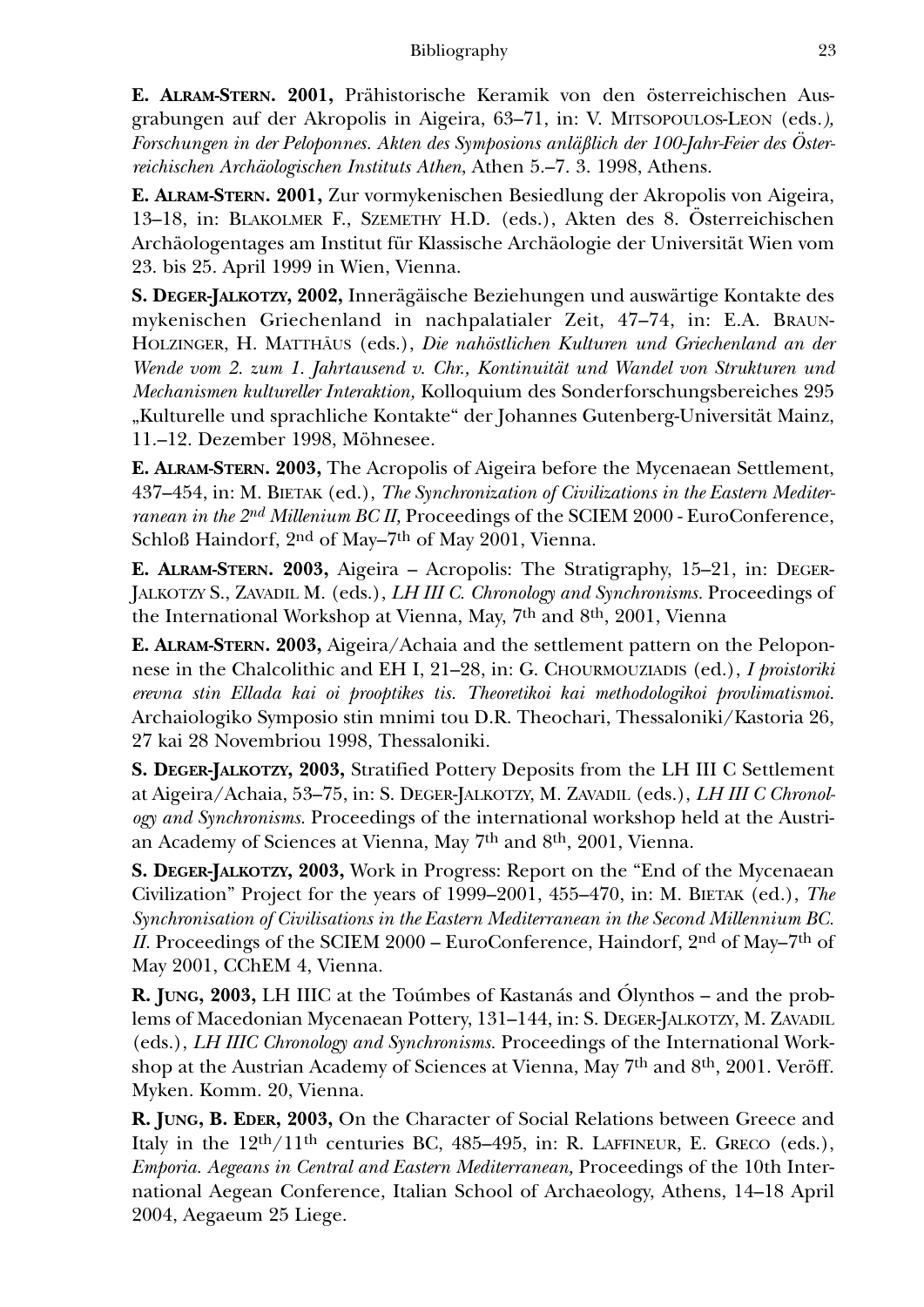**E. Alram-Stern. 2001,** Prähistorische Keramik von den österreichischen Ausgrabungen auf der Akropolis in Aigeira, 63–71, in: V. Mitsopoulos-Leon (eds.*), Forschungen in der Peloponnes. Akten des Symposions anläßlich der 100-Jahr-Feier des Österreichischen Archäologischen Instituts Athen*, Athen 5.–7. 3. 1998, Athens.

**E. Alram-Stern. 2001,** Zur vormykenischen Besiedlung der Akropolis von Aigeira, 13–18, in: Blakolmer F., Szemethy H.D. (eds.), Akten des 8. Österreichischen Archäologentages am Institut für Klassische Archäologie der Universität Wien vom 23. bis 25. April 1999 in Wien, Vienna.

**S. Deger-Jalkotzy, 2002,** Innerägäische Beziehungen und auswärtige Kontakte des mykenischen Griechenland in nachpalatialer Zeit, 47–74, in: E.A. Braun-Holzinger, H. Matthäus (eds.), *Die nahöstlichen Kulturen und Griechenland an der Wende vom 2. zum 1. Jahrtausend v. Chr., Kontinuität und Wandel von Strukturen und Mechanismen kultureller Interaktion,* Kolloquium des Sonderforschungsbereiches 295 „Kulturelle und sprachliche Kontakte" der Johannes Gutenberg-Universität Mainz, 11.–12. Dezember 1998, Möhnesee.

**E. Alram-Stern. 2003,** The Acropolis of Aigeira before the Mycenaean Settlement, 437–454, in: M. Bietak (ed.), *The Synchronization of Civilizations in the Eastern Mediterranean in the 2nd Millenium BC II,* Proceedings of the SCIEM 2000 - EuroConference, Schloß Haindorf, 2nd of May–7th of May 2001, Vienna.

**E. Alram-Stern. 2003,** Aigeira – Acropolis: The Stratigraphy, 15–21, in: Deger-Jalkotzy S., Zavadil M. (eds.), *LH III C. Chronology and Synchronisms.* Proceedings of the International Workshop at Vienna, May, 7th and 8th, 2001, Vienna

**E. Alram-Stern. 2003,** Aigeira/Achaia and the settlement pattern on the Peloponnese in the Chalcolithic and EH I, 21–28, in: G. Chourmouziadis (ed.), *I proistoriki erevna stin Ellada kai oi prooptikes tis. Theoretikoi kai methodologikoi provlimatismoi.* Archaiologiko Symposio stin mnimi tou D.R. Theochari, Thessaloniki/Kastoria 26, 27 kai 28 Novembriou 1998, Thessaloniki.

**S. Deger-Jalkotzy, 2003,** Stratified Pottery Deposits from the LH III C Settlement at Aigeira/Achaia, 53–75, in: S. Deger-Jalkotzy, M. Zavadil (eds.), *LH III C Chronology and Synchronisms.* Proceedings of the international workshop held at the Austrian Academy of Sciences at Vienna, May 7th and 8th, 2001, Vienna.

**S. Deger-Jalkotzy, 2003,** Work in Progress: Report on the "End of the Mycenaean Civilization" Project for the years of 1999–2001, 455–470, in: M. Bietak (ed.), *The Synchronisation of Civilisations in the Eastern Mediterranean in the Second Millennium BC. II.* Proceedings of the SCIEM 2000 – EuroConference, Haindorf, 2nd of May–7th of May 2001, CChEM 4, Vienna.

**R. Jung, 2003,** LH IIIC at the Toúmbes of Kastanás and Ólynthos – and the problems of Macedonian Mycenaean Pottery, 131–144, in: S. Deger-Jalkotzy, M. Zavadil (eds.), *LH IIIC Chronology and Synchronisms.* Proceedings of the International Workshop at the Austrian Academy of Sciences at Vienna, May 7th and 8th, 2001. Veröff. Myken. Komm. 20, Vienna.

**R. Jung, B. Eder, 2003,** On the Character of Social Relations between Greece and Italy in the 12th/11th centuries BC, 485–495, in: R. Laffineur, E. Greco (eds.), *Emporia. Aegeans in Central and Eastern Mediterranean,* Proceedings of the 10th International Aegean Conference, Italian School of Archaeology, Athens, 14–18 April 2004, Aegaeum 25 Liege.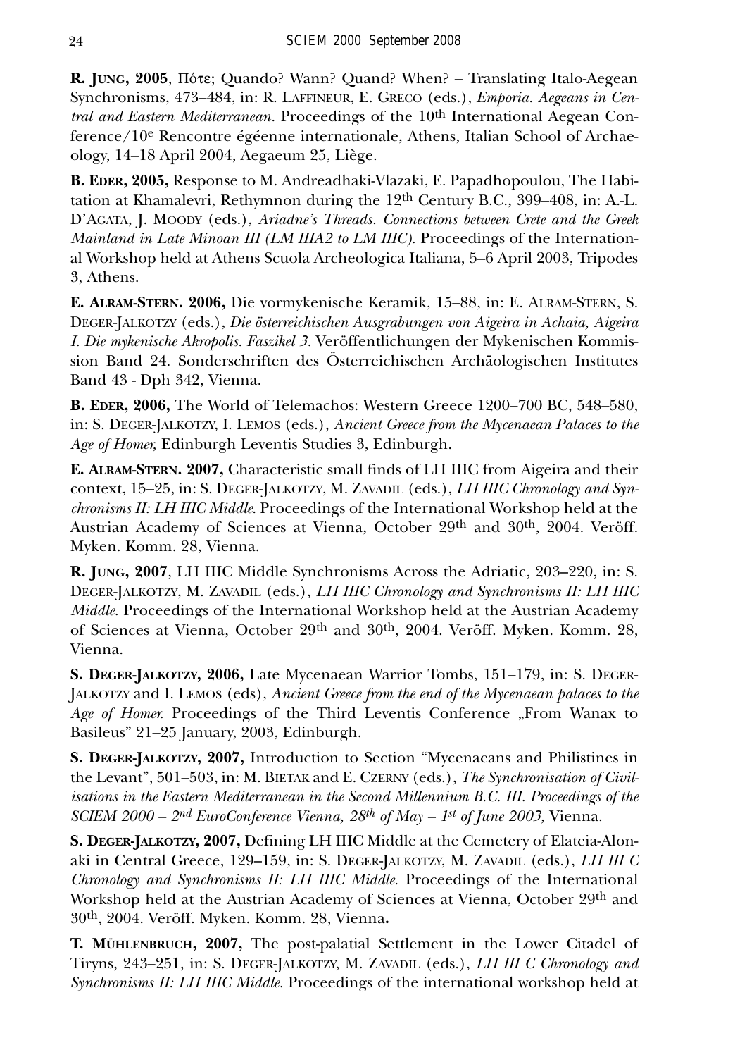**R. Jung, 2005**, Πότε; Quando? Wann? Quand? When? – Translating Italo-Aegean Synchronisms, 473–484, in: R. Laffineur, E. Greco (eds.), *Emporia. Aegeans in Central and Eastern Mediterranean.* Proceedings of the 10th International Aegean Conference/10e Rencontre égéenne internationale, Athens, Italian School of Archaeology, 14–18 April 2004, Aegaeum 25, Liège.

**B. Eder, 2005,** Response to M. Andreadhaki-Vlazaki, E. Papadhopoulou, The Habitation at Khamalevri, Rethymnon during the 12th Century B.C., 399–408, in: A.-L. D'Agata, J. Moody (eds.), *Ariadne's Threads. Connections between Crete and the Greek Mainland in Late Minoan III (LM IIIA2 to LM IIIC).* Proceedings of the International Workshop held at Athens Scuola Archeologica Italiana, 5–6 April 2003, Tripodes 3, Athens.

**E. Alram-Stern. 2006,** Die vormykenische Keramik, 15–88, in: E. Alram-Stern, S. Deger-Jalkotzy (eds.), *Die österreichischen Ausgrabungen von Aigeira in Achaia, Aigeira I. Die mykenische Akropolis. Faszikel 3.* Veröffentlichungen der Mykenischen Kommission Band 24. Sonderschriften des Österreichischen Archäologischen Institutes Band 43 - Dph 342, Vienna.

**B. Eder, 2006,** The World of Telemachos: Western Greece 1200–700 BC, 548–580, in: S. Deger-Jalkotzy, I. Lemos (eds.), *Ancient Greece from the Mycenaean Palaces to the Age of Homer,* Edinburgh Leventis Studies 3, Edinburgh.

**E. Alram-Stern. 2007,** Characteristic small finds of LH IIIC from Aigeira and their context, 15–25, in: S. Deger-Jalkotzy, M. Zavadil (eds.), *LH IIIC Chronology and Synchronisms II: LH IIIC Middle.* Proceedings of the International Workshop held at the Austrian Academy of Sciences at Vienna, October 29th and 30th, 2004. Veröff. Myken. Komm. 28, Vienna.

**R. Jung, 2007**, LH IIIC Middle Synchronisms Across the Adriatic, 203–220, in: S. Deger-Jalkotzy, M. Zavadil (eds.), *LH IIIC Chronology and Synchronisms II: LH IIIC Middle.* Proceedings of the International Workshop held at the Austrian Academy of Sciences at Vienna, October 29th and 30th, 2004. Veröff. Myken. Komm. 28, Vienna.

**S. Deger-Jalkotzy, 2006,** Late Mycenaean Warrior Tombs, 151–179, in: S. Deger-Jalkotzy and I. Lemos (eds), *Ancient Greece from the end of the Mycenaean palaces to the Age of Homer.* Proceedings of the Third Leventis Conference „From Wanax to Basileus" 21–25 January, 2003, Edinburgh.

**S. Deger-Jalkotzy, 2007,** Introduction to Section "Mycenaeans and Philistines in the Levant", 501–503, in: M. Bietak and E. Czerny (eds.), *The Synchronisation of Civilisations in the Eastern Mediterranean in the Second Millennium B.C. III. Proceedings of the SCIEM 2000 – 2nd EuroConference Vienna, 28th of May – 1st of June 2003,* Vienna.

**S. Deger-Jalkotzy, 2007,** Defining LH IIIC Middle at the Cemetery of Elateia-Alonaki in Central Greece, 129–159, in: S. Deger-Jalkotzy, M. Zavadil (eds.), *LH III C Chronology and Synchronisms II: LH IIIC Middle.* Proceedings of the International Workshop held at the Austrian Academy of Sciences at Vienna, October 29th and 30th, 2004. Veröff. Myken. Komm. 28, Vienna.

**T. Mühlenbruch, 2007,** The post-palatial Settlement in the Lower Citadel of Tiryns, 243–251, in: S. Deger-Jalkotzy, M. Zavadil (eds.), *LH III C Chronology and Synchronisms II: LH IIIC Middle.* Proceedings of the international workshop held at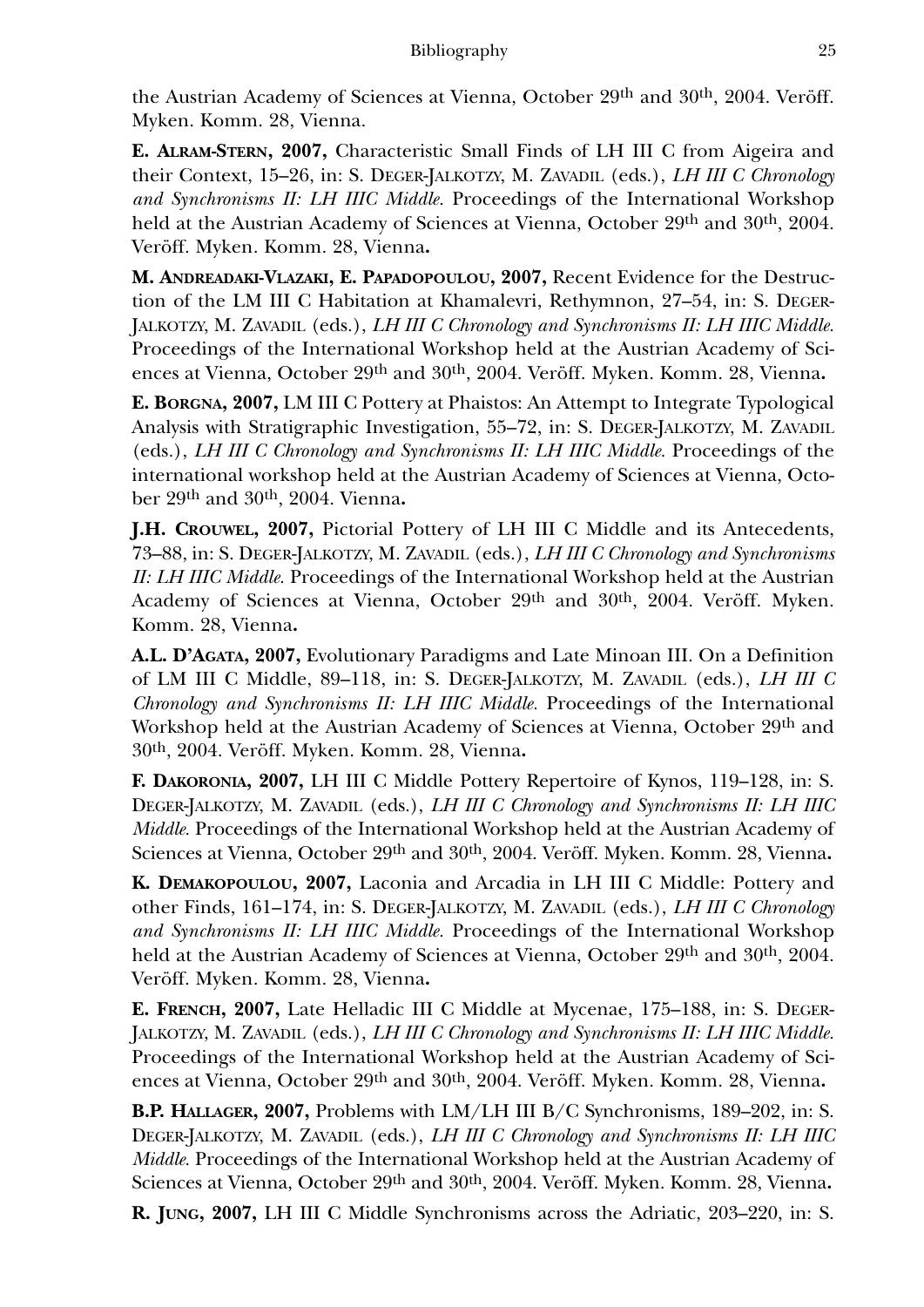the Austrian Academy of Sciences at Vienna, October 29th and 30th, 2004. Veröff. Myken. Komm. 28, Vienna.

**E. Alram-Stern, 2007,** Characteristic Small Finds of LH III C from Aigeira and their Context, 15–26, in: S. Deger-Jalkotzy, M. Zavadil (eds.), *LH III C Chronology and Synchronisms II: LH IIIC Middle.* Proceedings of the International Workshop held at the Austrian Academy of Sciences at Vienna, October 29th and 30th, 2004. Veröff. Myken. Komm. 28, Vienna**.**

**M. Andreadaki-Vlazaki, E. Papadopoulou, 2007,** Recent Evidence for the Destruction of the LM III C Habitation at Khamalevri, Rethymnon, 27–54, in: S. Deger-Jalkotzy, M. Zavadil (eds.), *LH III C Chronology and Synchronisms II: LH IIIC Middle.* Proceedings of the International Workshop held at the Austrian Academy of Sciences at Vienna, October 29th and 30th, 2004. Veröff. Myken. Komm. 28, Vienna**.**

**E. Borgna, 2007,** LM III C Pottery at Phaistos: An Attempt to Integrate Typological Analysis with Stratigraphic Investigation, 55–72, in: S. Deger-Jalkotzy, M. Zavadil (eds.), *LH III C Chronology and Synchronisms II: LH IIIC Middle.* Proceedings of the international workshop held at the Austrian Academy of Sciences at Vienna, October 29th and 30th, 2004. Vienna**.**

**J.H. Crouwel, 2007,** Pictorial Pottery of LH III C Middle and its Antecedents, 73–88, in: S. Deger-Jalkotzy, M. Zavadil (eds.), *LH III C Chronology and Synchronisms II: LH IIIC Middle.* Proceedings of the International Workshop held at the Austrian Academy of Sciences at Vienna, October 29th and 30th, 2004. Veröff. Myken. Komm. 28, Vienna**.**

**A.L. D'Agata, 2007,** Evolutionary Paradigms and Late Minoan III. On a Definition of LM III C Middle, 89–118, in: S. Deger-Jalkotzy, M. Zavadil (eds.), *LH III C Chronology and Synchronisms II: LH IIIC Middle.* Proceedings of the International Workshop held at the Austrian Academy of Sciences at Vienna, October 29th and 30th, 2004. Veröff. Myken. Komm. 28, Vienna**.**

**F. Dakoronia, 2007,** LH III C Middle Pottery Repertoire of Kynos, 119–128, in: S. Deger-Jalkotzy, M. Zavadil (eds.), *LH III C Chronology and Synchronisms II: LH IIIC Middle.* Proceedings of the International Workshop held at the Austrian Academy of Sciences at Vienna, October 29th and 30th, 2004. Veröff. Myken. Komm. 28, Vienna**.**

**K. Demakopoulou, 2007,** Laconia and Arcadia in LH III C Middle: Pottery and other Finds, 161–174, in: S. Deger-Jalkotzy, M. Zavadil (eds.), *LH III C Chronology and Synchronisms II: LH IIIC Middle.* Proceedings of the International Workshop held at the Austrian Academy of Sciences at Vienna, October 29th and 30th, 2004. Veröff. Myken. Komm. 28, Vienna**.**

**E. French, 2007,** Late Helladic III C Middle at Mycenae, 175–188, in: S. Deger-Jalkotzy, M. Zavadil (eds.), *LH III C Chronology and Synchronisms II: LH IIIC Middle.* Proceedings of the International Workshop held at the Austrian Academy of Sciences at Vienna, October 29th and 30th, 2004. Veröff. Myken. Komm. 28, Vienna**.**

**B.P. Hallager, 2007,** Problems with LM/LH III B/C Synchronisms, 189–202, in: S. Deger-Jalkotzy, M. Zavadil (eds.), *LH III C Chronology and Synchronisms II: LH IIIC Middle.* Proceedings of the International Workshop held at the Austrian Academy of Sciences at Vienna, October 29th and 30th, 2004. Veröff. Myken. Komm. 28, Vienna**.**

**R. Jung, 2007,** LH III C Middle Synchronisms across the Adriatic, 203–220, in: S.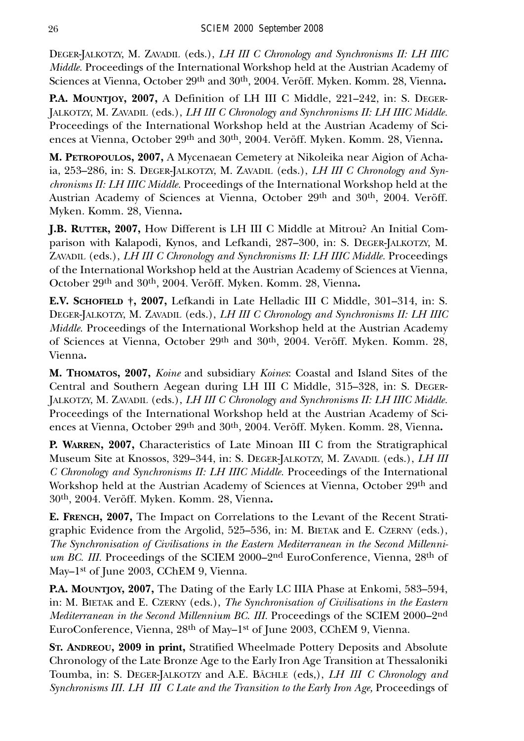Deger-Jalkotzy, M. Zavadil (eds.), *LH III C Chronology and Synchronisms II: LH IIIC Middle*. Proceedings of the International Workshop held at the Austrian Academy of Sciences at Vienna, October 29th and 30th, 2004. Veröff. Myken. Komm. 28, Vienna**.**

**P.A. Mountjoy, 2007,** A Definition of LH III C Middle, 221–242, in: S. Deger-Jalkotzy, M. Zavadil (eds.), *LH III C Chronology and Synchronisms II: LH IIIC Middle*. Proceedings of the International Workshop held at the Austrian Academy of Sciences at Vienna, October 29th and 30th, 2004. Veröff. Myken. Komm. 28, Vienna**.**

**M. Petropoulos, 2007,** A Mycenaean Cemetery at Nikoleika near Aigion of Achaia, 253–286, in: S. Deger-Jalkotzy, M. Zavadil (eds.), *LH III C Chronology and Synchronisms II: LH IIIC Middle*. Proceedings of the International Workshop held at the Austrian Academy of Sciences at Vienna, October 29th and 30th, 2004. Veröff. Myken. Komm. 28, Vienna**.**

**J.B. Rutter, 2007,** How Different is LH III C Middle at Mitrou? An Initial Comparison with Kalapodi, Kynos, and Lefkandi, 287–300, in: S. Deger-Jalkotzy, M. Zavadil (eds.), *LH III C Chronology and Synchronisms II: LH IIIC Middle*. Proceedings of the International Workshop held at the Austrian Academy of Sciences at Vienna, October 29th and 30th, 2004. Veröff. Myken. Komm. 28, Vienna**.**

**E.V. Schofield †, 2007,** Lefkandi in Late Helladic III C Middle, 301–314, in: S. Deger-Jalkotzy, M. Zavadil (eds.), *LH III C Chronology and Synchronisms II: LH IIIC Middle*. Proceedings of the International Workshop held at the Austrian Academy of Sciences at Vienna, October 29th and 30th, 2004. Veröff. Myken. Komm. 28, Vienna**.**

**M. Thomatos, 2007,** *Koine* and subsidiary *Koines*: Coastal and Island Sites of the Central and Southern Aegean during LH III C Middle, 315–328, in: S. Deger-Jalkotzy, M. Zavadil (eds.), *LH III C Chronology and Synchronisms II: LH IIIC Middle*. Proceedings of the International Workshop held at the Austrian Academy of Sciences at Vienna, October 29th and 30th, 2004. Veröff. Myken. Komm. 28, Vienna**.**

**P. Warren, 2007,** Characteristics of Late Minoan III C from the Stratigraphical Museum Site at Knossos, 329–344, in: S. Deger-Jalkotzy, M. Zavadil (eds.), *LH III C Chronology and Synchronisms II: LH IIIC Middle*. Proceedings of the International Workshop held at the Austrian Academy of Sciences at Vienna, October 29th and 30th, 2004. Veröff. Myken. Komm. 28, Vienna**.**

**E. French, 2007,** The Impact on Correlations to the Levant of the Recent Stratigraphic Evidence from the Argolid, 525–536, in: M. Bietak and E. Czerny (eds.), *The Synchronisation of Civilisations in the Eastern Mediterranean in the Second Millennium BC. III*. Proceedings of the SCIEM 2000–2nd EuroConference, Vienna, 28th of May–1st of June 2003, CChEM 9, Vienna.

**P.A. Mountjoy, 2007,** The Dating of the Early LC IIIA Phase at Enkomi, 583–594, in: M. Bietak and E. Czerny (eds.), *The Synchronisation of Civilisations in the Eastern Mediterranean in the Second Millennium BC. III*. Proceedings of the SCIEM 2000–2nd EuroConference, Vienna, 28th of May–1st of June 2003, CChEM 9, Vienna.

**St. Andreou, 2009 in print,** Stratified Wheelmade Pottery Deposits and Absolute Chronology of the Late Bronze Age to the Early Iron Age Transition at Thessaloniki Toumba, in: S. Deger-Jalkotzy and A.E. Bächle (eds,), *LH III C Chronology and Synchronisms III. LH III C Late and the Transition to the Early Iron Age,* Proceedings of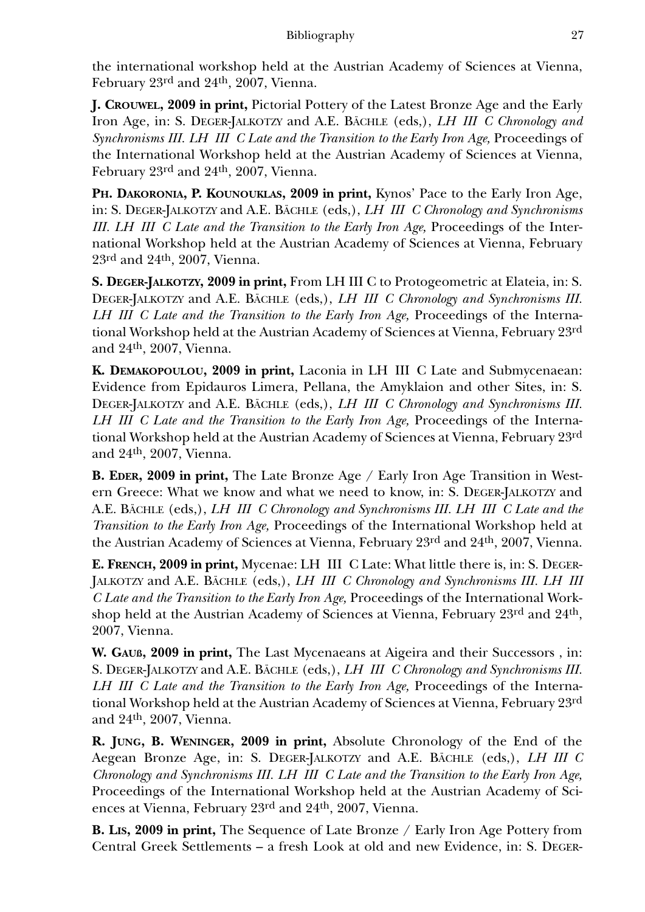the international workshop held at the Austrian Academy of Sciences at Vienna, February 23rd and 24th, 2007, Vienna.

**J. Crouwel, 2009 in print,** Pictorial Pottery of the Latest Bronze Age and the Early Iron Age, in: S. Deger-Jalkotzy and A.E. Bächle (eds,), *LH III C Chronology and Synchronisms III. LH III C Late and the Transition to the Early Iron Age,* Proceedings of the International Workshop held at the Austrian Academy of Sciences at Vienna, February 23rd and 24th, 2007, Vienna.

**Ph. Dakoronia, P. Kounouklas, 2009 in print,** Kynos' Pace to the Early Iron Age, in: S. Deger-Jalkotzy and A.E. Bächle (eds,), *LH III C Chronology and Synchronisms III. LH III C Late and the Transition to the Early Iron Age,* Proceedings of the International Workshop held at the Austrian Academy of Sciences at Vienna, February 23rd and 24th, 2007, Vienna.

**S. Deger-Jalkotzy, 2009 in print,** From LH III C to Protogeometric at Elateia, in: S. Deger-Jalkotzy and A.E. Bächle (eds,), *LH III C Chronology and Synchronisms III. LH III C Late and the Transition to the Early Iron Age,* Proceedings of the International Workshop held at the Austrian Academy of Sciences at Vienna, February 23rd and 24th, 2007, Vienna.

**K. Demakopoulou, 2009 in print,** Laconia in LH III C Late and Submycenaean: Evidence from Epidauros Limera, Pellana, the Amyklaion and other Sites, in: S. Deger-Jalkotzy and A.E. Bächle (eds,), *LH III C Chronology and Synchronisms III. LH III C Late and the Transition to the Early Iron Age,* Proceedings of the International Workshop held at the Austrian Academy of Sciences at Vienna, February 23rd and 24th, 2007, Vienna.

**B. Eder, 2009 in print,** The Late Bronze Age / Early Iron Age Transition in Western Greece: What we know and what we need to know, in: S. Deger-Jalkotzy and A.E. Bächle (eds,), *LH III C Chronology and Synchronisms III. LH III C Late and the Transition to the Early Iron Age,* Proceedings of the International Workshop held at the Austrian Academy of Sciences at Vienna, February 23rd and 24th, 2007, Vienna.

**E. French, 2009 in print,** Mycenae: LH III C Late: What little there is, in: S. Deger-Jalkotzy and A.E. Bächle (eds,), *LH III C Chronology and Synchronisms III. LH III C Late and the Transition to the Early Iron Age,* Proceedings of the International Workshop held at the Austrian Academy of Sciences at Vienna, February 23rd and 24th, 2007, Vienna.

**W. Gauß, 2009 in print,** The Last Mycenaeans at Aigeira and their Successors , in: S. Deger-Jalkotzy and A.E. Bächle (eds,), *LH III C Chronology and Synchronisms III. LH III C Late and the Transition to the Early Iron Age,* Proceedings of the International Workshop held at the Austrian Academy of Sciences at Vienna, February 23rd and 24th, 2007, Vienna.

**R. Jung, B. Weninger, 2009 in print,** Absolute Chronology of the End of the Aegean Bronze Age, in: S. Deger-Jalkotzy and A.E. Bächle (eds,), *LH III C Chronology and Synchronisms III. LH III C Late and the Transition to the Early Iron Age,* Proceedings of the International Workshop held at the Austrian Academy of Sciences at Vienna, February 23rd and 24th, 2007, Vienna.

**B. Lis, 2009 in print,** The Sequence of Late Bronze / Early Iron Age Pottery from Central Greek Settlements – a fresh Look at old and new Evidence, in: S. Deger-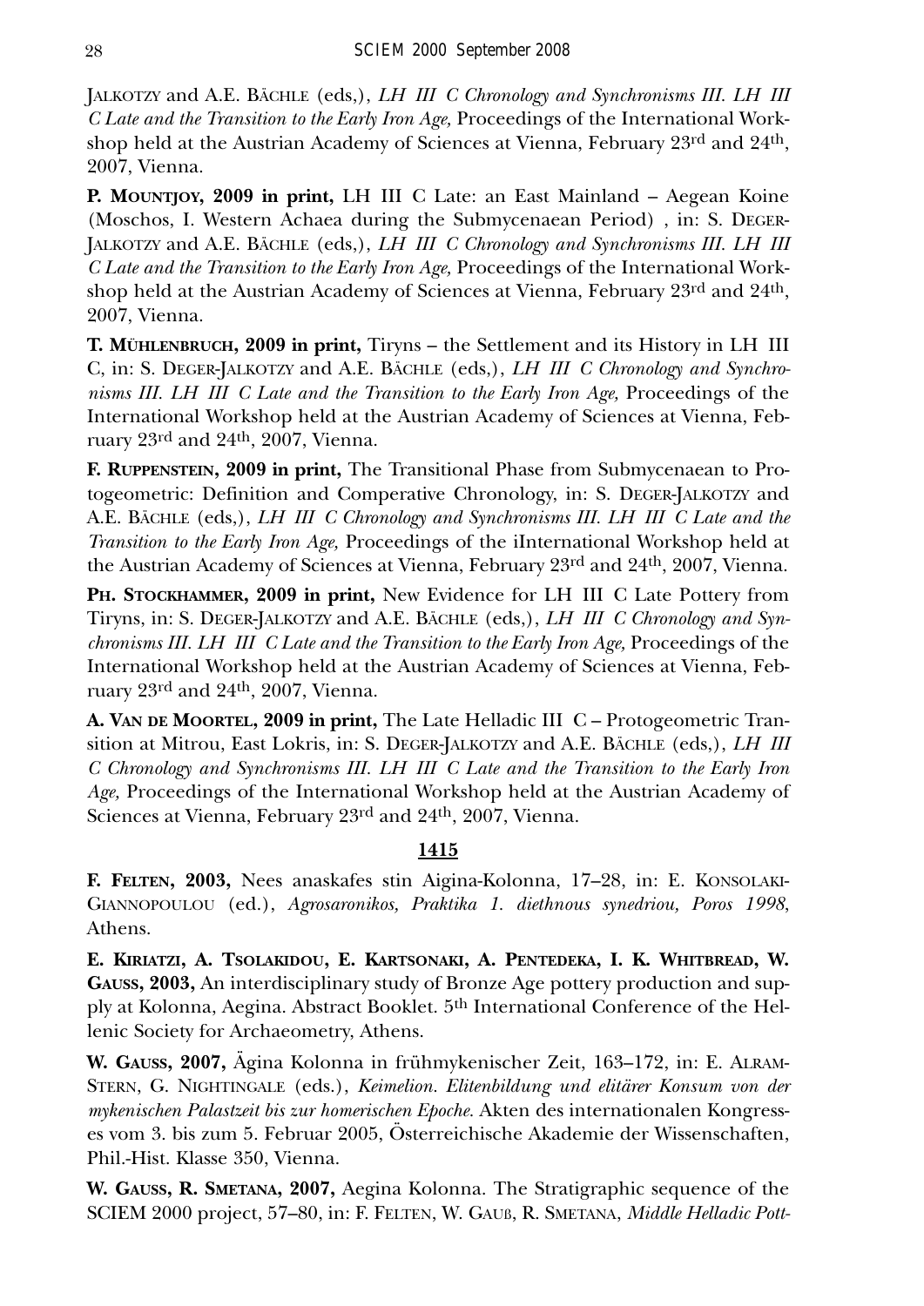JALKOTZY and A.E. BÄCHLE (eds,), *LH III C Chronology and Synchronisms III. LH III C Late and the Transition to the Early Iron Age,* Proceedings of the International Workshop held at the Austrian Academy of Sciences at Vienna, February 23rd and 24th, 2007, Vienna.

**P. MOUNTJOY, 2009 in print,** LH III C Late: an East Mainland – Aegean Koine (Moschos, I. Western Achaea during the Submycenaean Period) , in: S. DEGER-JALKOTZY and A.E. BÄCHLE (eds,), *LH III C Chronology and Synchronisms III. LH III C Late and the Transition to the Early Iron Age,* Proceedings of the International Workshop held at the Austrian Academy of Sciences at Vienna, February 23rd and 24th, 2007, Vienna.

**T. MÜHLENBRUCH, 2009 in print,** Tiryns – the Settlement and its History in LH III C, in: S. DEGER-JALKOTZY and A.E. BÄCHLE (eds,), *LH III C Chronology and Synchronisms III. LH III C Late and the Transition to the Early Iron Age,* Proceedings of the International Workshop held at the Austrian Academy of Sciences at Vienna, February 23rd and 24th, 2007, Vienna.

**F. RUPPENSTEIN, 2009 in print,** The Transitional Phase from Submycenaean to Protogeometric: Definition and Comperative Chronology, in: S. DEGER-JALKOTZY and A.E. BÄCHLE (eds,), *LH III C Chronology and Synchronisms III. LH III C Late and the Transition to the Early Iron Age,* Proceedings of the iInternational Workshop held at the Austrian Academy of Sciences at Vienna, February 23rd and 24th, 2007, Vienna.

**PH. STOCKHAMMER, 2009 in print,** New Evidence for LH III C Late Pottery from Tiryns, in: S. DEGER-JALKOTZY and A.E. BÄCHLE (eds,), *LH III C Chronology and Synchronisms III. LH III C Late and the Transition to the Early Iron Age,* Proceedings of the International Workshop held at the Austrian Academy of Sciences at Vienna, February 23rd and 24th, 2007, Vienna.

**A. VAN DE MOORTEL, 2009 in print,** The Late Helladic III C – Protogeometric Transition at Mitrou, East Lokris, in: S. DEGER-JALKOTZY and A.E. BÄCHLE (eds,), *LH III C Chronology and Synchronisms III. LH III C Late and the Transition to the Early Iron Age,* Proceedings of the International Workshop held at the Austrian Academy of Sciences at Vienna, February 23rd and 24th, 2007, Vienna.

**1415**

**F. FELTEN, 2003,** Nees anaskafes stin Aigina-Kolonna, 17–28, in: E. KONSOLAKI-GIANNOPOULOU (ed.), *Agrosaronikos, Praktika 1. diethnous synedriou, Poros 1998*, Athens.

**E. KIRIATZI, A. TSOLAKIDOU, E. KARTSONAKI, A. PENTEDEKA, I. K. WHITBREAD, W. GAUSS, 2003,** An interdisciplinary study of Bronze Age pottery production and supply at Kolonna, Aegina. Abstract Booklet. 5th International Conference of the Hellenic Society for Archaeometry, Athens.

**W. GAUSS, 2007,** Ägina Kolonna in frühmykenischer Zeit, 163–172, in: E. ALRAM-STERN, G. NIGHTINGALE (eds.), *Keimelion. Elitenbildung und elitärer Konsum von der mykenischen Palastzeit bis zur homerischen Epoche.* Akten des internationalen Kongresses vom 3. bis zum 5. Februar 2005, Österreichische Akademie der Wissenschaften, Phil.-Hist. Klasse 350, Vienna.

**W. GAUSS, R. SMETANA, 2007,** Aegina Kolonna. The Stratigraphic sequence of the SCIEM 2000 project, 57–80, in: F. FELTEN, W. GAUß, R. SMETANA, *Middle Helladic Pott-*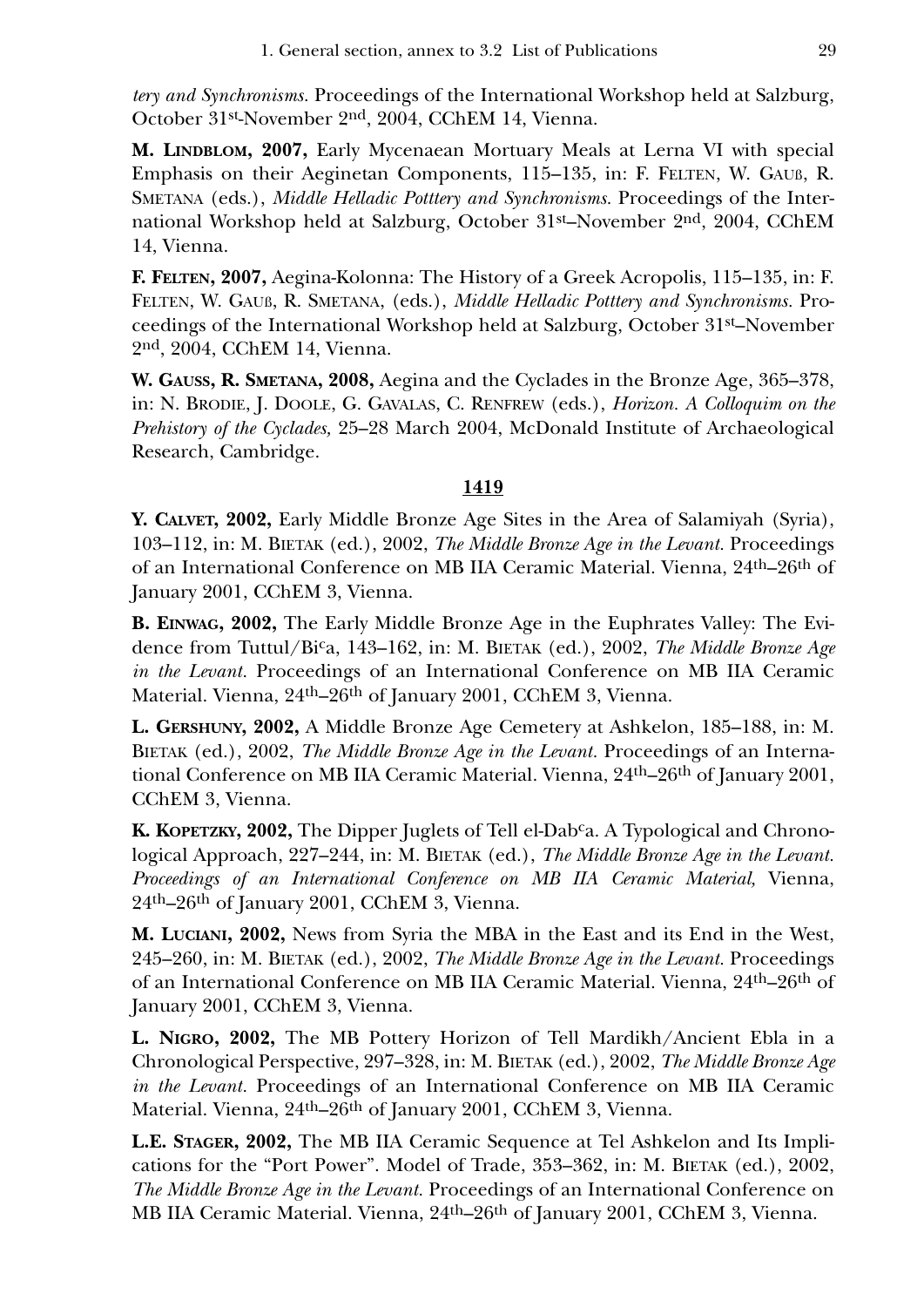*tery and Synchronisms.* Proceedings of the International Workshop held at Salzburg, October 31st-November 2nd, 2004, CChEM 14, Vienna.

**M. Lindblom, 2007,** Early Mycenaean Mortuary Meals at Lerna VI with special Emphasis on their Aeginetan Components, 115–135, in: F. Felten, W. Gauß, R. Smetana (eds.), *Middle Helladic Potttery and Synchronisms.* Proceedings of the International Workshop held at Salzburg, October 31st–November 2nd, 2004, CChEM 14, Vienna.

**F. Felten, 2007,** Aegina-Kolonna: The History of a Greek Acropolis, 115–135, in: F. Felten, W. Gauß, R. Smetana, (eds.), *Middle Helladic Potttery and Synchronisms.* Proceedings of the International Workshop held at Salzburg, October 31st–November 2nd, 2004, CChEM 14, Vienna.

**W. Gauss, R. Smetana, 2008,** Aegina and the Cyclades in the Bronze Age, 365–378, in: N. Brodie, J. Doole, G. Gavalas, C. Renfrew (eds.), *Horizon. A Colloquim on the Prehistory of the Cyclades,* 25–28 March 2004, McDonald Institute of Archaeological Research, Cambridge.

**1419**

**Y. Calvet, 2002,** Early Middle Bronze Age Sites in the Area of Salamiyah (Syria), 103–112, in: M. Bietak (ed.), 2002, *The Middle Bronze Age in the Levant.* Proceedings of an International Conference on MB IIA Ceramic Material. Vienna, 24th–26th of January 2001, CChEM 3, Vienna.

**B. Einwag, 2002,** The Early Middle Bronze Age in the Euphrates Valley: The Evidence from Tuttul/Bicа, 143–162, in: M. Bietak (ed.), 2002, *The Middle Bronze Age in the Levant.* Proceedings of an International Conference on MB IIA Ceramic Material. Vienna, 24th–26th of January 2001, CChEM 3, Vienna.

**L. Gershuny, 2002,** A Middle Bronze Age Cemetery at Ashkelon, 185–188, in: M. Bietak (ed.), 2002, *The Middle Bronze Age in the Levant.* Proceedings of an International Conference on MB IIA Ceramic Material. Vienna, 24th–26th of January 2001, CChEM 3, Vienna.

**K. Kopetzky, 2002,** The Dipper Juglets of Tell el-Dabca. A Typological and Chronological Approach, 227–244, in: M. Bietak (ed.), *The Middle Bronze Age in the Levant. Proceedings of an International Conference on MB IIA Ceramic Material,* Vienna, 24th–26th of January 2001, CChEM 3, Vienna.

**M. Luciani, 2002,** News from Syria the MBA in the East and its End in the West, 245–260, in: M. Bietak (ed.), 2002, *The Middle Bronze Age in the Levant.* Proceedings of an International Conference on MB IIA Ceramic Material. Vienna, 24th–26th of January 2001, CChEM 3, Vienna.

**L. Nigro, 2002,** The MB Pottery Horizon of Tell Mardikh/Ancient Ebla in a Chronological Perspective, 297–328, in: M. Bietak (ed.), 2002, *The Middle Bronze Age in the Levant.* Proceedings of an International Conference on MB IIA Ceramic Material. Vienna, 24th–26th of January 2001, CChEM 3, Vienna.

**L.E. Stager, 2002,** The MB IIA Ceramic Sequence at Tel Ashkelon and Its Implications for the "Port Power". Model of Trade, 353–362, in: M. Bietak (ed.), 2002, *The Middle Bronze Age in the Levant.* Proceedings of an International Conference on MB IIA Ceramic Material. Vienna, 24th–26th of January 2001, CChEM 3, Vienna.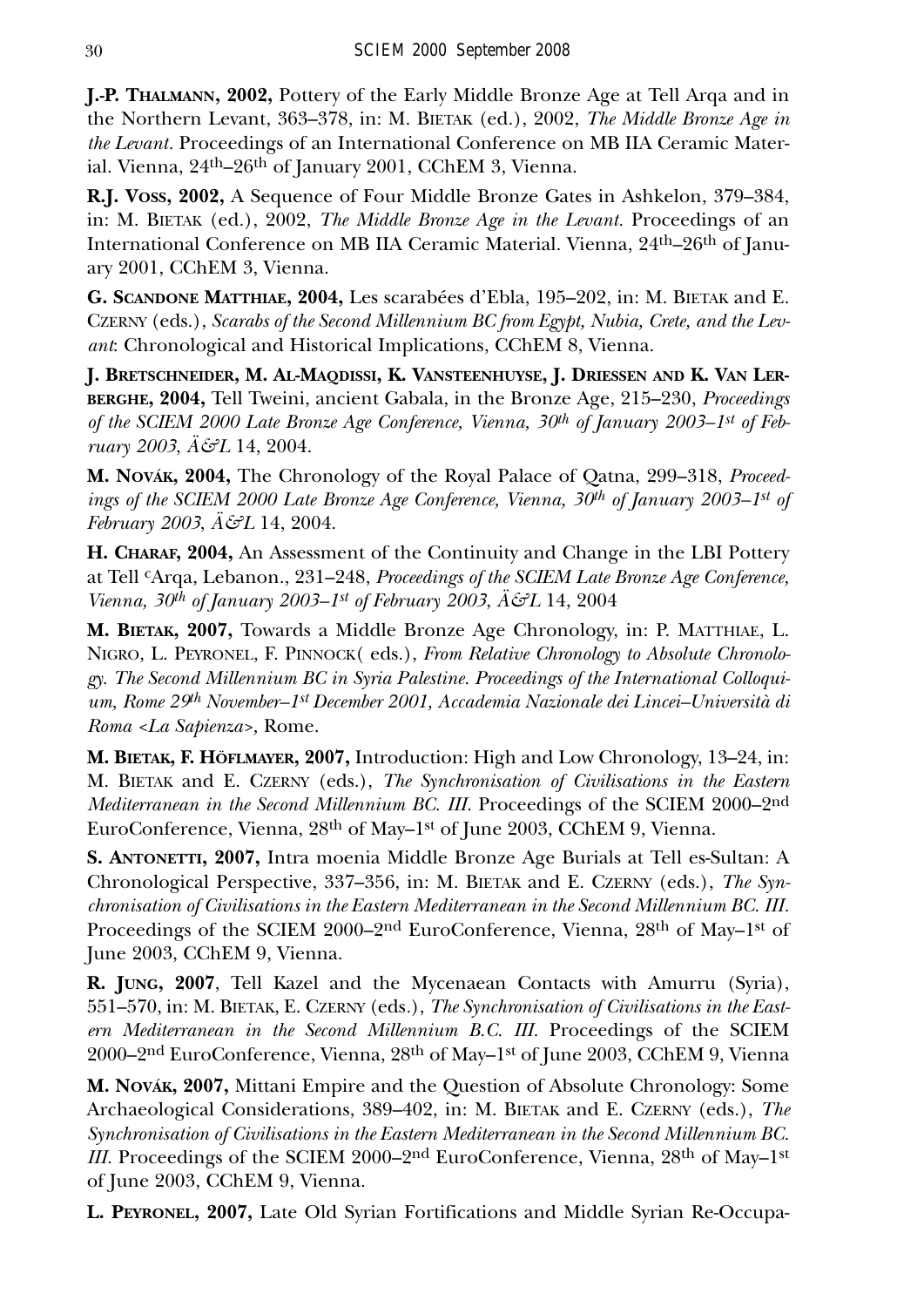**J.-P. Thalmann, 2002,** Pottery of the Early Middle Bronze Age at Tell Arqa and in the Northern Levant, 363–378, in: M. Bietak (ed.), 2002, *The Middle Bronze Age in the Levant.* Proceedings of an International Conference on MB IIA Ceramic Material. Vienna, 24th–26th of January 2001, CChEM 3, Vienna.

**R.J. Voss, 2002,** A Sequence of Four Middle Bronze Gates in Ashkelon, 379–384, in: M. Bietak (ed.), 2002, *The Middle Bronze Age in the Levant.* Proceedings of an International Conference on MB IIA Ceramic Material. Vienna, 24th–26th of January 2001, CChEM 3, Vienna.

**G. Scandone Matthiae, 2004,** Les scarabées d'Ebla, 195–202, in: M. Bietak and E. Czerny (eds.), *Scarabs of the Second Millennium BC from Egypt, Nubia, Crete, and the Levant*: Chronological and Historical Implications, CChEM 8, Vienna.

**J. Bretschneider, M. Al-Maqdissi, K. Vansteenhuyse, J. Driessen and K. Van Lerberghe, 2004,** Tell Tweini, ancient Gabala, in the Bronze Age, 215–230, *Proceedings of the SCIEM 2000 Late Bronze Age Conference, Vienna, 30th of January 2003–1st of February 2003, Ä&L* 14, 2004.

**M. Novák, 2004,** The Chronology of the Royal Palace of Qatna, 299–318, *Proceedings of the SCIEM 2000 Late Bronze Age Conference, Vienna, 30th of January 2003–1st of February 2003, Ä&L* 14, 2004.

**H. Charaf, 2004,** An Assessment of the Continuity and Change in the LBI Pottery at Tell cArqa, Lebanon., 231–248, *Proceedings of the SCIEM Late Bronze Age Conference, Vienna, 30th of January 2003–1st of February 2003, Ä&L* 14, 2004

**M. Bietak, 2007,** Towards a Middle Bronze Age Chronology, in: P. Matthiae, L. Nigro, L. Peyronel, F. Pinnock( eds.), *From Relative Chronology to Absolute Chronology. The Second Millennium BC in Syria Palestine. Proceedings of the International Colloquium, Rome 29th November–1st December 2001, Accademia Nazionale dei Lincei–Università di Roma <La Sapienza>,* Rome.

**M. Bietak, F. Höflmayer, 2007,** Introduction: High and Low Chronology, 13–24, in: M. Bietak and E. Czerny (eds.), *The Synchronisation of Civilisations in the Eastern Mediterranean in the Second Millennium BC. III.* Proceedings of the SCIEM 2000–2nd EuroConference, Vienna, 28th of May–1st of June 2003, CChEM 9, Vienna.

**S. Antonetti, 2007,** Intra moenia Middle Bronze Age Burials at Tell es-Sultan: A Chronological Perspective, 337–356, in: M. Bietak and E. Czerny (eds.), *The Synchronisation of Civilisations in the Eastern Mediterranean in the Second Millennium BC. III.* Proceedings of the SCIEM 2000–2nd EuroConference, Vienna, 28th of May–1st of June 2003, CChEM 9, Vienna.

**R. Jung, 2007**, Tell Kazel and the Mycenaean Contacts with Amurru (Syria), 551–570, in: M. Bietak, E. Czerny (eds.), *The Synchronisation of Civilisations in the Eastern Mediterranean in the Second Millennium B.C. III.* Proceedings of the SCIEM 2000–2nd EuroConference, Vienna, 28th of May–1st of June 2003, CChEM 9, Vienna

**M. Novák, 2007,** Mittani Empire and the Question of Absolute Chronology: Some Archaeological Considerations, 389–402, in: M. Bietak and E. Czerny (eds.), *The Synchronisation of Civilisations in the Eastern Mediterranean in the Second Millennium BC. III.* Proceedings of the SCIEM 2000–2nd EuroConference, Vienna, 28th of May–1st of June 2003, CChEM 9, Vienna.

**L. Peyronel, 2007,** Late Old Syrian Fortifications and Middle Syrian Re-Occupa-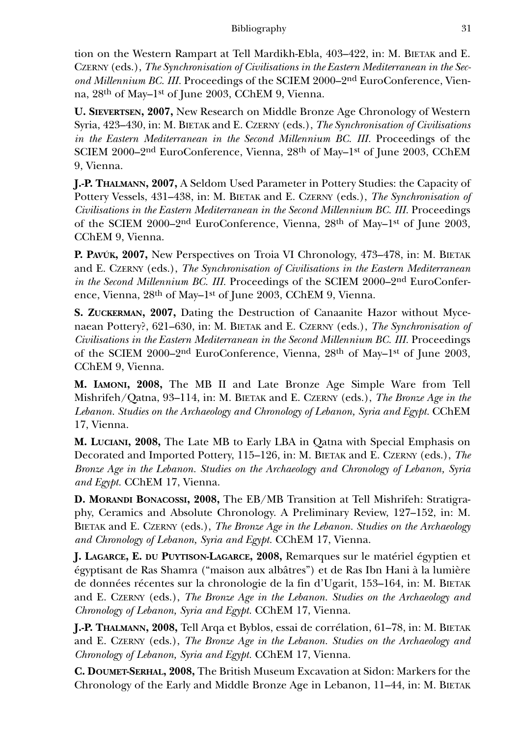tion on the Western Rampart at Tell Mardikh-Ebla, 403–422, in: M. Bietak and E. Czerny (eds.), *The Synchronisation of Civilisations in the Eastern Mediterranean in the Second Millennium BC. III.* Proceedings of the SCIEM 2000–2nd EuroConference, Vienna, 28th of May–1st of June 2003, CChEM 9, Vienna.

**U. Sievertsen, 2007,** New Research on Middle Bronze Age Chronology of Western Syria, 423–430, in: M. Bietak and E. Czerny (eds.), *The Synchronisation of Civilisations in the Eastern Mediterranean in the Second Millennium BC. III.* Proceedings of the SCIEM 2000–2nd EuroConference, Vienna, 28th of May–1st of June 2003, CChEM 9, Vienna.

**J.-P. Thalmann, 2007,** A Seldom Used Parameter in Pottery Studies: the Capacity of Pottery Vessels, 431–438, in: M. Bietak and E. Czerny (eds.), *The Synchronisation of Civilisations in the Eastern Mediterranean in the Second Millennium BC. III.* Proceedings of the SCIEM 2000–2nd EuroConference, Vienna, 28th of May–1st of June 2003, CChEM 9, Vienna.

**P. Pavúk, 2007,** New Perspectives on Troia VI Chronology, 473–478, in: M. Bietak and E. Czerny (eds.), *The Synchronisation of Civilisations in the Eastern Mediterranean in the Second Millennium BC. III.* Proceedings of the SCIEM 2000–2nd EuroConference, Vienna, 28th of May–1st of June 2003, CChEM 9, Vienna.

**S. Zuckerman, 2007,** Dating the Destruction of Canaanite Hazor without Mycenaean Pottery?, 621–630, in: M. Bietak and E. Czerny (eds.), *The Synchronisation of Civilisations in the Eastern Mediterranean in the Second Millennium BC. III.* Proceedings of the SCIEM 2000–2nd EuroConference, Vienna, 28th of May–1st of June 2003, CChEM 9, Vienna.

**M. Iamoni, 2008,** The MB II and Late Bronze Age Simple Ware from Tell Mishrifeh/Qatna, 93–114, in: M. Bietak and E. Czerny (eds.), *The Bronze Age in the Lebanon. Studies on the Archaeology and Chronology of Lebanon, Syria and Egypt.* CChEM 17, Vienna.

**M. Luciani, 2008,** The Late MB to Early LBA in Qatna with Special Emphasis on Decorated and Imported Pottery, 115–126, in: M. Bietak and E. Czerny (eds.), *The Bronze Age in the Lebanon. Studies on the Archaeology and Chronology of Lebanon, Syria and Egypt.* CChEM 17, Vienna.

**D. Morandi Bonacossi, 2008,** The EB/MB Transition at Tell Mishrifeh: Stratigraphy, Ceramics and Absolute Chronology. A Preliminary Review, 127–152, in: M. Bietak and E. Czerny (eds.), *The Bronze Age in the Lebanon. Studies on the Archaeology and Chronology of Lebanon, Syria and Egypt.* CChEM 17, Vienna.

**J. Lagarce, E. du Puytison-Lagarce, 2008,** Remarques sur le matériel égyptien et égyptisant de Ras Shamra ("maison aux albâtres") et de Ras Ibn Hani à la lumière de données récentes sur la chronologie de la fin d'Ugarit, 153–164, in: M. Bietak and E. Czerny (eds.), *The Bronze Age in the Lebanon. Studies on the Archaeology and Chronology of Lebanon, Syria and Egypt.* CChEM 17, Vienna.

**J.-P. Thalmann, 2008,** Tell Arqa et Byblos, essai de corrélation, 61–78, in: M. Bietak and E. Czerny (eds.), *The Bronze Age in the Lebanon. Studies on the Archaeology and Chronology of Lebanon, Syria and Egypt.* CChEM 17, Vienna.

**C. Doumet-Serhal, 2008,** The British Museum Excavation at Sidon: Markers for the Chronology of the Early and Middle Bronze Age in Lebanon, 11–44, in: M. Bietak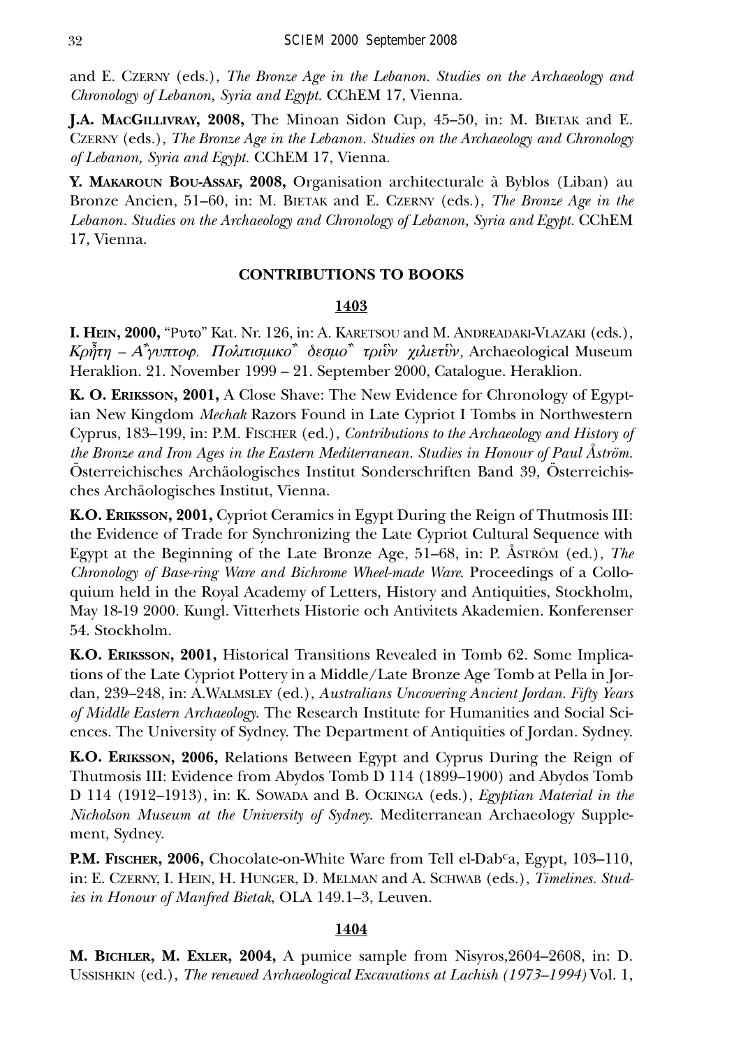and E. Czerny (eds.), *The Bronze Age in the Lebanon. Studies on the Archaeology and Chronology of Lebanon, Syria and Egypt.* CChEM 17, Vienna.

**J.A. MacGillivray, 2008,** The Minoan Sidon Cup, 45–50, in: M. Bietak and E. Czerny (eds.), *The Bronze Age in the Lebanon. Studies on the Archaeology and Chronology of Lebanon, Syria and Egypt.* CChEM 17, Vienna.

**Y. Makaroun Bou-Assaf, 2008,** Organisation architecturale à Byblos (Liban) au Bronze Ancien, 51–60, in: M. Bietak and E. Czerny (eds.), *The Bronze Age in the Lebanon. Studies on the Archaeology and Chronology of Lebanon, Syria and Egypt.* CChEM 17, Vienna.

## CONTRIBUTIONS TO BOOKS

### 1403

**I. Hein, 2000,** "Ρυτο" Kat. Nr. 126, in: A. Karetsou and M. Andreadaki-Vlazaki (eds.), *Κρῆτη – Αἴγυπτοφ. Πολιτισμικοἳ δεσμοἳ τριῶν χιλιετῶν,* Archaeological Museum Heraklion. 21. November 1999 – 21. September 2000, Catalogue. Heraklion.

**K. O. Eriksson, 2001,** A Close Shave: The New Evidence for Chronology of Egyptian New Kingdom *Mechak* Razors Found in Late Cypriot I Tombs in Northwestern Cyprus, 183–199, in: P.M. Fischer (ed.), *Contributions to the Archaeology and History of the Bronze and Iron Ages in the Eastern Mediterranean. Studies in Honour of Paul Åström.* Österreichisches Archäologisches Institut Sonderschriften Band 39, Österreichisches Archäologisches Institut, Vienna.

**K.O. Eriksson, 2001,** Cypriot Ceramics in Egypt During the Reign of Thutmosis III: the Evidence of Trade for Synchronizing the Late Cypriot Cultural Sequence with Egypt at the Beginning of the Late Bronze Age, 51–68, in: P. Åström (ed.), *The Chronology of Base-ring Ware and Bichrome Wheel-made Ware.* Proceedings of a Colloquium held in the Royal Academy of Letters, History and Antiquities, Stockholm, May 18-19 2000. Kungl. Vitterhets Historie och Antivitets Akademien. Konferenser 54. Stockholm.

**K.O. Eriksson, 2001,** Historical Transitions Revealed in Tomb 62. Some Implications of the Late Cypriot Pottery in a Middle/Late Bronze Age Tomb at Pella in Jordan, 239–248, in: A.Walmsley (ed.), *Australians Uncovering Ancient Jordan. Fifty Years of Middle Eastern Archaeology.* The Research Institute for Humanities and Social Sciences. The University of Sydney. The Department of Antiquities of Jordan. Sydney.

**K.O. Eriksson, 2006,** Relations Between Egypt and Cyprus During the Reign of Thutmosis III: Evidence from Abydos Tomb D 114 (1899–1900) and Abydos Tomb D 114 (1912–1913), in: K. Sowada and B. Ockinga (eds.), *Egyptian Material in the Nicholson Museum at the University of Sydney.* Mediterranean Archaeology Supplement, Sydney.

**P.M. Fischer, 2006,** Chocolate-on-White Ware from Tell el-Dab[c]a, Egypt, 103–110, in: E. Czerny, I. Hein, H. Hunger, D. Melman and A. Schwab (eds.), *Timelines. Studies in Honour of Manfred Bietak,* OLA 149.1–3, Leuven.

### 1404

**M. Bichler, M. Exler, 2004,** A pumice sample from Nisyros,2604–2608, in: D. Ussishkin (ed.), *The renewed Archaeological Excavations at Lachish (1973–1994)* Vol. 1,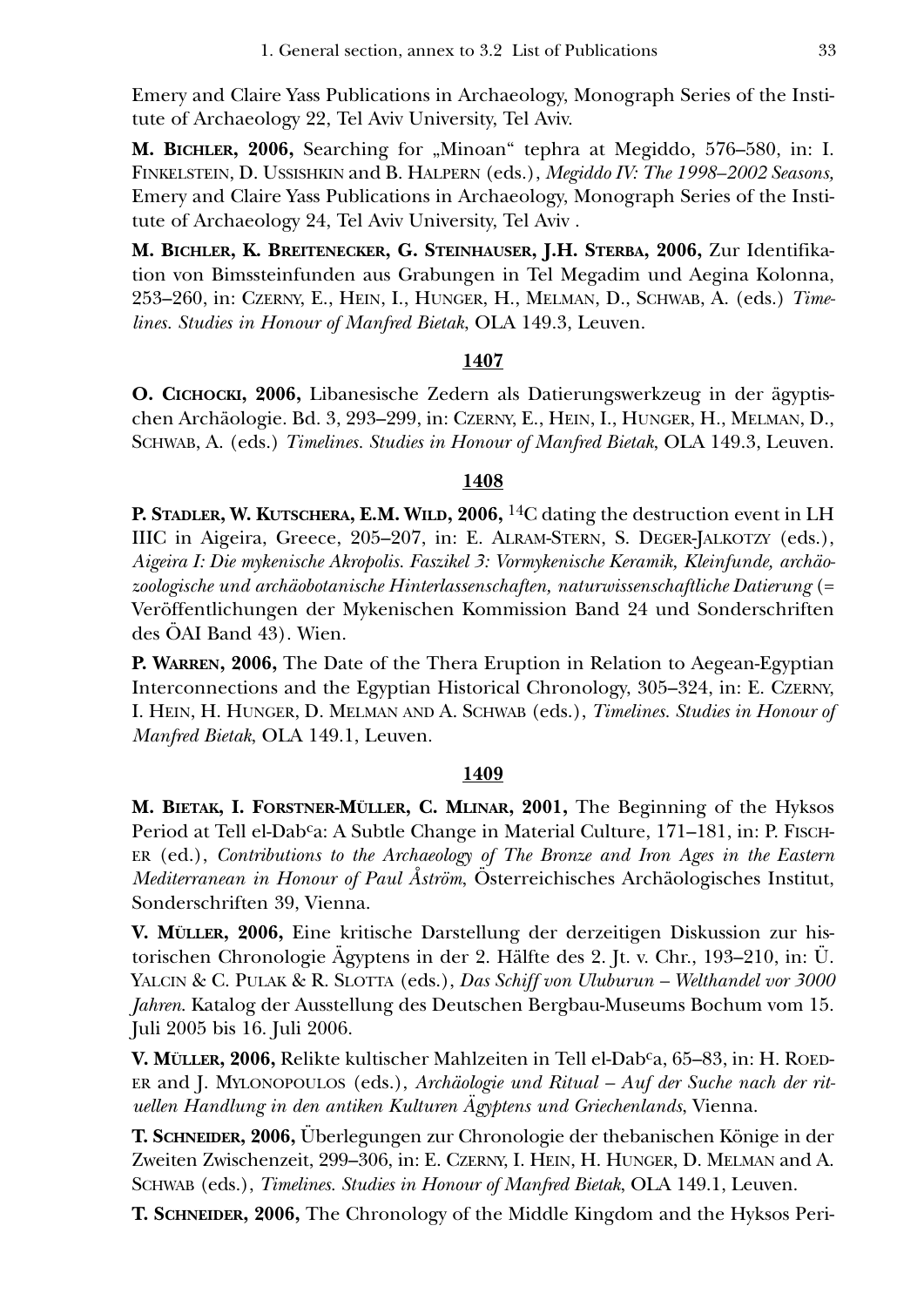Emery and Claire Yass Publications in Archaeology, Monograph Series of the Institute of Archaeology 22, Tel Aviv University, Tel Aviv.

**M. Bichler, 2006,** Searching for „Minoan" tephra at Megiddo, 576–580, in: I. Finkelstein, D. Ussishkin and B. Halpern (eds.), *Megiddo IV: The 1998–2002 Seasons,* Emery and Claire Yass Publications in Archaeology, Monograph Series of the Institute of Archaeology 24, Tel Aviv University, Tel Aviv .

**M. Bichler, K. Breitenecker, G. Steinhauser, J.H. Sterba, 2006,** Zur Identifikation von Bimssteinfunden aus Grabungen in Tel Megadim und Aegina Kolonna, 253–260, in: Czerny, E., Hein, I., Hunger, H., Melman, D., Schwab, A. (eds.) *Timelines. Studies in Honour of Manfred Bietak*, OLA 149.3, Leuven.

**1407**

**O. Cichocki, 2006,** Libanesische Zedern als Datierungswerkzeug in der ägyptischen Archäologie. Bd. 3, 293–299, in: Czerny, E., Hein, I., Hunger, H., Melman, D., Schwab, A. (eds.) *Timelines. Studies in Honour of Manfred Bietak*, OLA 149.3, Leuven.

**1408**

**P. Stadler, W. Kutschera, E.M. Wild, 2006,** $^{14}$C dating the destruction event in LH IIIC in Aigeira, Greece, 205–207, in: E. Alram-Stern, S. Deger-Jalkotzy (eds.), *Aigeira I: Die mykenische Akropolis. Faszikel 3: Vormykenische Keramik, Kleinfunde, archäozoologische und archäobotanische Hinterlassenschaften, naturwissenschaftliche Datierung* (= Veröffentlichungen der Mykenischen Kommission Band 24 und Sonderschriften des ÖAI Band 43). Wien.

**P. Warren, 2006,** The Date of the Thera Eruption in Relation to Aegean-Egyptian Interconnections and the Egyptian Historical Chronology, 305–324, in: E. Czerny, I. Hein, H. Hunger, D. Melman and A. Schwab (eds.), *Timelines. Studies in Honour of Manfred Bietak*, OLA 149.1, Leuven.

**1409**

**M. Bietak, I. Forstner-Müller, C. Mlinar, 2001,** The Beginning of the Hyksos Period at Tell el-Dab<sup>c</sup>a: A Subtle Change in Material Culture, 171–181, in: P. Fischer (ed.), *Contributions to the Archaeology of The Bronze and Iron Ages in the Eastern Mediterranean in Honour of Paul Åström*, Österreichisches Archäologisches Institut, Sonderschriften 39, Vienna.

**V. Müller, 2006,** Eine kritische Darstellung der derzeitigen Diskussion zur historischen Chronologie Ägyptens in der 2. Hälfte des 2. Jt. v. Chr., 193–210, in: Ü. Yalcin & C. Pulak & R. Slotta (eds.), *Das Schiff von Uluburun – Welthandel vor 3000 Jahren.* Katalog der Ausstellung des Deutschen Bergbau-Museums Bochum vom 15. Juli 2005 bis 16. Juli 2006.

**V. Müller, 2006,** Relikte kultischer Mahlzeiten in Tell el-Dab<sup>c</sup>a, 65–83, in: H. Roeder and J. Mylonopoulos (eds.), *Archäologie und Ritual – Auf der Suche nach der rituellen Handlung in den antiken Kulturen Ägyptens und Griechenlands*, Vienna.

**T. Schneider, 2006,** Überlegungen zur Chronologie der thebanischen Könige in der Zweiten Zwischenzeit, 299–306, in: E. Czerny, I. Hein, H. Hunger, D. Melman and A. Schwab (eds.), *Timelines. Studies in Honour of Manfred Bietak*, OLA 149.1, Leuven.

**T. Schneider, 2006,** The Chronology of the Middle Kingdom and the Hyksos Peri-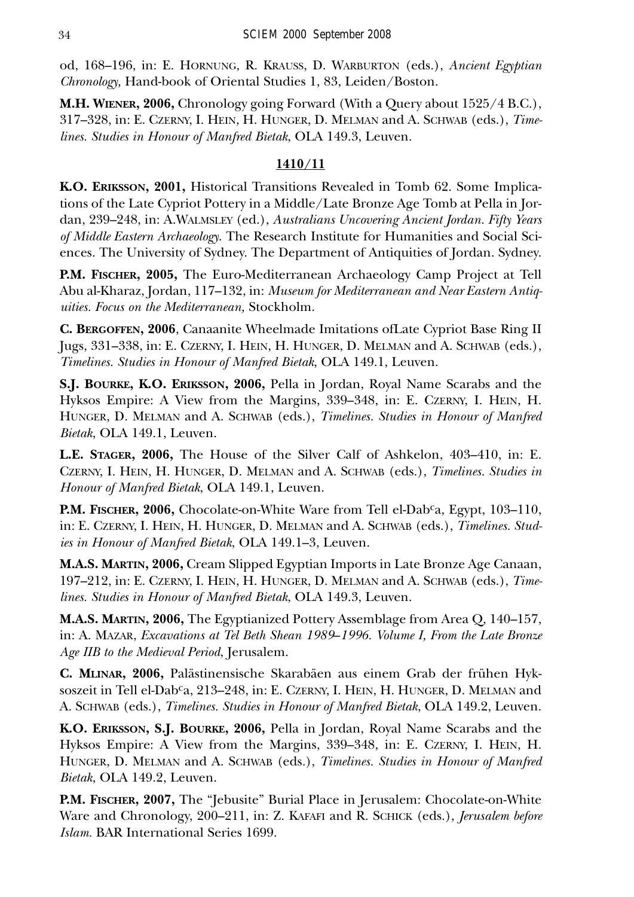od, 168–196, in: E. Hornung, R. Krauss, D. Warburton (eds.), *Ancient Egyptian Chronology,* Hand-book of Oriental Studies 1, 83, Leiden/Boston.

**M.H. Wiener, 2006,** Chronology going Forward (With a Query about 1525/4 B.C.), 317–328, in: E. Czerny, I. Hein, H. Hunger, D. Melman and A. Schwab (eds.), *Timelines. Studies in Honour of Manfred Bietak*, OLA 149.3, Leuven.

## 1410/11

**K.O. Eriksson, 2001,** Historical Transitions Revealed in Tomb 62. Some Implications of the Late Cypriot Pottery in a Middle/Late Bronze Age Tomb at Pella in Jordan, 239–248, in: A.Walmsley (ed.), *Australians Uncovering Ancient Jordan. Fifty Years of Middle Eastern Archaeology.* The Research Institute for Humanities and Social Sciences. The University of Sydney. The Department of Antiquities of Jordan. Sydney.

**P.M. Fischer, 2005,** The Euro-Mediterranean Archaeology Camp Project at Tell Abu al-Kharaz, Jordan, 117–132, in: *Museum for Mediterranean and Near Eastern Antiquities. Focus on the Mediterranean,* Stockholm.

**C. Bergoffen, 2006**, Canaanite Wheelmade Imitations ofLate Cypriot Base Ring II Jugs, 331–338, in: E. Czerny, I. Hein, H. Hunger, D. Melman and A. Schwab (eds.), *Timelines. Studies in Honour of Manfred Bietak*, OLA 149.1, Leuven.

**S.J. Bourke, K.O. Eriksson, 2006,** Pella in Jordan, Royal Name Scarabs and the Hyksos Empire: A View from the Margins, 339–348, in: E. Czerny, I. Hein, H. Hunger, D. Melman and A. Schwab (eds.), *Timelines. Studies in Honour of Manfred Bietak*, OLA 149.1, Leuven.

**L.E. Stager, 2006,** The House of the Silver Calf of Ashkelon, 403–410, in: E. Czerny, I. Hein, H. Hunger, D. Melman and A. Schwab (eds.), *Timelines. Studies in Honour of Manfred Bietak*, OLA 149.1, Leuven.

**P.M. Fischer, 2006,** Chocolate-on-White Ware from Tell el-Dab$^{c}$a, Egypt, 103–110, in: E. Czerny, I. Hein, H. Hunger, D. Melman and A. Schwab (eds.), *Timelines. Studies in Honour of Manfred Bietak*, OLA 149.1–3, Leuven.

**M.A.S. Martin, 2006,** Cream Slipped Egyptian Imports in Late Bronze Age Canaan, 197–212, in: E. Czerny, I. Hein, H. Hunger, D. Melman and A. Schwab (eds.), *Timelines. Studies in Honour of Manfred Bietak*, OLA 149.3, Leuven.

**M.A.S. Martin, 2006,** The Egyptianized Pottery Assemblage from Area Q, 140–157, in: A. Mazar, *Excavations at Tel Beth Shean 1989–1996. Volume I, From the Late Bronze Age IIB to the Medieval Period*, Jerusalem.

**C. Mlinar, 2006,** Palästinensische Skarabäen aus einem Grab der frühen Hyksoszeit in Tell el-Dab$^{c}$a, 213–248, in: E. Czerny, I. Hein, H. Hunger, D. Melman and A. Schwab (eds.), *Timelines. Studies in Honour of Manfred Bietak*, OLA 149.2, Leuven.

**K.O. Eriksson, S.J. Bourke, 2006,** Pella in Jordan, Royal Name Scarabs and the Hyksos Empire: A View from the Margins, 339–348, in: E. Czerny, I. Hein, H. Hunger, D. Melman and A. Schwab (eds.), *Timelines. Studies in Honour of Manfred Bietak*, OLA 149.2, Leuven.

**P.M. Fischer, 2007,** The "Jebusite" Burial Place in Jerusalem: Chocolate-on-White Ware and Chronology, 200–211, in: Z. Kafafi and R. Schick (eds.), *Jerusalem before Islam.* BAR International Series 1699.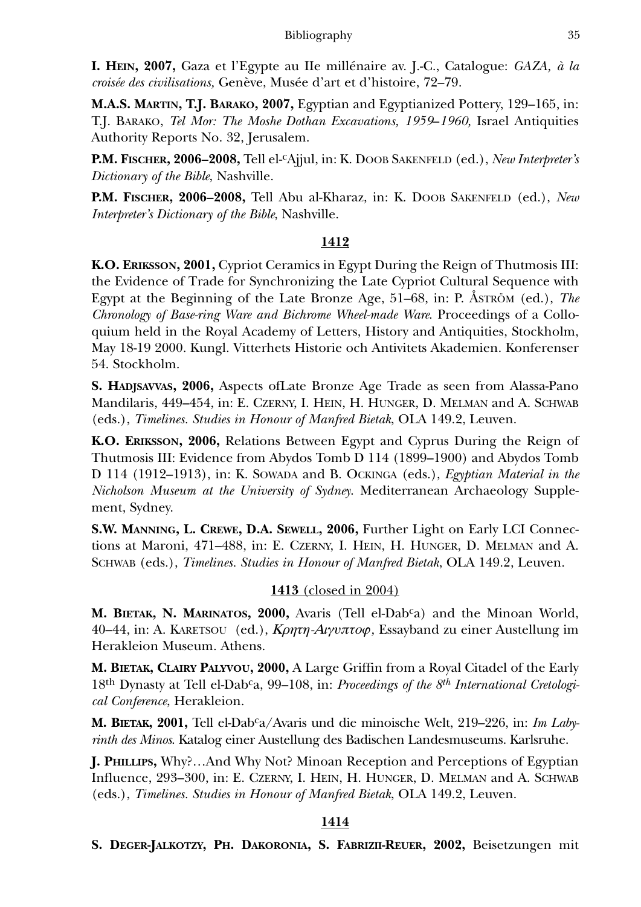**I. Hein, 2007,** Gaza et l'Egypte au IIe millénaire av. J.-C., Catalogue: *GAZA, à la croisée des civilisations,* Genève, Musée d'art et d'histoire, 72–79.

**M.A.S. Martin, T.J. Barako, 2007,** Egyptian and Egyptianized Pottery, 129–165, in: T.J. Barako, *Tel Mor: The Moshe Dothan Excavations, 1959–1960,* Israel Antiquities Authority Reports No. 32, Jerusalem.

**P.M. Fischer, 2006–2008,** Tell el-[c]Ajjul, in: K. Doob Sakenfeld (ed.), *New Interpreter's Dictionary of the Bible*, Nashville.

**P.M. Fischer, 2006–2008,** Tell Abu al-Kharaz, in: K. Doob Sakenfeld (ed.), *New Interpreter's Dictionary of the Bible*, Nashville.

**1412**

**K.O. Eriksson, 2001,** Cypriot Ceramics in Egypt During the Reign of Thutmosis III: the Evidence of Trade for Synchronizing the Late Cypriot Cultural Sequence with Egypt at the Beginning of the Late Bronze Age, 51–68, in: P. Åström (ed.), *The Chronology of Base-ring Ware and Bichrome Wheel-made Ware.* Proceedings of a Colloquium held in the Royal Academy of Letters, History and Antiquities, Stockholm, May 18-19 2000. Kungl. Vitterhets Historie och Antivitets Akademien. Konferenser 54. Stockholm.

**S. Hadjsavvas, 2006,** Aspects ofLate Bronze Age Trade as seen from Alassa-Pano Mandilaris, 449–454, in: E. Czerny, I. Hein, H. Hunger, D. Melman and A. Schwab (eds.), *Timelines. Studies in Honour of Manfred Bietak*, OLA 149.2, Leuven.

**K.O. Eriksson, 2006,** Relations Between Egypt and Cyprus During the Reign of Thutmosis III: Evidence from Abydos Tomb D 114 (1899–1900) and Abydos Tomb D 114 (1912–1913), in: K. Sowada and B. Ockinga (eds.), *Egyptian Material in the Nicholson Museum at the University of Sydney.* Mediterranean Archaeology Supplement, Sydney.

**S.W. Manning, L. Crewe, D.A. Sewell, 2006,** Further Light on Early LCI Connections at Maroni, 471–488, in: E. Czerny, I. Hein, H. Hunger, D. Melman and A. Schwab (eds.), *Timelines. Studies in Honour of Manfred Bietak*, OLA 149.2, Leuven.

**1413** (closed in 2004)

**M. Bietak, N. Marinatos, 2000,** Avaris (Tell el-Dab[c]a) and the Minoan World, 40–44, in: A. Karetsou (ed.), *Κρητη-Αιγυπτοφ,* Essayband zu einer Austellung im Herakleion Museum. Athens.

**M. Bietak, Clairy Palyvou, 2000,** A Large Griffin from a Royal Citadel of the Early 18th Dynasty at Tell el-Dab[c]a, 99–108, in: *Proceedings of the 8th International Cretological Conference*, Herakleion.

**M. Bietak, 2001,** Tell el-Dab[c]a/Avaris und die minoische Welt, 219–226, in: *Im Labyrinth des Minos.* Katalog einer Austellung des Badischen Landesmuseums. Karlsruhe.

**J. Phillips,** Why?…And Why Not? Minoan Reception and Perceptions of Egyptian Influence, 293–300, in: E. Czerny, I. Hein, H. Hunger, D. Melman and A. Schwab (eds.), *Timelines. Studies in Honour of Manfred Bietak*, OLA 149.2, Leuven.

**1414**

**S. Deger-Jalkotzy, Ph. Dakoronia, S. Fabrizii-Reuer, 2002,** Beisetzungen mit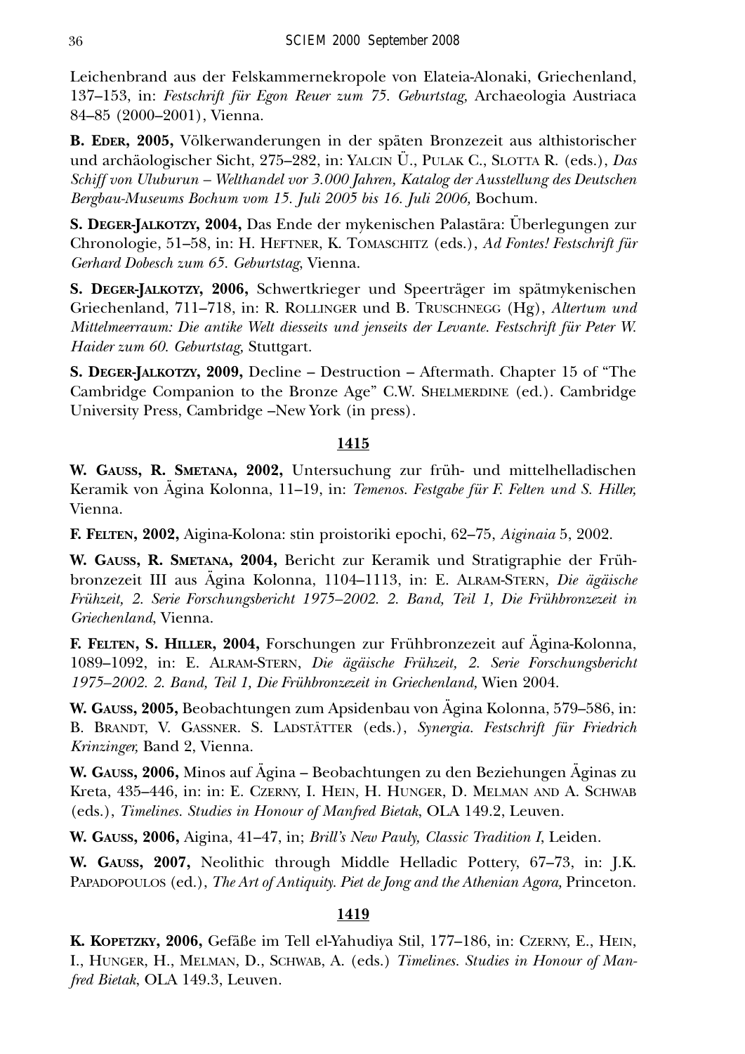Leichenbrand aus der Felskammernekropole von Elateia-Alonaki, Griechenland, 137–153, in: *Festschrift für Egon Reuer zum 75. Geburtstag,* Archaeologia Austriaca 84–85 (2000–2001), Vienna.

**B. Eder, 2005,** Völkerwanderungen in der späten Bronzezeit aus althistorischer und archäologischer Sicht, 275–282, in: Yalcin Ü., Pulak C., Slotta R. (eds.), *Das Schiff von Uluburun – Welthandel vor 3.000 Jahren, Katalog der Ausstellung des Deutschen Bergbau-Museums Bochum vom 15. Juli 2005 bis 16. Juli 2006,* Bochum.

**S. Deger-Jalkotzy, 2004,** Das Ende der mykenischen Palastära: Überlegungen zur Chronologie, 51–58, in: H. Heftner, K. Tomaschitz (eds.), *Ad Fontes! Festschrift für Gerhard Dobesch zum 65. Geburtstag,* Vienna.

**S. Deger-Jalkotzy, 2006,** Schwertkrieger und Speerträger im spätmykenischen Griechenland, 711–718, in: R. Rollinger und B. Truschnegg (Hg), *Altertum und Mittelmeerraum: Die antike Welt diesseits und jenseits der Levante. Festschrift für Peter W. Haider zum 60. Geburtstag,* Stuttgart.

**S. Deger-Jalkotzy, 2009,** Decline – Destruction – Aftermath. Chapter 15 of "The Cambridge Companion to the Bronze Age" C.W. Shelmerdine (ed.). Cambridge University Press, Cambridge –New York (in press).

## 1415

**W. Gauss, R. Smetana, 2002,** Untersuchung zur früh- und mittelhelladischen Keramik von Ägina Kolonna, 11–19, in: *Temenos. Festgabe für F. Felten und S. Hiller,* Vienna.

**F. Felten, 2002,** Aigina-Kolona: stin proistoriki epochi, 62–75, *Aiginaia* 5, 2002.

**W. Gauss, R. Smetana, 2004,** Bericht zur Keramik und Stratigraphie der Frühbronzezeit III aus Ägina Kolonna, 1104–1113, in: E. Alram-Stern, *Die ägäische Frühzeit, 2. Serie Forschungsbericht 1975–2002. 2. Band, Teil 1, Die Frühbronzezeit in Griechenland,* Vienna.

**F. Felten, S. Hiller, 2004,** Forschungen zur Frühbronzezeit auf Ägina-Kolonna, 1089–1092, in: E. Alram-Stern, *Die ägäische Frühzeit, 2. Serie Forschungsbericht 1975–2002. 2. Band, Teil 1, Die Frühbronzezeit in Griechenland,* Wien 2004.

**W. Gauss, 2005,** Beobachtungen zum Apsidenbau von Ägina Kolonna, 579–586, in: B. Brandt, V. Gassner. S. Ladstätter (eds.), *Synergia. Festschrift für Friedrich Krinzinger,* Band 2, Vienna.

**W. Gauss, 2006,** Minos auf Ägina – Beobachtungen zu den Beziehungen Äginas zu Kreta, 435–446, in: in: E. Czerny, I. Hein, H. Hunger, D. Melman and A. Schwab (eds.), *Timelines. Studies in Honour of Manfred Bietak,* OLA 149.2, Leuven.

**W. Gauss, 2006,** Aigina, 41–47, in; *Brill's New Pauly, Classic Tradition I,* Leiden.

**W. Gauss, 2007,** Neolithic through Middle Helladic Pottery, 67–73, in: J.K. Papadopoulos (ed.), *The Art of Antiquity. Piet de Jong and the Athenian Agora,* Princeton.

## 1419

**K. Kopetzky, 2006,** Gefäße im Tell el-Yahudiya Stil, 177–186, in: Czerny, E., Hein, I., Hunger, H., Melman, D., Schwab, A. (eds.) *Timelines. Studies in Honour of Manfred Bietak,* OLA 149.3, Leuven.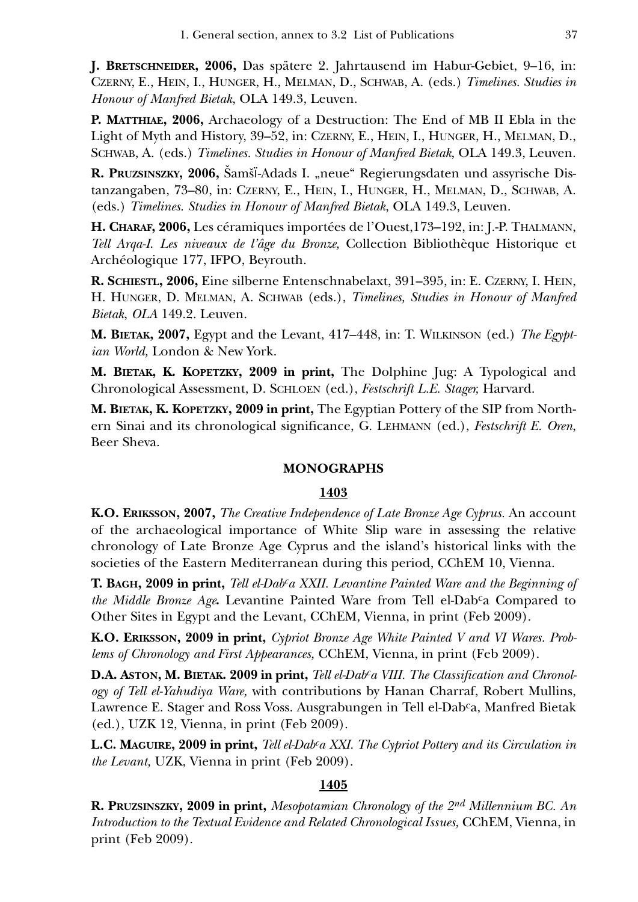**J. Bretschneider, 2006,** Das spätere 2. Jahrtausend im Habur-Gebiet, 9–16, in: Czerny, E., Hein, I., Hunger, H., Melman, D., Schwab, A. (eds.) *Timelines. Studies in Honour of Manfred Bietak*, OLA 149.3, Leuven.

**P. Matthiae, 2006,** Archaeology of a Destruction: The End of MB II Ebla in the Light of Myth and History, 39–52, in: Czerny, E., Hein, I., Hunger, H., Melman, D., Schwab, A. (eds.) *Timelines. Studies in Honour of Manfred Bietak*, OLA 149.3, Leuven.

**R. Pruzsinszky, 2006,** Šamšī-Adads I. „neue" Regierungsdaten und assyrische Distanzangaben, 73–80, in: Czerny, E., Hein, I., Hunger, H., Melman, D., Schwab, A. (eds.) *Timelines. Studies in Honour of Manfred Bietak*, OLA 149.3, Leuven.

**H. Charaf, 2006,** Les céramiques importées de l'Ouest,173–192, in: J.-P. Thalmann, *Tell Arqa-I. Les niveaux de l'âge du Bronze,* Collection Bibliothèque Historique et Archéologique 177, IFPO, Beyrouth.

**R. Schiestl, 2006,** Eine silberne Entenschnabelaxt, 391–395, in: E. Czerny, I. Hein, H. Hunger, D. Melman, A. Schwab (eds.), *Timelines, Studies in Honour of Manfred Bietak, OLA* 149.2. Leuven.

**M. Bietak, 2007,** Egypt and the Levant, 417–448, in: T. Wilkinson (ed.) *The Egyptian World,* London & New York.

**M. Bietak, K. Kopetzky, 2009 in print,** The Dolphine Jug: A Typological and Chronological Assessment, D. Schloen (ed.), *Festschrift L.E. Stager,* Harvard.

**M. Bietak, K. Kopetzky, 2009 in print,** The Egyptian Pottery of the SIP from Northern Sinai and its chronological significance, G. Lehmann (ed.), *Festschrift E. Oren*, Beer Sheva.

## MONOGRAPHS

### 1403

**K.O. Eriksson, 2007,** *The Creative Independence of Late Bronze Age Cyprus.* An account of the archaeological importance of White Slip ware in assessing the relative chronology of Late Bronze Age Cyprus and the island's historical links with the societies of the Eastern Mediterranean during this period, CChEM 10, Vienna.

**T. Bagh, 2009 in print,** *Tell el-Dabca XXII. Levantine Painted Ware and the Beginning of the Middle Bronze Age***.** Levantine Painted Ware from Tell el-Dabca Compared to Other Sites in Egypt and the Levant, CChEM, Vienna, in print (Feb 2009).

**K.O. Eriksson, 2009 in print,** *Cypriot Bronze Age White Painted V and VI Wares. Problems of Chronology and First Appearances,* CChEM, Vienna, in print (Feb 2009).

**D.A. Aston, M. Bietak. 2009 in print,** *Tell el-Dabca VIII. The Classification and Chronology of Tell el-Yahudiya Ware,* with contributions by Hanan Charraf, Robert Mullins, Lawrence E. Stager and Ross Voss. Ausgrabungen in Tell el-Dabca, Manfred Bietak (ed.), UZK 12, Vienna, in print (Feb 2009).

**L.C. Maguire, 2009 in print,** *Tell el-Dabca XXI. The Cypriot Pottery and its Circulation in the Levant,* UZK, Vienna in print (Feb 2009).

### 1405

**R. Pruzsinszky, 2009 in print,** *Mesopotamian Chronology of the 2nd Millennium BC. An Introduction to the Textual Evidence and Related Chronological Issues,* CChEM, Vienna, in print (Feb 2009).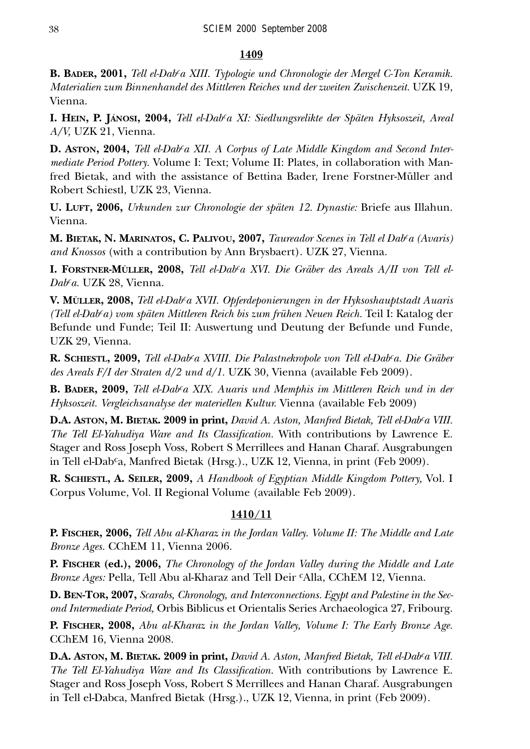**1409**

**B. Bader, 2001,** *Tell el-Dab<sup>c</sup>a XIII. Typologie und Chronologie der Mergel C-Ton Keramik. Materialien zum Binnenhandel des Mittleren Reiches und der zweiten Zwischenzeit.* UZK 19, Vienna.

**I. Hein, P. Jánosi, 2004,** *Tell el-Dab<sup>c</sup>a XI: Siedlungsrelikte der Späten Hyksoszeit, Areal A/V,* UZK 21, Vienna.

**D. Aston, 2004,** *Tell el-Dab<sup>c</sup>a XII. A Corpus of Late Middle Kingdom and Second Intermediate Period Pottery.* Volume I: Text; Volume II: Plates, in collaboration with Manfred Bietak, and with the assistance of Bettina Bader, Irene Forstner-Müller and Robert Schiestl, UZK 23, Vienna.

**U. Luft, 2006,** *Urkunden zur Chronologie der späten 12. Dynastie:* Briefe aus Illahun. Vienna.

**M. Bietak, N. Marinatos, C. Palivou, 2007,** *Taureador Scenes in Tell el Dab<sup>c</sup>a (Avaris) and Knossos* (with a contribution by Ann Brysbaert). UZK 27, Vienna.

**I. Forstner-Müller, 2008,** *Tell el-Dab<sup>c</sup>a XVI. Die Gräber des Areals A/II von Tell el-Dab<sup>c</sup>a.* UZK 28, Vienna.

**V. Müller, 2008,** *Tell el-Dab<sup>c</sup>a XVII. Opferdeponierungen in der Hyksoshauptstadt Auaris (Tell el-Dab<sup>c</sup>a) vom späten Mittleren Reich bis zum frühen Neuen Reich.* Teil I: Katalog der Befunde und Funde; Teil II: Auswertung und Deutung der Befunde und Funde, UZK 29, Vienna.

**R. Schiestl, 2009,** *Tell el-Dab<sup>c</sup>a XVIII. Die Palastnekropole von Tell el-Dab<sup>c</sup>a. Die Gräber des Areals F/I der Straten d/2 und d/1.* UZK 30, Vienna (available Feb 2009).

**B. Bader, 2009,** *Tell el-Dab<sup>c</sup>a XIX. Auaris und Memphis im Mittleren Reich und in der Hyksoszeit. Vergleichsanalyse der materiellen Kultur.* Vienna (available Feb 2009)

**D.A. Aston, M. Bietak. 2009 in print,** *David A. Aston, Manfred Bietak, Tell el-Dab<sup>c</sup>a VIII. The Tell El-Yahudiya Ware and Its Classification.* With contributions by Lawrence E. Stager and Ross Joseph Voss, Robert S Merrillees and Hanan Charaf. Ausgrabungen in Tell el-Dab<sup>c</sup>a, Manfred Bietak (Hrsg.)., UZK 12, Vienna, in print (Feb 2009).

**R. Schiestl, A. Seiler, 2009,** *A Handbook of Egyptian Middle Kingdom Pottery,* Vol. I Corpus Volume, Vol. II Regional Volume (available Feb 2009).

**1410/11**

**P. Fischer, 2006,** *Tell Abu al-Kharaz in the Jordan Valley. Volume II: The Middle and Late Bronze Ages.* CChEM 11, Vienna 2006.

**P. Fischer (ed.), 2006,** *The Chronology of the Jordan Valley during the Middle and Late Bronze Ages:* Pella, Tell Abu al-Kharaz and Tell Deir <sup>c</sup>Alla, CChEM 12, Vienna.

**D. Ben-Tor, 2007,** *Scarabs, Chronology, and Interconnections. Egypt and Palestine in the Second Intermediate Period,* Orbis Biblicus et Orientalis Series Archaeologica 27, Fribourg.

**P. Fischer, 2008,** *Abu al-Kharaz in the Jordan Valley, Volume I: The Early Bronze Age.* CChEM 16, Vienna 2008.

**D.A. Aston, M. Bietak. 2009 in print,** *David A. Aston, Manfred Bietak, Tell el-Dab<sup>c</sup>a VIII. The Tell El-Yahudiya Ware and Its Classification.* With contributions by Lawrence E. Stager and Ross Joseph Voss, Robert S Merrillees and Hanan Charaf. Ausgrabungen in Tell el-Dabca, Manfred Bietak (Hrsg.)., UZK 12, Vienna, in print (Feb 2009).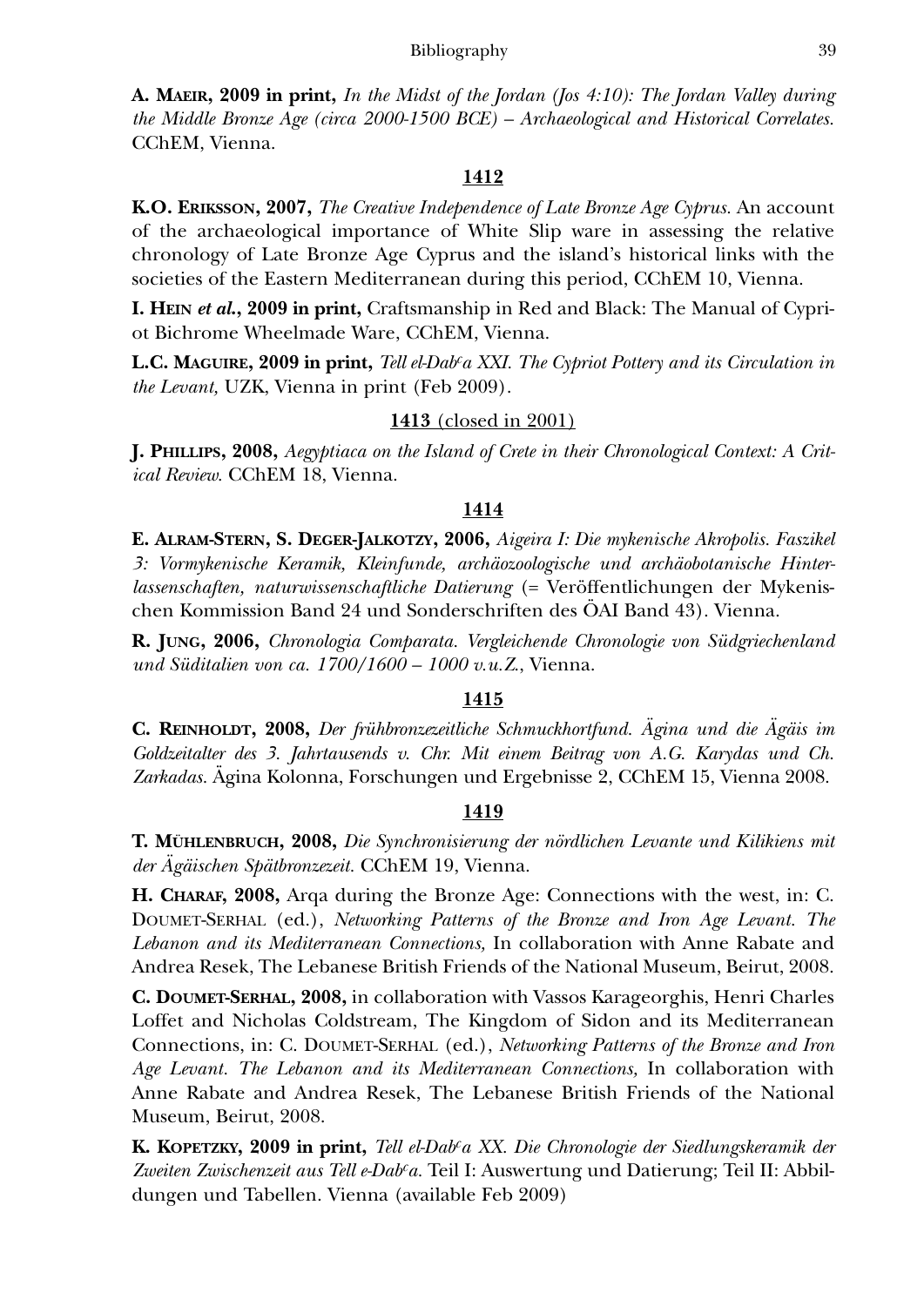**A. Maeir, 2009 in print,** *In the Midst of the Jordan (Jos 4:10): The Jordan Valley during the Middle Bronze Age (circa 2000-1500 BCE) – Archaeological and Historical Correlates.* CChEM, Vienna.

**1412**

**K.O. Eriksson, 2007,** *The Creative Independence of Late Bronze Age Cyprus.* An account of the archaeological importance of White Slip ware in assessing the relative chronology of Late Bronze Age Cyprus and the island's historical links with the societies of the Eastern Mediterranean during this period, CChEM 10, Vienna.

**I. Hein *et al.*, 2009 in print,** Craftsmanship in Red and Black: The Manual of Cypriot Bichrome Wheelmade Ware, CChEM, Vienna.

**L.C. Maguire, 2009 in print,** *Tell el-Dabᶜa XXI. The Cypriot Pottery and its Circulation in the Levant,* UZK, Vienna in print (Feb 2009).

**1413** (closed in 2001)

**J. Phillips, 2008,** *Aegyptiaca on the Island of Crete in their Chronological Context: A Critical Review.* CChEM 18, Vienna.

**1414**

**E. Alram-Stern, S. Deger-Jalkotzy, 2006,** *Aigeira I: Die mykenische Akropolis. Faszikel 3: Vormykenische Keramik, Kleinfunde, archäozoologische und archäobotanische Hinterlassenschaften, naturwissenschaftliche Datierung* (= Veröffentlichungen der Mykenischen Kommission Band 24 und Sonderschriften des ÖAI Band 43). Vienna.

**R. Jung, 2006,** *Chronologia Comparata. Vergleichende Chronologie von Südgriechenland und Süditalien von ca. 1700/1600 – 1000 v.u.Z.,* Vienna.

**1415**

**C. Reinholdt, 2008,** *Der frühbronzezeitliche Schmuckhortfund. Ägina und die Ägäis im Goldzeitalter des 3. Jahrtausends v. Chr. Mit einem Beitrag von A.G. Karydas und Ch. Zarkadas.* Ägina Kolonna, Forschungen und Ergebnisse 2, CChEM 15, Vienna 2008.

**1419**

**T. Mühlenbruch, 2008,** *Die Synchronisierung der nördlichen Levante und Kilikiens mit der Ägäischen Spätbronzezeit.* CChEM 19, Vienna.

**H. Charaf, 2008,** Arqa during the Bronze Age: Connections with the west, in: C. Doumet-Serhal (ed.), *Networking Patterns of the Bronze and Iron Age Levant. The Lebanon and its Mediterranean Connections,* In collaboration with Anne Rabate and Andrea Resek, The Lebanese British Friends of the National Museum, Beirut, 2008.

**C. Doumet-Serhal, 2008,** in collaboration with Vassos Karageorghis, Henri Charles Loffet and Nicholas Coldstream, The Kingdom of Sidon and its Mediterranean Connections, in: C. Doumet-Serhal (ed.), *Networking Patterns of the Bronze and Iron Age Levant. The Lebanon and its Mediterranean Connections,* In collaboration with Anne Rabate and Andrea Resek, The Lebanese British Friends of the National Museum, Beirut, 2008.

**K. Kopetzky, 2009 in print,** *Tell el-Dabᶜa XX. Die Chronologie der Siedlungskeramik der Zweiten Zwischenzeit aus Tell e-Dabᶜa.* Teil I: Auswertung und Datierung; Teil II: Abbildungen und Tabellen. Vienna (available Feb 2009)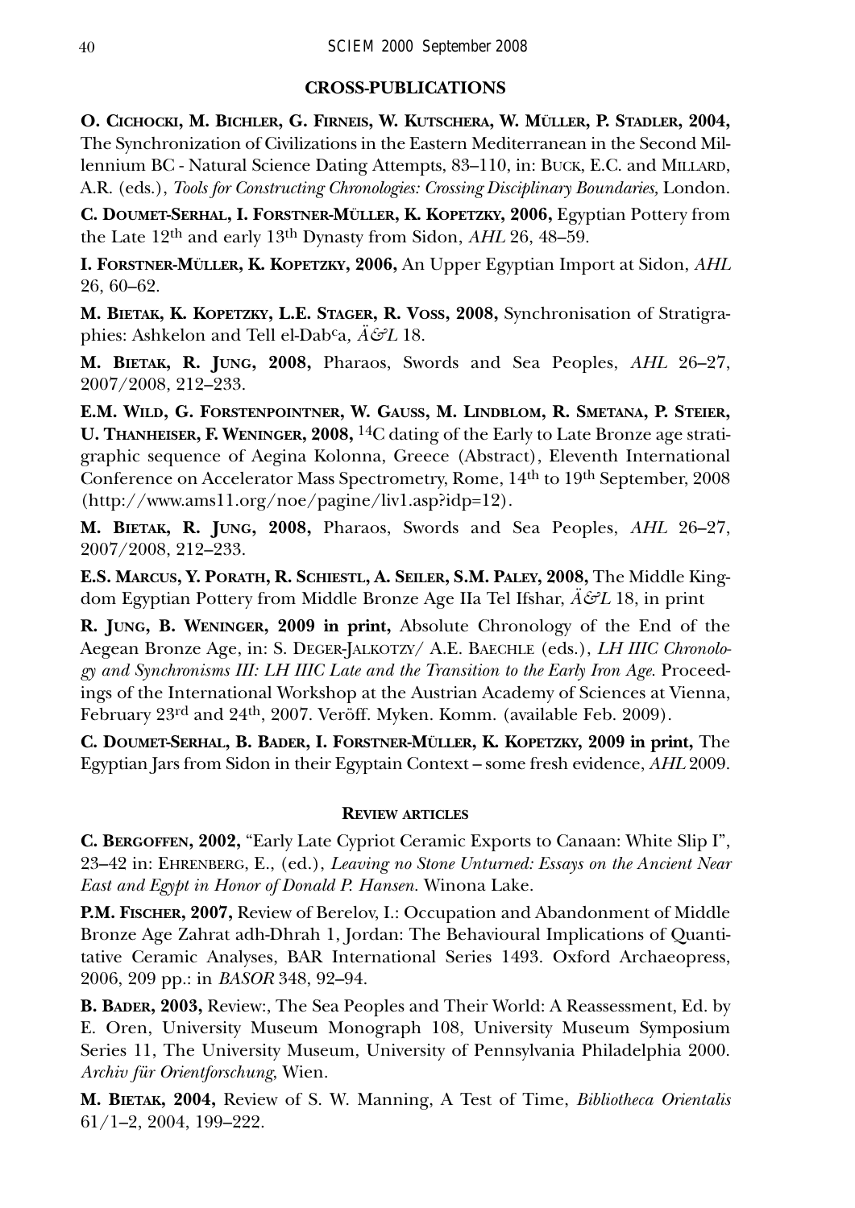## CROSS-PUBLICATIONS

**O. Cichocki, M. Bichler, G. Firneis, W. Kutschera, W. Müller, P. Stadler, 2004,** The Synchronization of Civilizations in the Eastern Mediterranean in the Second Millennium BC - Natural Science Dating Attempts, 83–110, in: Buck, E.C. and Millard, A.R. (eds.), *Tools for Constructing Chronologies: Crossing Disciplinary Boundaries,* London.

**C. Doumet-Serhal, I. Forstner-Müller, K. Kopetzky, 2006,** Egyptian Pottery from the Late 12th and early 13th Dynasty from Sidon, *AHL* 26, 48–59.

**I. Forstner-Müller, K. Kopetzky, 2006,** An Upper Egyptian Import at Sidon, *AHL* 26, 60–62.

**M. Bietak, K. Kopetzky, L.E. Stager, R. Voss, 2008,** Synchronisation of Stratigraphies: Ashkelon and Tell el-Dabᶜa, *Ä&L* 18.

**M. Bietak, R. Jung, 2008,** Pharaos, Swords and Sea Peoples, *AHL* 26–27, 2007/2008, 212–233.

**E.M. Wild, G. Forstenpointner, W. Gauss, M. Lindblom, R. Smetana, P. Steier, U. Thanheiser, F. Weninger, 2008,** $^{14}$C dating of the Early to Late Bronze age stratigraphic sequence of Aegina Kolonna, Greece (Abstract), Eleventh International Conference on Accelerator Mass Spectrometry, Rome, 14th to 19th September, 2008 (http://www.ams11.org/noe/pagine/liv1.asp?idp=12).

**M. Bietak, R. Jung, 2008,** Pharaos, Swords and Sea Peoples, *AHL* 26–27, 2007/2008, 212–233.

**E.S. Marcus, Y. Porath, R. Schiestl, A. Seiler, S.M. Paley, 2008,** The Middle Kingdom Egyptian Pottery from Middle Bronze Age IIa Tel Ifshar, *Ä&L* 18, in print

**R. Jung, B. Weninger, 2009 in print,** Absolute Chronology of the End of the Aegean Bronze Age, in: S. Deger-Jalkotzy/ A.E. Baechle (eds.), *LH IIIC Chronology and Synchronisms III: LH IIIC Late and the Transition to the Early Iron Age.* Proceedings of the International Workshop at the Austrian Academy of Sciences at Vienna, February 23rd and 24th, 2007. Veröff. Myken. Komm. (available Feb. 2009).

**C. Doumet-Serhal, B. Bader, I. Forstner-Müller, K. Kopetzky, 2009 in print,** The Egyptian Jars from Sidon in their Egyptain Context – some fresh evidence, *AHL* 2009.

## Review articles

**C. Bergoffen, 2002,** "Early Late Cypriot Ceramic Exports to Canaan: White Slip I", 23–42 in: Ehrenberg, E., (ed.), *Leaving no Stone Unturned: Essays on the Ancient Near East and Egypt in Honor of Donald P. Hansen.* Winona Lake.

**P.M. Fischer, 2007,** Review of Berelov, I.: Occupation and Abandonment of Middle Bronze Age Zahrat adh-Dhrah 1, Jordan: The Behavioural Implications of Quantitative Ceramic Analyses, BAR International Series 1493. Oxford Archaeopress, 2006, 209 pp.: in *BASOR* 348, 92–94.

**B. Bader, 2003,** Review:, The Sea Peoples and Their World: A Reassessment, Ed. by E. Oren, University Museum Monograph 108, University Museum Symposium Series 11, The University Museum, University of Pennsylvania Philadelphia 2000. *Archiv für Orientforschung*, Wien.

**M. Bietak, 2004,** Review of S. W. Manning, A Test of Time, *Bibliotheca Orientalis* 61/1–2, 2004, 199–222.